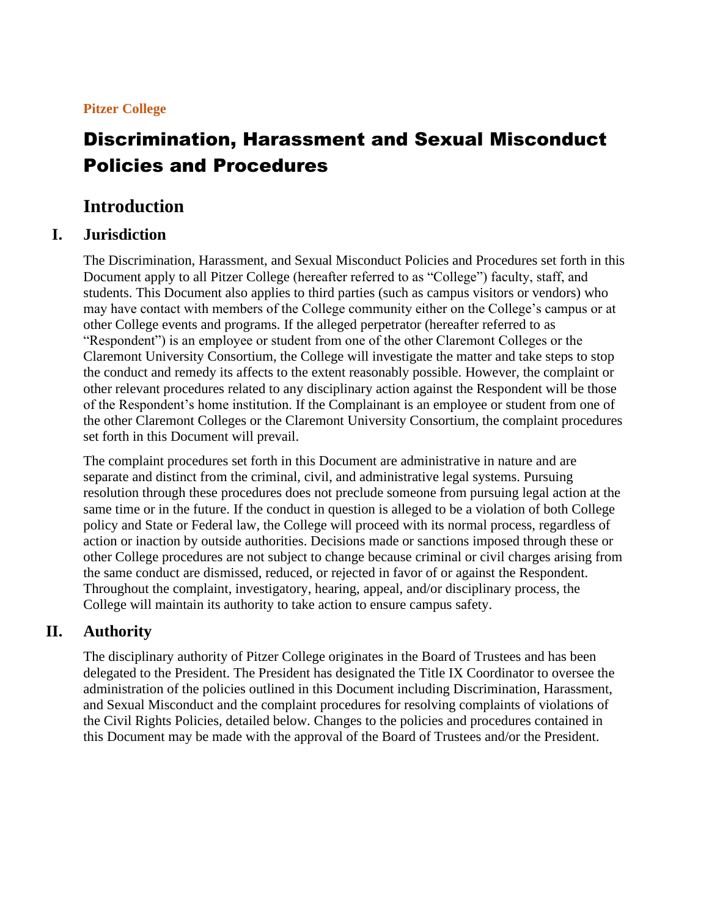**Pitzer College**

# Discrimination, Harassment and Sexual Misconduct Policies and Procedures

## Introduction

## I. Jurisdiction

The Discrimination, Harassment, and Sexual Misconduct Policies and Procedures set forth in this Document apply to all Pitzer College (hereafter referred to as "College") faculty, staff, and students. This Document also applies to third parties (such as campus visitors or vendors) who may have contact with members of the College community either on the College's campus or at other College events and programs. If the alleged perpetrator (hereafter referred to as "Respondent") is an employee or student from one of the other Claremont Colleges or the Claremont University Consortium, the College will investigate the matter and take steps to stop the conduct and remedy its affects to the extent reasonably possible. However, the complaint or other relevant procedures related to any disciplinary action against the Respondent will be those of the Respondent's home institution. If the Complainant is an employee or student from one of the other Claremont Colleges or the Claremont University Consortium, the complaint procedures set forth in this Document will prevail.

The complaint procedures set forth in this Document are administrative in nature and are separate and distinct from the criminal, civil, and administrative legal systems. Pursuing resolution through these procedures does not preclude someone from pursuing legal action at the same time or in the future. If the conduct in question is alleged to be a violation of both College policy and State or Federal law, the College will proceed with its normal process, regardless of action or inaction by outside authorities. Decisions made or sanctions imposed through these or other College procedures are not subject to change because criminal or civil charges arising from the same conduct are dismissed, reduced, or rejected in favor of or against the Respondent. Throughout the complaint, investigatory, hearing, appeal, and/or disciplinary process, the College will maintain its authority to take action to ensure campus safety.

## II. Authority

The disciplinary authority of Pitzer College originates in the Board of Trustees and has been delegated to the President. The President has designated the Title IX Coordinator to oversee the administration of the policies outlined in this Document including Discrimination, Harassment, and Sexual Misconduct and the complaint procedures for resolving complaints of violations of the Civil Rights Policies, detailed below. Changes to the policies and procedures contained in this Document may be made with the approval of the Board of Trustees and/or the President.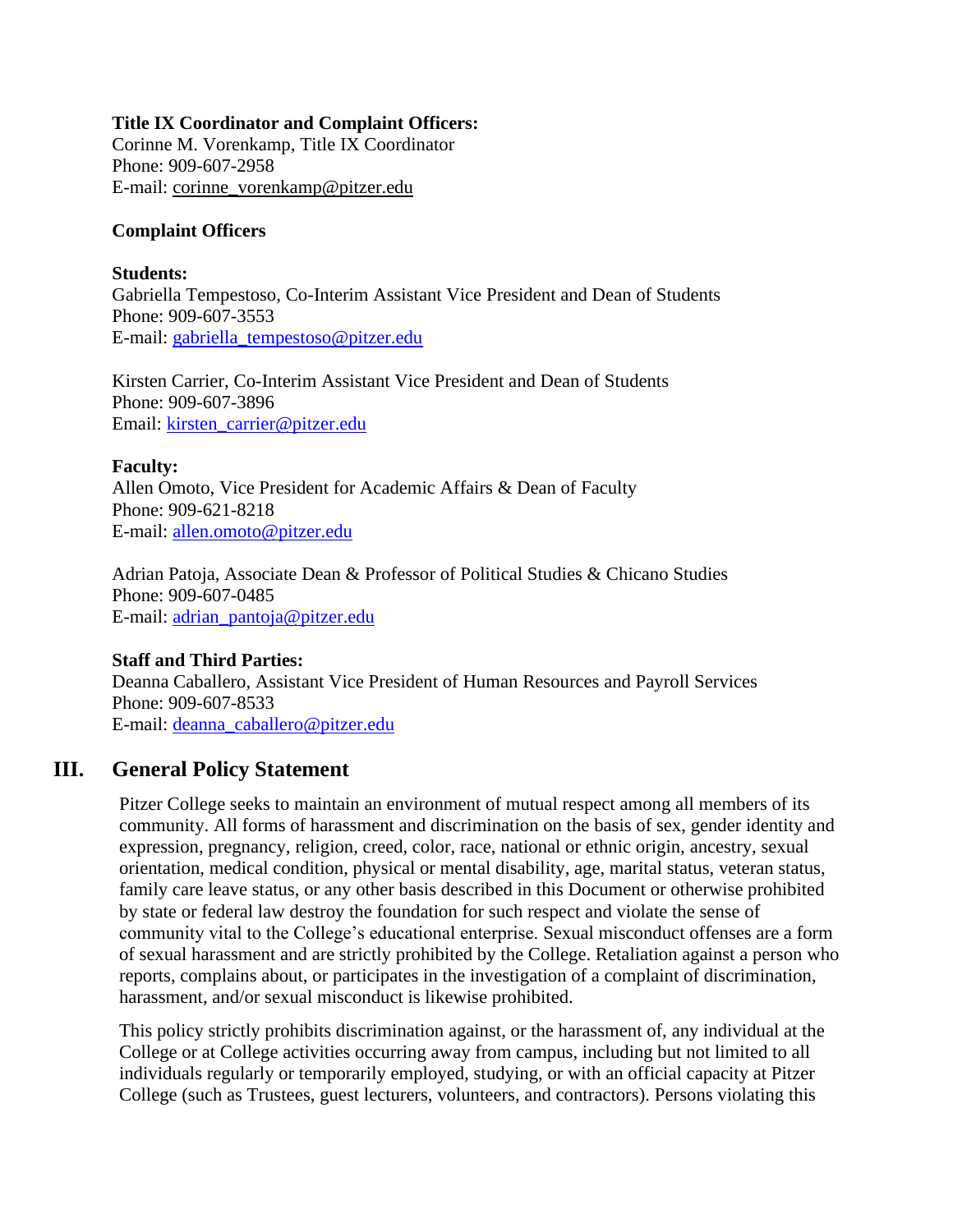**Title IX Coordinator and Complaint Officers:**
Corinne M. Vorenkamp, Title IX Coordinator
Phone: 909-607-2958
E-mail: corinne_vorenkamp@pitzer.edu

**Complaint Officers**

**Students:**
Gabriella Tempestoso, Co-Interim Assistant Vice President and Dean of Students
Phone: 909-607-3553
E-mail: gabriella_tempestoso@pitzer.edu

Kirsten Carrier, Co-Interim Assistant Vice President and Dean of Students
Phone: 909-607-3896
Email: kirsten_carrier@pitzer.edu

**Faculty:**
Allen Omoto, Vice President for Academic Affairs & Dean of Faculty
Phone: 909-621-8218
E-mail: allen.omoto@pitzer.edu

Adrian Patoja, Associate Dean & Professor of Political Studies & Chicano Studies
Phone: 909-607-0485
E-mail: adrian_pantoja@pitzer.edu

**Staff and Third Parties:**
Deanna Caballero, Assistant Vice President of Human Resources and Payroll Services
Phone: 909-607-8533
E-mail: deanna_caballero@pitzer.edu

## III. General Policy Statement

Pitzer College seeks to maintain an environment of mutual respect among all members of its community. All forms of harassment and discrimination on the basis of sex, gender identity and expression, pregnancy, religion, creed, color, race, national or ethnic origin, ancestry, sexual orientation, medical condition, physical or mental disability, age, marital status, veteran status, family care leave status, or any other basis described in this Document or otherwise prohibited by state or federal law destroy the foundation for such respect and violate the sense of community vital to the College's educational enterprise. Sexual misconduct offenses are a form of sexual harassment and are strictly prohibited by the College. Retaliation against a person who reports, complains about, or participates in the investigation of a complaint of discrimination, harassment, and/or sexual misconduct is likewise prohibited.

This policy strictly prohibits discrimination against, or the harassment of, any individual at the College or at College activities occurring away from campus, including but not limited to all individuals regularly or temporarily employed, studying, or with an official capacity at Pitzer College (such as Trustees, guest lecturers, volunteers, and contractors). Persons violating this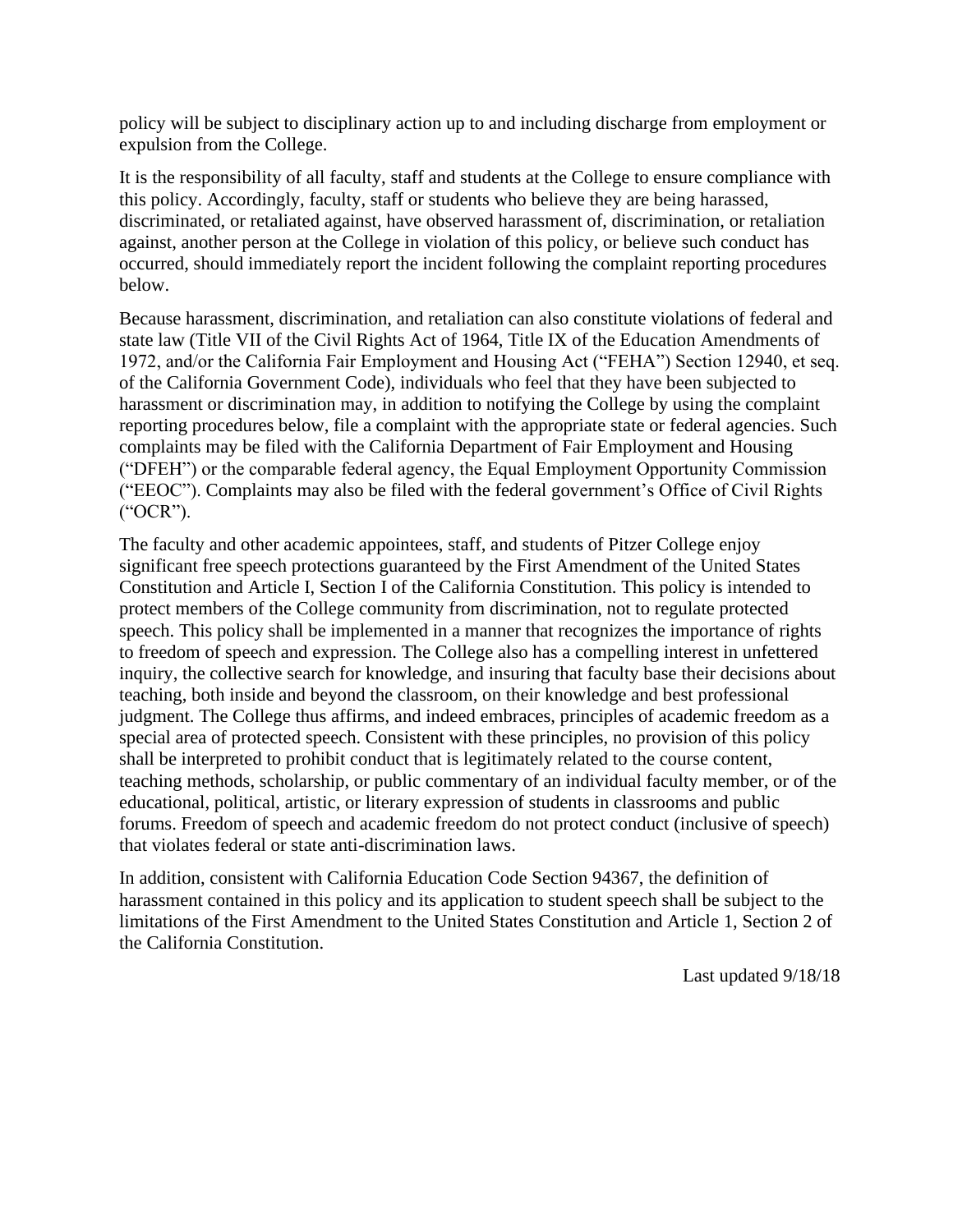policy will be subject to disciplinary action up to and including discharge from employment or expulsion from the College.

It is the responsibility of all faculty, staff and students at the College to ensure compliance with this policy. Accordingly, faculty, staff or students who believe they are being harassed, discriminated, or retaliated against, have observed harassment of, discrimination, or retaliation against, another person at the College in violation of this policy, or believe such conduct has occurred, should immediately report the incident following the complaint reporting procedures below.

Because harassment, discrimination, and retaliation can also constitute violations of federal and state law (Title VII of the Civil Rights Act of 1964, Title IX of the Education Amendments of 1972, and/or the California Fair Employment and Housing Act ("FEHA") Section 12940, et seq. of the California Government Code), individuals who feel that they have been subjected to harassment or discrimination may, in addition to notifying the College by using the complaint reporting procedures below, file a complaint with the appropriate state or federal agencies. Such complaints may be filed with the California Department of Fair Employment and Housing ("DFEH") or the comparable federal agency, the Equal Employment Opportunity Commission ("EEOC"). Complaints may also be filed with the federal government's Office of Civil Rights ("OCR").

The faculty and other academic appointees, staff, and students of Pitzer College enjoy significant free speech protections guaranteed by the First Amendment of the United States Constitution and Article I, Section I of the California Constitution. This policy is intended to protect members of the College community from discrimination, not to regulate protected speech. This policy shall be implemented in a manner that recognizes the importance of rights to freedom of speech and expression. The College also has a compelling interest in unfettered inquiry, the collective search for knowledge, and insuring that faculty base their decisions about teaching, both inside and beyond the classroom, on their knowledge and best professional judgment. The College thus affirms, and indeed embraces, principles of academic freedom as a special area of protected speech. Consistent with these principles, no provision of this policy shall be interpreted to prohibit conduct that is legitimately related to the course content, teaching methods, scholarship, or public commentary of an individual faculty member, or of the educational, political, artistic, or literary expression of students in classrooms and public forums. Freedom of speech and academic freedom do not protect conduct (inclusive of speech) that violates federal or state anti-discrimination laws.

In addition, consistent with California Education Code Section 94367, the definition of harassment contained in this policy and its application to student speech shall be subject to the limitations of the First Amendment to the United States Constitution and Article 1, Section 2 of the California Constitution.

Last updated 9/18/18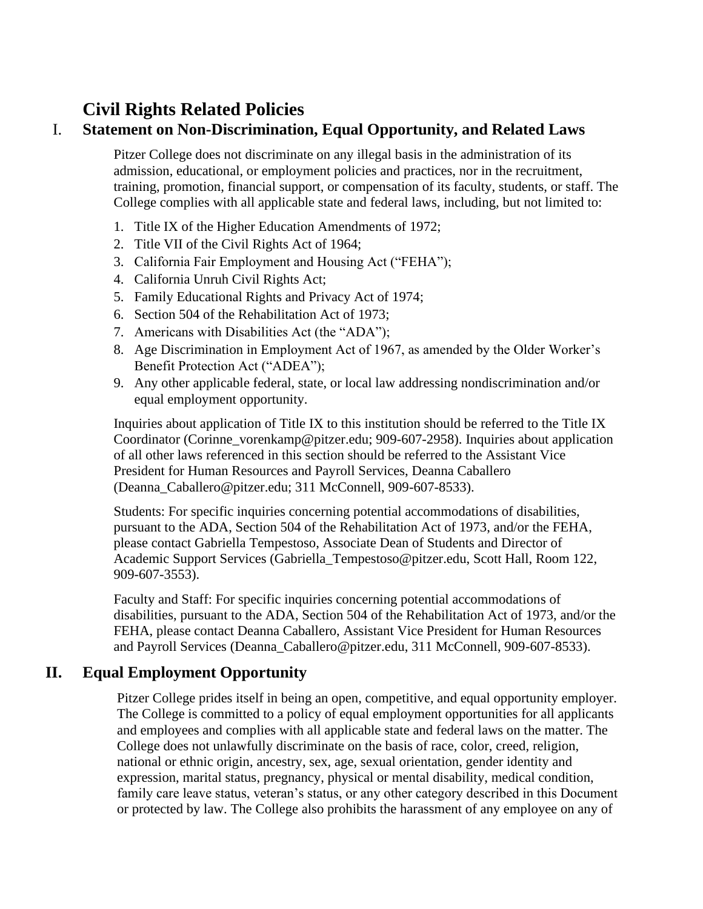# Civil Rights Related Policies

## I. Statement on Non-Discrimination, Equal Opportunity, and Related Laws

Pitzer College does not discriminate on any illegal basis in the administration of its admission, educational, or employment policies and practices, nor in the recruitment, training, promotion, financial support, or compensation of its faculty, students, or staff. The College complies with all applicable state and federal laws, including, but not limited to:

1. Title IX of the Higher Education Amendments of 1972;
2. Title VII of the Civil Rights Act of 1964;
3. California Fair Employment and Housing Act ("FEHA");
4. California Unruh Civil Rights Act;
5. Family Educational Rights and Privacy Act of 1974;
6. Section 504 of the Rehabilitation Act of 1973;
7. Americans with Disabilities Act (the "ADA");
8. Age Discrimination in Employment Act of 1967, as amended by the Older Worker's Benefit Protection Act ("ADEA");
9. Any other applicable federal, state, or local law addressing nondiscrimination and/or equal employment opportunity.

Inquiries about application of Title IX to this institution should be referred to the Title IX Coordinator (Corinne_vorenkamp@pitzer.edu; 909-607-2958). Inquiries about application of all other laws referenced in this section should be referred to the Assistant Vice President for Human Resources and Payroll Services, Deanna Caballero (Deanna_Caballero@pitzer.edu; 311 McConnell, 909-607-8533).

Students: For specific inquiries concerning potential accommodations of disabilities, pursuant to the ADA, Section 504 of the Rehabilitation Act of 1973, and/or the FEHA, please contact Gabriella Tempestoso, Associate Dean of Students and Director of Academic Support Services (Gabriella_Tempestoso@pitzer.edu, Scott Hall, Room 122, 909-607-3553).

Faculty and Staff: For specific inquiries concerning potential accommodations of disabilities, pursuant to the ADA, Section 504 of the Rehabilitation Act of 1973, and/or the FEHA, please contact Deanna Caballero, Assistant Vice President for Human Resources and Payroll Services (Deanna_Caballero@pitzer.edu, 311 McConnell, 909-607-8533).

## II. Equal Employment Opportunity

Pitzer College prides itself in being an open, competitive, and equal opportunity employer. The College is committed to a policy of equal employment opportunities for all applicants and employees and complies with all applicable state and federal laws on the matter. The College does not unlawfully discriminate on the basis of race, color, creed, religion, national or ethnic origin, ancestry, sex, age, sexual orientation, gender identity and expression, marital status, pregnancy, physical or mental disability, medical condition, family care leave status, veteran's status, or any other category described in this Document or protected by law. The College also prohibits the harassment of any employee on any of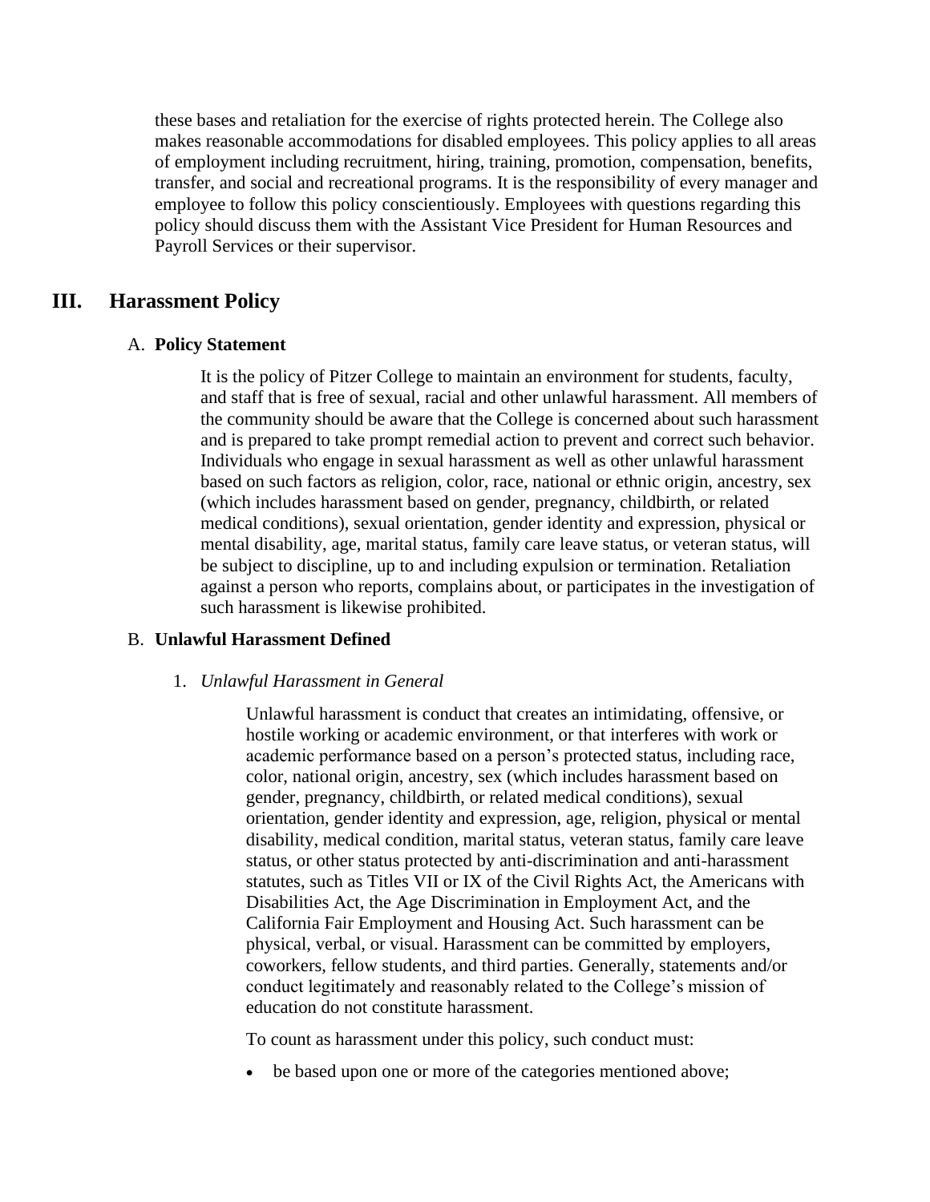these bases and retaliation for the exercise of rights protected herein. The College also makes reasonable accommodations for disabled employees. This policy applies to all areas of employment including recruitment, hiring, training, promotion, compensation, benefits, transfer, and social and recreational programs. It is the responsibility of every manager and employee to follow this policy conscientiously. Employees with questions regarding this policy should discuss them with the Assistant Vice President for Human Resources and Payroll Services or their supervisor.

## III. Harassment Policy

### A. Policy Statement

It is the policy of Pitzer College to maintain an environment for students, faculty, and staff that is free of sexual, racial and other unlawful harassment. All members of the community should be aware that the College is concerned about such harassment and is prepared to take prompt remedial action to prevent and correct such behavior. Individuals who engage in sexual harassment as well as other unlawful harassment based on such factors as religion, color, race, national or ethnic origin, ancestry, sex (which includes harassment based on gender, pregnancy, childbirth, or related medical conditions), sexual orientation, gender identity and expression, physical or mental disability, age, marital status, family care leave status, or veteran status, will be subject to discipline, up to and including expulsion or termination. Retaliation against a person who reports, complains about, or participates in the investigation of such harassment is likewise prohibited.

### B. Unlawful Harassment Defined

#### 1. *Unlawful Harassment in General*

Unlawful harassment is conduct that creates an intimidating, offensive, or hostile working or academic environment, or that interferes with work or academic performance based on a person's protected status, including race, color, national origin, ancestry, sex (which includes harassment based on gender, pregnancy, childbirth, or related medical conditions), sexual orientation, gender identity and expression, age, religion, physical or mental disability, medical condition, marital status, veteran status, family care leave status, or other status protected by anti-discrimination and anti-harassment statutes, such as Titles VII or IX of the Civil Rights Act, the Americans with Disabilities Act, the Age Discrimination in Employment Act, and the California Fair Employment and Housing Act. Such harassment can be physical, verbal, or visual. Harassment can be committed by employers, coworkers, fellow students, and third parties. Generally, statements and/or conduct legitimately and reasonably related to the College's mission of education do not constitute harassment.

To count as harassment under this policy, such conduct must:

- be based upon one or more of the categories mentioned above;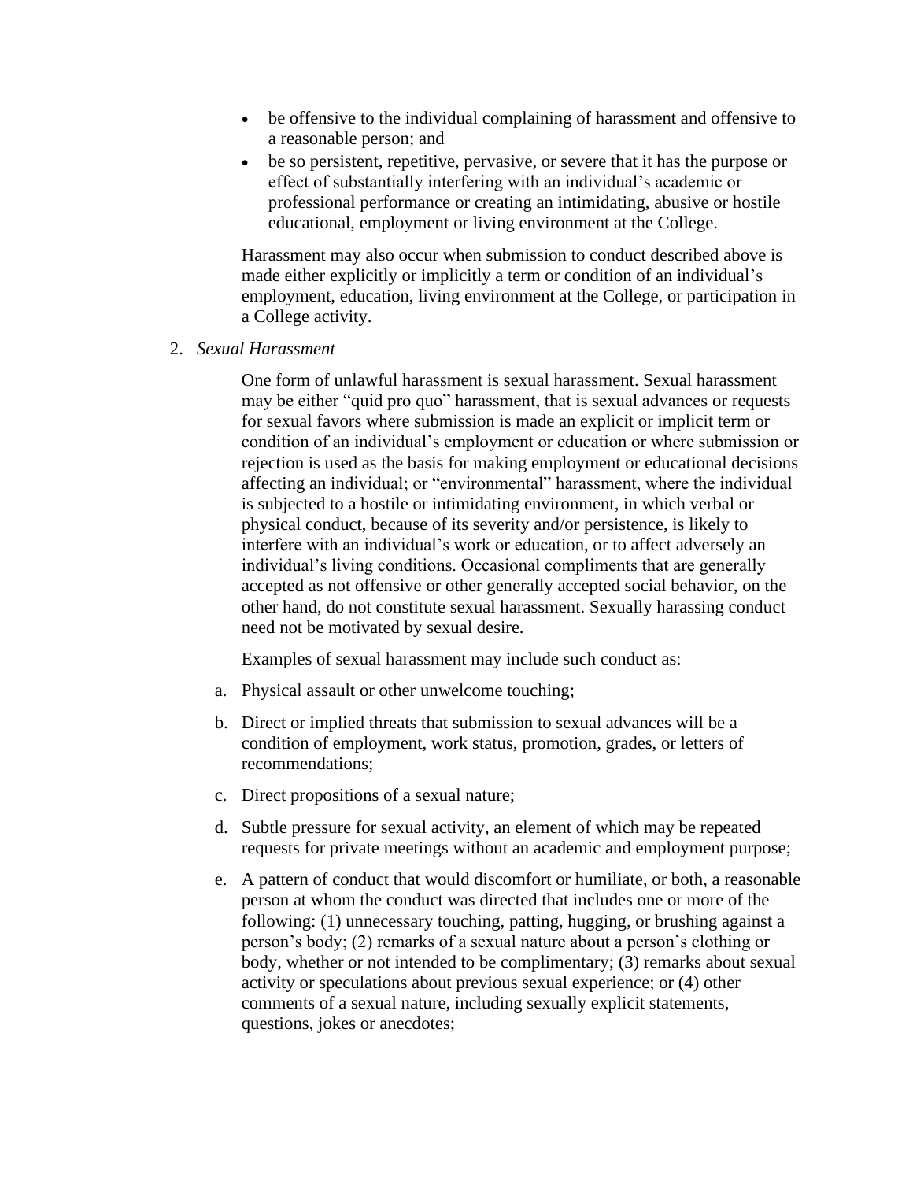- be offensive to the individual complaining of harassment and offensive to a reasonable person; and
- be so persistent, repetitive, pervasive, or severe that it has the purpose or effect of substantially interfering with an individual's academic or professional performance or creating an intimidating, abusive or hostile educational, employment or living environment at the College.

Harassment may also occur when submission to conduct described above is made either explicitly or implicitly a term or condition of an individual's employment, education, living environment at the College, or participation in a College activity.

2. *Sexual Harassment*

One form of unlawful harassment is sexual harassment. Sexual harassment may be either "quid pro quo" harassment, that is sexual advances or requests for sexual favors where submission is made an explicit or implicit term or condition of an individual's employment or education or where submission or rejection is used as the basis for making employment or educational decisions affecting an individual; or "environmental" harassment, where the individual is subjected to a hostile or intimidating environment, in which verbal or physical conduct, because of its severity and/or persistence, is likely to interfere with an individual's work or education, or to affect adversely an individual's living conditions. Occasional compliments that are generally accepted as not offensive or other generally accepted social behavior, on the other hand, do not constitute sexual harassment. Sexually harassing conduct need not be motivated by sexual desire.

Examples of sexual harassment may include such conduct as:

a. Physical assault or other unwelcome touching;

b. Direct or implied threats that submission to sexual advances will be a condition of employment, work status, promotion, grades, or letters of recommendations;

c. Direct propositions of a sexual nature;

d. Subtle pressure for sexual activity, an element of which may be repeated requests for private meetings without an academic and employment purpose;

e. A pattern of conduct that would discomfort or humiliate, or both, a reasonable person at whom the conduct was directed that includes one or more of the following: (1) unnecessary touching, patting, hugging, or brushing against a person's body; (2) remarks of a sexual nature about a person's clothing or body, whether or not intended to be complimentary; (3) remarks about sexual activity or speculations about previous sexual experience; or (4) other comments of a sexual nature, including sexually explicit statements, questions, jokes or anecdotes;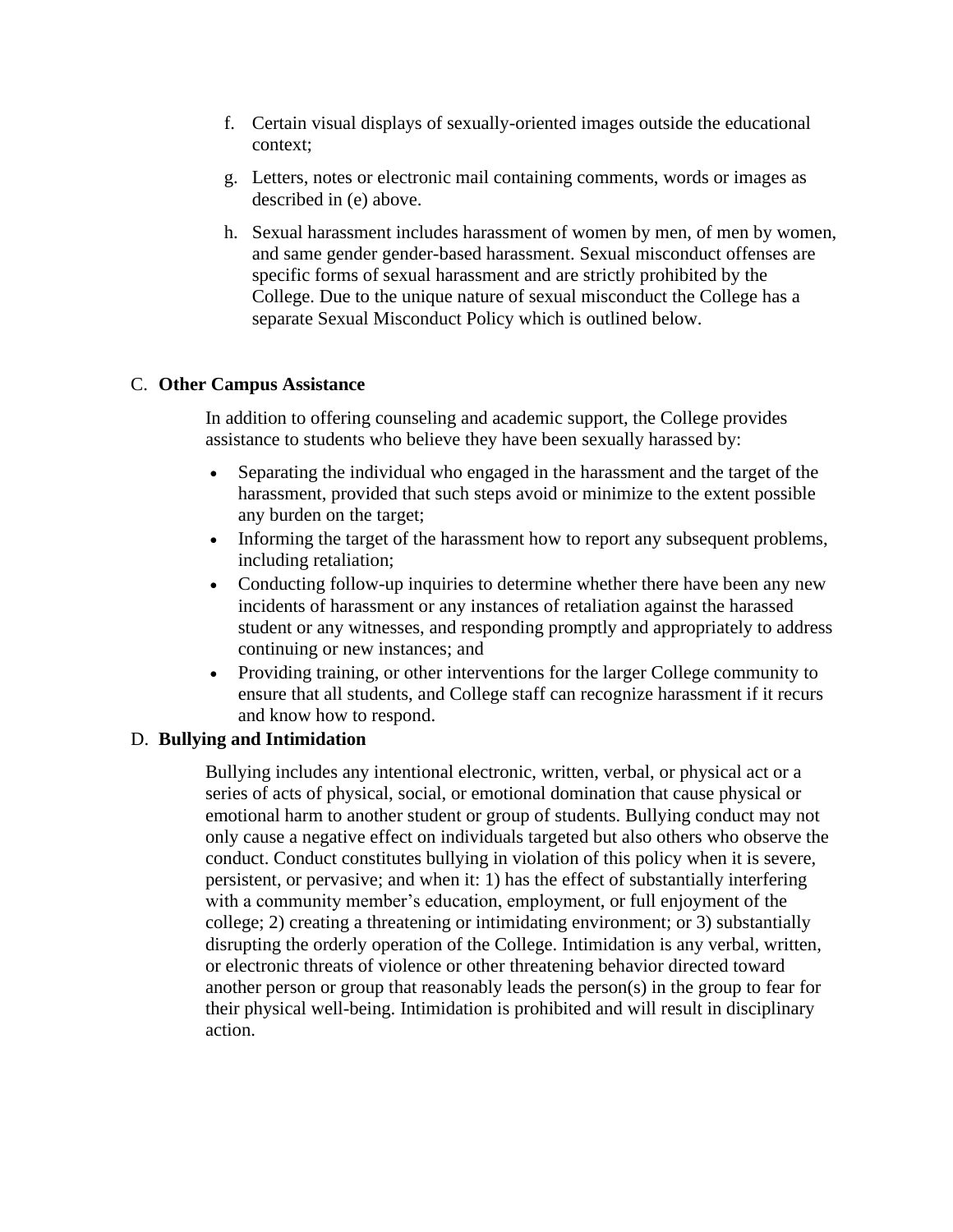f. Certain visual displays of sexually-oriented images outside the educational context;

g. Letters, notes or electronic mail containing comments, words or images as described in (e) above.

h. Sexual harassment includes harassment of women by men, of men by women, and same gender gender-based harassment. Sexual misconduct offenses are specific forms of sexual harassment and are strictly prohibited by the College. Due to the unique nature of sexual misconduct the College has a separate Sexual Misconduct Policy which is outlined below.

C. **Other Campus Assistance**

In addition to offering counseling and academic support, the College provides assistance to students who believe they have been sexually harassed by:

- Separating the individual who engaged in the harassment and the target of the harassment, provided that such steps avoid or minimize to the extent possible any burden on the target;
- Informing the target of the harassment how to report any subsequent problems, including retaliation;
- Conducting follow-up inquiries to determine whether there have been any new incidents of harassment or any instances of retaliation against the harassed student or any witnesses, and responding promptly and appropriately to address continuing or new instances; and
- Providing training, or other interventions for the larger College community to ensure that all students, and College staff can recognize harassment if it recurs and know how to respond.

D. **Bullying and Intimidation**

Bullying includes any intentional electronic, written, verbal, or physical act or a series of acts of physical, social, or emotional domination that cause physical or emotional harm to another student or group of students. Bullying conduct may not only cause a negative effect on individuals targeted but also others who observe the conduct. Conduct constitutes bullying in violation of this policy when it is severe, persistent, or pervasive; and when it: 1) has the effect of substantially interfering with a community member's education, employment, or full enjoyment of the college; 2) creating a threatening or intimidating environment; or 3) substantially disrupting the orderly operation of the College. Intimidation is any verbal, written, or electronic threats of violence or other threatening behavior directed toward another person or group that reasonably leads the person(s) in the group to fear for their physical well-being. Intimidation is prohibited and will result in disciplinary action.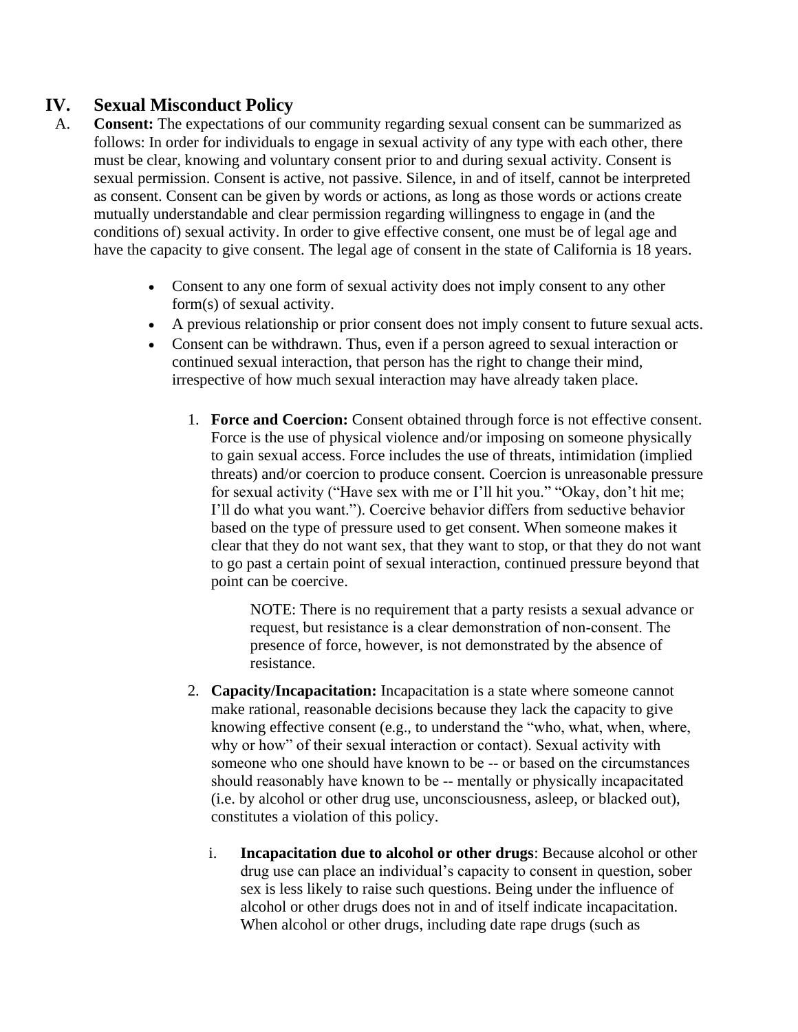## IV. Sexual Misconduct Policy

A. **Consent:** The expectations of our community regarding sexual consent can be summarized as follows: In order for individuals to engage in sexual activity of any type with each other, there must be clear, knowing and voluntary consent prior to and during sexual activity. Consent is sexual permission. Consent is active, not passive. Silence, in and of itself, cannot be interpreted as consent. Consent can be given by words or actions, as long as those words or actions create mutually understandable and clear permission regarding willingness to engage in (and the conditions of) sexual activity. In order to give effective consent, one must be of legal age and have the capacity to give consent. The legal age of consent in the state of California is 18 years.

- Consent to any one form of sexual activity does not imply consent to any other form(s) of sexual activity.
- A previous relationship or prior consent does not imply consent to future sexual acts.
- Consent can be withdrawn. Thus, even if a person agreed to sexual interaction or continued sexual interaction, that person has the right to change their mind, irrespective of how much sexual interaction may have already taken place.

1. **Force and Coercion:** Consent obtained through force is not effective consent. Force is the use of physical violence and/or imposing on someone physically to gain sexual access. Force includes the use of threats, intimidation (implied threats) and/or coercion to produce consent. Coercion is unreasonable pressure for sexual activity ("Have sex with me or I'll hit you." "Okay, don't hit me; I'll do what you want."). Coercive behavior differs from seductive behavior based on the type of pressure used to get consent. When someone makes it clear that they do not want sex, that they want to stop, or that they do not want to go past a certain point of sexual interaction, continued pressure beyond that point can be coercive.

   NOTE: There is no requirement that a party resists a sexual advance or request, but resistance is a clear demonstration of non-consent. The presence of force, however, is not demonstrated by the absence of resistance.

2. **Capacity/Incapacitation:** Incapacitation is a state where someone cannot make rational, reasonable decisions because they lack the capacity to give knowing effective consent (e.g., to understand the "who, what, when, where, why or how" of their sexual interaction or contact). Sexual activity with someone who one should have known to be -- or based on the circumstances should reasonably have known to be -- mentally or physically incapacitated (i.e. by alcohol or other drug use, unconsciousness, asleep, or blacked out), constitutes a violation of this policy.

   i. **Incapacitation due to alcohol or other drugs**: Because alcohol or other drug use can place an individual's capacity to consent in question, sober sex is less likely to raise such questions. Being under the influence of alcohol or other drugs does not in and of itself indicate incapacitation. When alcohol or other drugs, including date rape drugs (such as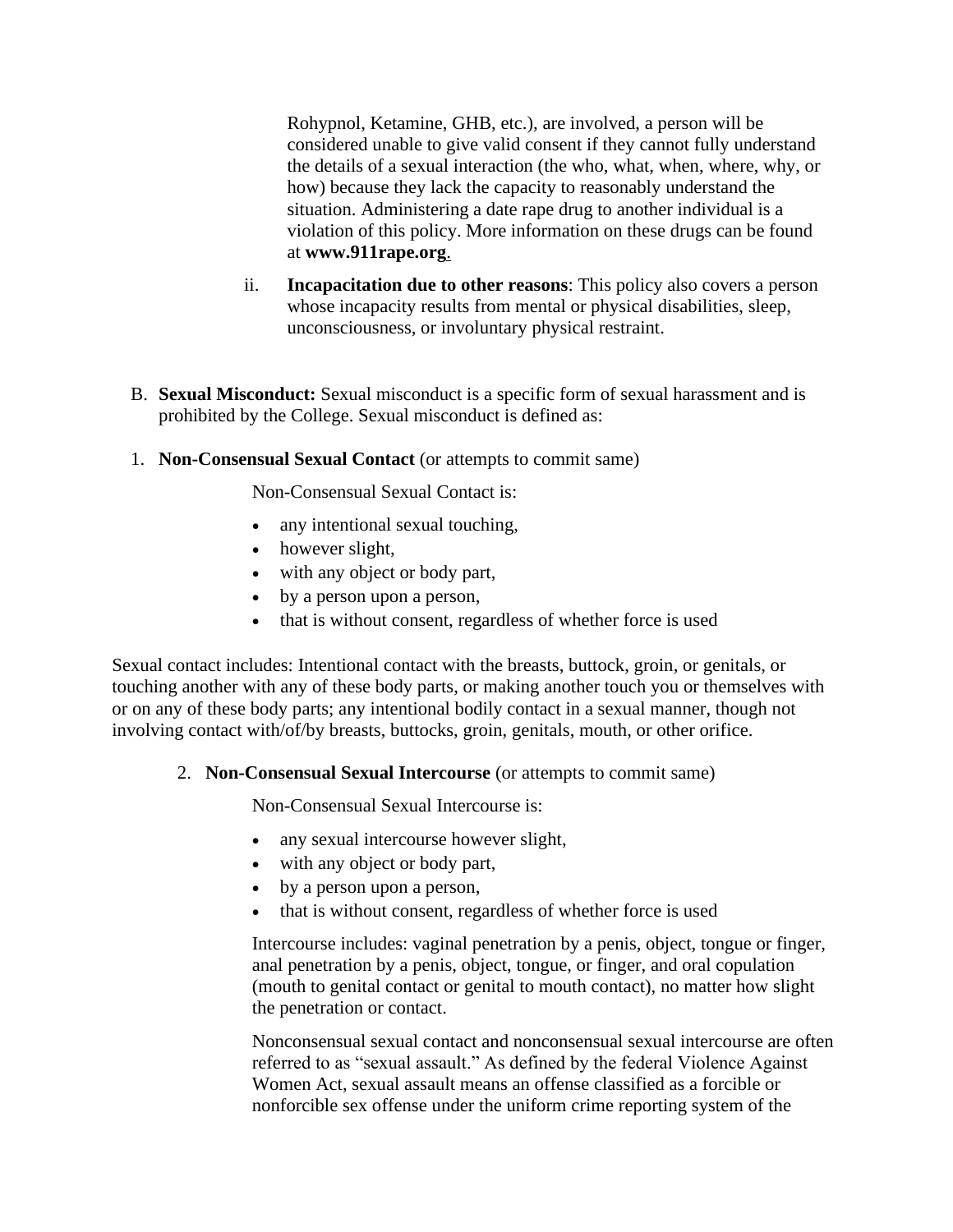Rohypnol, Ketamine, GHB, etc.), are involved, a person will be considered unable to give valid consent if they cannot fully understand the details of a sexual interaction (the who, what, when, where, why, or how) because they lack the capacity to reasonably understand the situation. Administering a date rape drug to another individual is a violation of this policy. More information on these drugs can be found at **www.911rape.org**.

ii. **Incapacitation due to other reasons**: This policy also covers a person whose incapacity results from mental or physical disabilities, sleep, unconsciousness, or involuntary physical restraint.

B. **Sexual Misconduct:** Sexual misconduct is a specific form of sexual harassment and is prohibited by the College. Sexual misconduct is defined as:

1. **Non-Consensual Sexual Contact** (or attempts to commit same)

Non-Consensual Sexual Contact is:

- any intentional sexual touching,
- however slight,
- with any object or body part,
- by a person upon a person,
- that is without consent, regardless of whether force is used

Sexual contact includes: Intentional contact with the breasts, buttock, groin, or genitals, or touching another with any of these body parts, or making another touch you or themselves with or on any of these body parts; any intentional bodily contact in a sexual manner, though not involving contact with/of/by breasts, buttocks, groin, genitals, mouth, or other orifice.

2. **Non-Consensual Sexual Intercourse** (or attempts to commit same)

Non-Consensual Sexual Intercourse is:

- any sexual intercourse however slight,
- with any object or body part,
- by a person upon a person,
- that is without consent, regardless of whether force is used

Intercourse includes: vaginal penetration by a penis, object, tongue or finger, anal penetration by a penis, object, tongue, or finger, and oral copulation (mouth to genital contact or genital to mouth contact), no matter how slight the penetration or contact.

Nonconsensual sexual contact and nonconsensual sexual intercourse are often referred to as "sexual assault." As defined by the federal Violence Against Women Act, sexual assault means an offense classified as a forcible or nonforcible sex offense under the uniform crime reporting system of the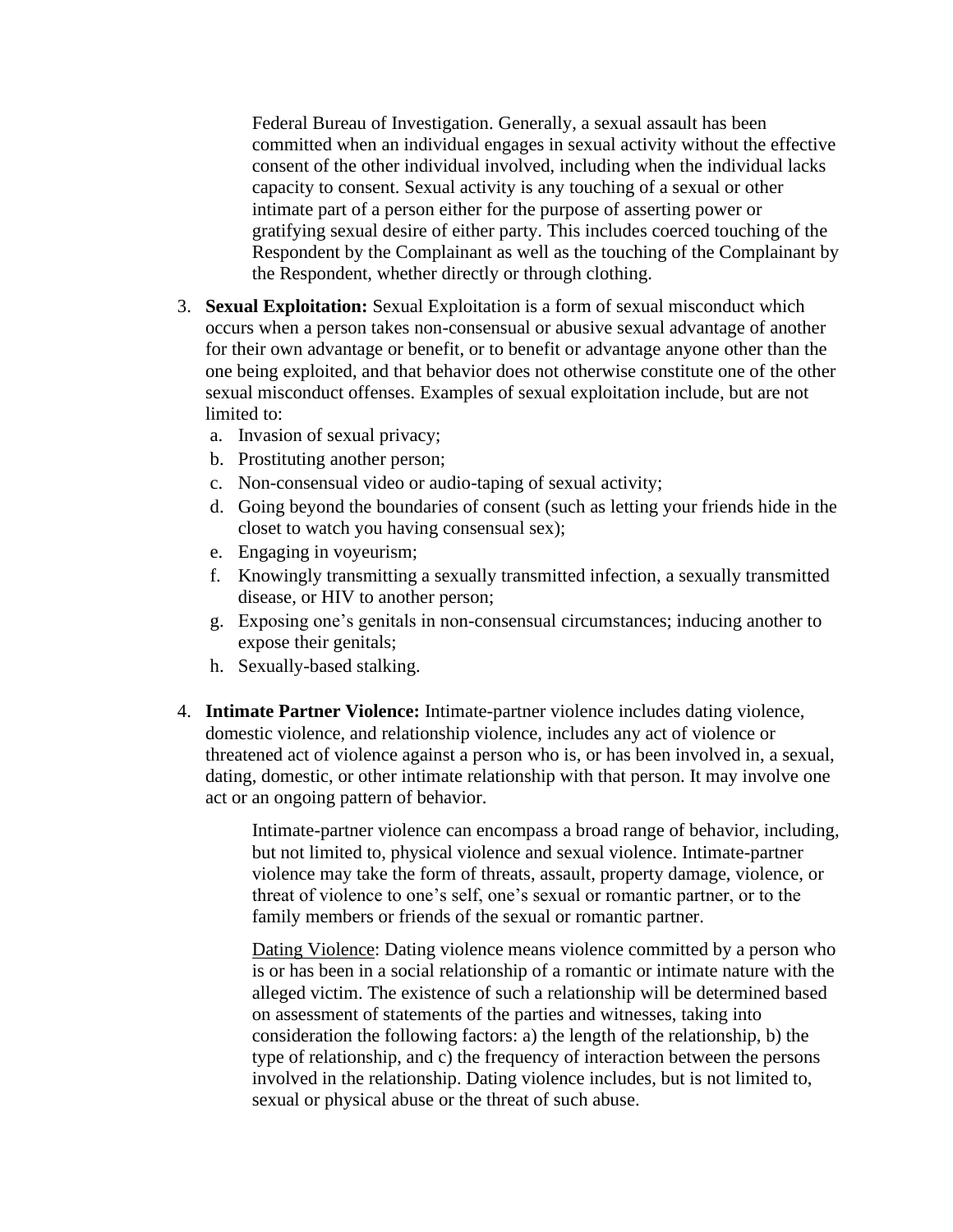Federal Bureau of Investigation. Generally, a sexual assault has been committed when an individual engages in sexual activity without the effective consent of the other individual involved, including when the individual lacks capacity to consent. Sexual activity is any touching of a sexual or other intimate part of a person either for the purpose of asserting power or gratifying sexual desire of either party. This includes coerced touching of the Respondent by the Complainant as well as the touching of the Complainant by the Respondent, whether directly or through clothing.

3. **Sexual Exploitation:** Sexual Exploitation is a form of sexual misconduct which occurs when a person takes non-consensual or abusive sexual advantage of another for their own advantage or benefit, or to benefit or advantage anyone other than the one being exploited, and that behavior does not otherwise constitute one of the other sexual misconduct offenses. Examples of sexual exploitation include, but are not limited to:
   a. Invasion of sexual privacy;
   b. Prostituting another person;
   c. Non-consensual video or audio-taping of sexual activity;
   d. Going beyond the boundaries of consent (such as letting your friends hide in the closet to watch you having consensual sex);
   e. Engaging in voyeurism;
   f. Knowingly transmitting a sexually transmitted infection, a sexually transmitted disease, or HIV to another person;
   g. Exposing one's genitals in non-consensual circumstances; inducing another to expose their genitals;
   h. Sexually-based stalking.

4. **Intimate Partner Violence:** Intimate-partner violence includes dating violence, domestic violence, and relationship violence, includes any act of violence or threatened act of violence against a person who is, or has been involved in, a sexual, dating, domestic, or other intimate relationship with that person. It may involve one act or an ongoing pattern of behavior.

   Intimate-partner violence can encompass a broad range of behavior, including, but not limited to, physical violence and sexual violence. Intimate-partner violence may take the form of threats, assault, property damage, violence, or threat of violence to one's self, one's sexual or romantic partner, or to the family members or friends of the sexual or romantic partner.

   <u>Dating Violence</u>: Dating violence means violence committed by a person who is or has been in a social relationship of a romantic or intimate nature with the alleged victim. The existence of such a relationship will be determined based on assessment of statements of the parties and witnesses, taking into consideration the following factors: a) the length of the relationship, b) the type of relationship, and c) the frequency of interaction between the persons involved in the relationship. Dating violence includes, but is not limited to, sexual or physical abuse or the threat of such abuse.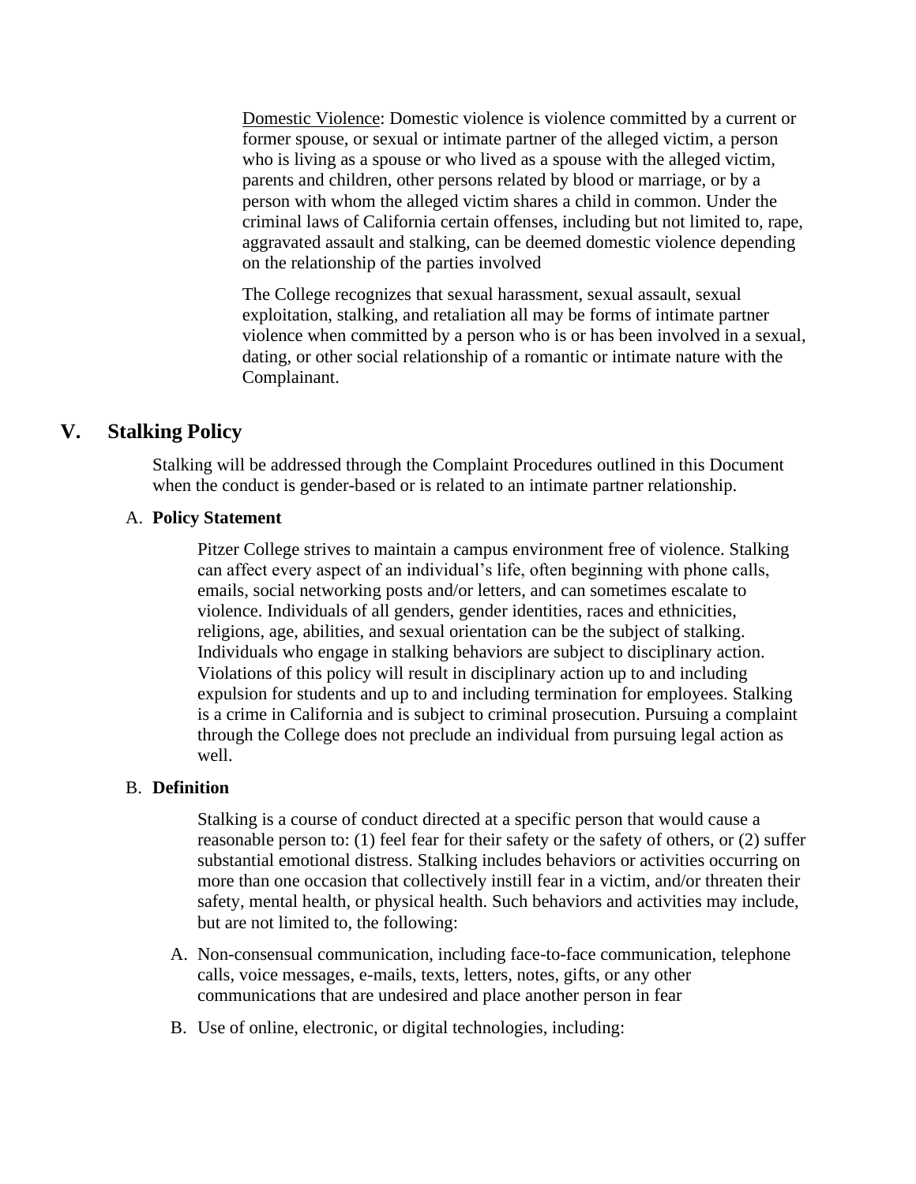<u>Domestic Violence</u>: Domestic violence is violence committed by a current or former spouse, or sexual or intimate partner of the alleged victim, a person who is living as a spouse or who lived as a spouse with the alleged victim, parents and children, other persons related by blood or marriage, or by a person with whom the alleged victim shares a child in common. Under the criminal laws of California certain offenses, including but not limited to, rape, aggravated assault and stalking, can be deemed domestic violence depending on the relationship of the parties involved

The College recognizes that sexual harassment, sexual assault, sexual exploitation, stalking, and retaliation all may be forms of intimate partner violence when committed by a person who is or has been involved in a sexual, dating, or other social relationship of a romantic or intimate nature with the Complainant.

## V. Stalking Policy

Stalking will be addressed through the Complaint Procedures outlined in this Document when the conduct is gender-based or is related to an intimate partner relationship.

### A. Policy Statement

Pitzer College strives to maintain a campus environment free of violence. Stalking can affect every aspect of an individual's life, often beginning with phone calls, emails, social networking posts and/or letters, and can sometimes escalate to violence. Individuals of all genders, gender identities, races and ethnicities, religions, age, abilities, and sexual orientation can be the subject of stalking. Individuals who engage in stalking behaviors are subject to disciplinary action. Violations of this policy will result in disciplinary action up to and including expulsion for students and up to and including termination for employees. Stalking is a crime in California and is subject to criminal prosecution. Pursuing a complaint through the College does not preclude an individual from pursuing legal action as well.

### B. Definition

Stalking is a course of conduct directed at a specific person that would cause a reasonable person to: (1) feel fear for their safety or the safety of others, or (2) suffer substantial emotional distress. Stalking includes behaviors or activities occurring on more than one occasion that collectively instill fear in a victim, and/or threaten their safety, mental health, or physical health. Such behaviors and activities may include, but are not limited to, the following:

A. Non-consensual communication, including face-to-face communication, telephone calls, voice messages, e-mails, texts, letters, notes, gifts, or any other communications that are undesired and place another person in fear

B. Use of online, electronic, or digital technologies, including: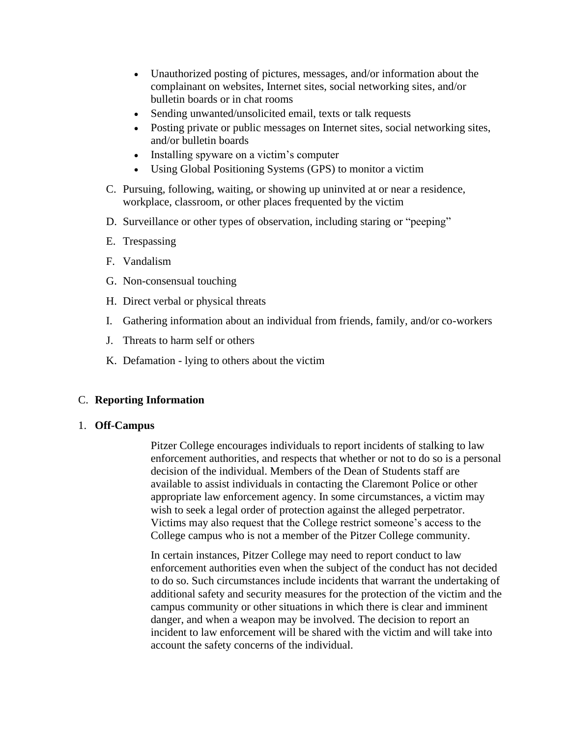- Unauthorized posting of pictures, messages, and/or information about the complainant on websites, Internet sites, social networking sites, and/or bulletin boards or in chat rooms
- Sending unwanted/unsolicited email, texts or talk requests
- Posting private or public messages on Internet sites, social networking sites, and/or bulletin boards
- Installing spyware on a victim's computer
- Using Global Positioning Systems (GPS) to monitor a victim

C. Pursuing, following, waiting, or showing up uninvited at or near a residence, workplace, classroom, or other places frequented by the victim

D. Surveillance or other types of observation, including staring or "peeping"

E. Trespassing

F. Vandalism

G. Non-consensual touching

H. Direct verbal or physical threats

I. Gathering information about an individual from friends, family, and/or co-workers

J. Threats to harm self or others

K. Defamation - lying to others about the victim

## C. **Reporting Information**

### 1. **Off-Campus**

Pitzer College encourages individuals to report incidents of stalking to law enforcement authorities, and respects that whether or not to do so is a personal decision of the individual. Members of the Dean of Students staff are available to assist individuals in contacting the Claremont Police or other appropriate law enforcement agency. In some circumstances, a victim may wish to seek a legal order of protection against the alleged perpetrator. Victims may also request that the College restrict someone's access to the College campus who is not a member of the Pitzer College community.

In certain instances, Pitzer College may need to report conduct to law enforcement authorities even when the subject of the conduct has not decided to do so. Such circumstances include incidents that warrant the undertaking of additional safety and security measures for the protection of the victim and the campus community or other situations in which there is clear and imminent danger, and when a weapon may be involved. The decision to report an incident to law enforcement will be shared with the victim and will take into account the safety concerns of the individual.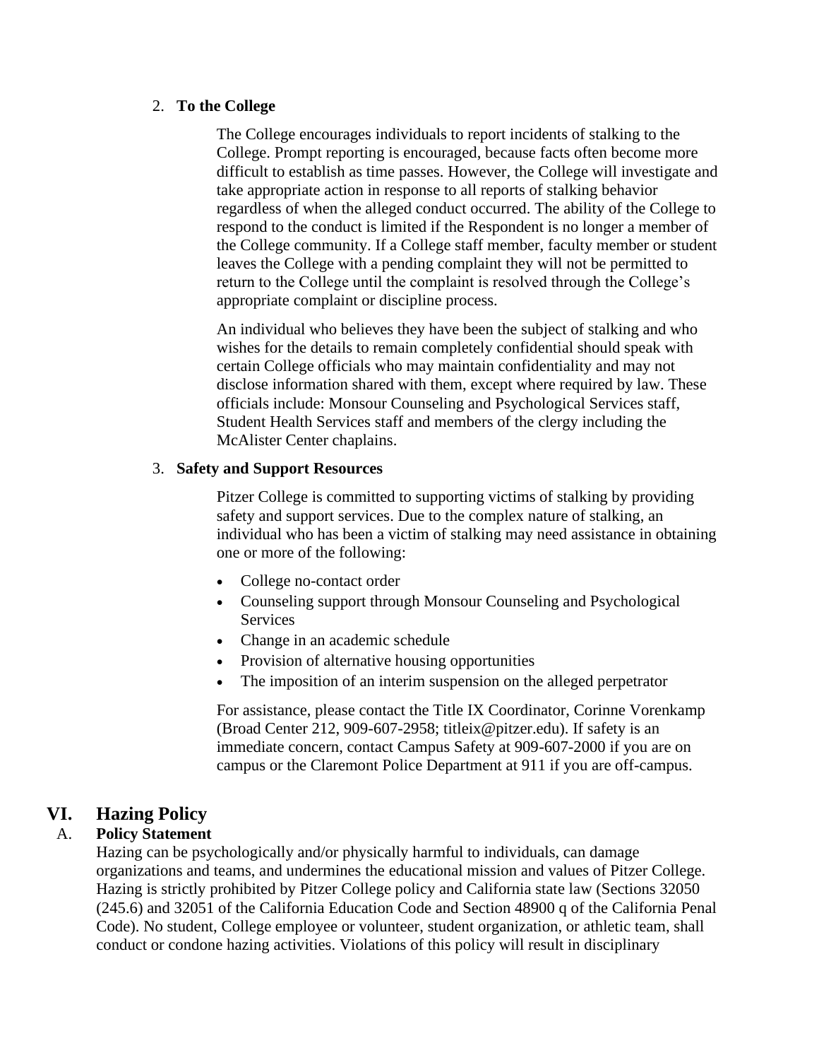2. **To the College**

   The College encourages individuals to report incidents of stalking to the College. Prompt reporting is encouraged, because facts often become more difficult to establish as time passes. However, the College will investigate and take appropriate action in response to all reports of stalking behavior regardless of when the alleged conduct occurred. The ability of the College to respond to the conduct is limited if the Respondent is no longer a member of the College community. If a College staff member, faculty member or student leaves the College with a pending complaint they will not be permitted to return to the College until the complaint is resolved through the College's appropriate complaint or discipline process.

   An individual who believes they have been the subject of stalking and who wishes for the details to remain completely confidential should speak with certain College officials who may maintain confidentiality and may not disclose information shared with them, except where required by law. These officials include: Monsour Counseling and Psychological Services staff, Student Health Services staff and members of the clergy including the McAlister Center chaplains.

3. **Safety and Support Resources**

   Pitzer College is committed to supporting victims of stalking by providing safety and support services. Due to the complex nature of stalking, an individual who has been a victim of stalking may need assistance in obtaining one or more of the following:

   - College no-contact order
   - Counseling support through Monsour Counseling and Psychological Services
   - Change in an academic schedule
   - Provision of alternative housing opportunities
   - The imposition of an interim suspension on the alleged perpetrator

   For assistance, please contact the Title IX Coordinator, Corinne Vorenkamp (Broad Center 212, 909-607-2958; titleix@pitzer.edu). If safety is an immediate concern, contact Campus Safety at 909-607-2000 if you are on campus or the Claremont Police Department at 911 if you are off-campus.

# VI. Hazing Policy

## A. Policy Statement

Hazing can be psychologically and/or physically harmful to individuals, can damage organizations and teams, and undermines the educational mission and values of Pitzer College. Hazing is strictly prohibited by Pitzer College policy and California state law (Sections 32050 (245.6) and 32051 of the California Education Code and Section 48900 q of the California Penal Code). No student, College employee or volunteer, student organization, or athletic team, shall conduct or condone hazing activities. Violations of this policy will result in disciplinary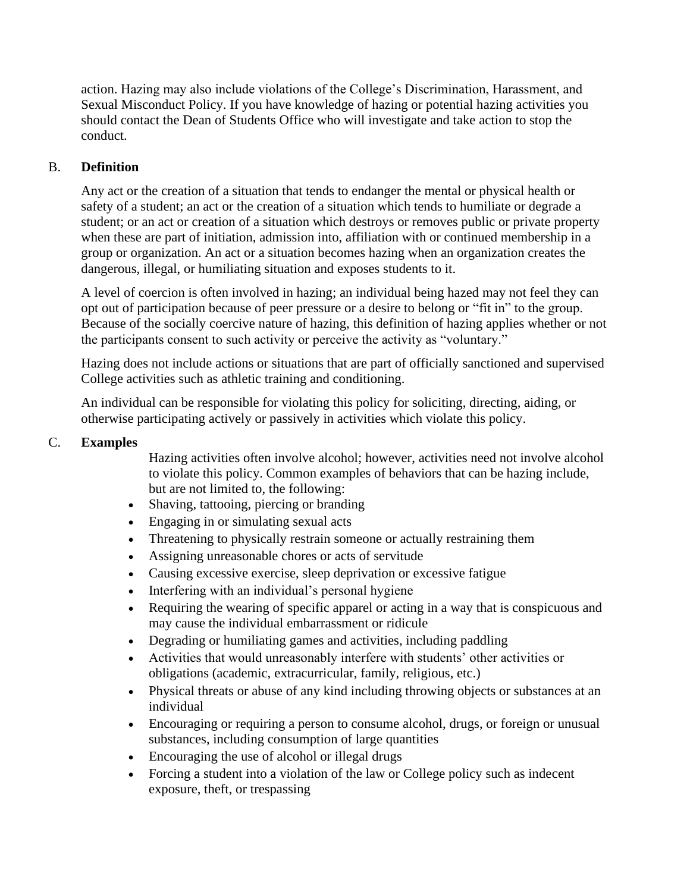action. Hazing may also include violations of the College's Discrimination, Harassment, and Sexual Misconduct Policy. If you have knowledge of hazing or potential hazing activities you should contact the Dean of Students Office who will investigate and take action to stop the conduct.

B. **Definition**

Any act or the creation of a situation that tends to endanger the mental or physical health or safety of a student; an act or the creation of a situation which tends to humiliate or degrade a student; or an act or creation of a situation which destroys or removes public or private property when these are part of initiation, admission into, affiliation with or continued membership in a group or organization. An act or a situation becomes hazing when an organization creates the dangerous, illegal, or humiliating situation and exposes students to it.

A level of coercion is often involved in hazing; an individual being hazed may not feel they can opt out of participation because of peer pressure or a desire to belong or "fit in" to the group. Because of the socially coercive nature of hazing, this definition of hazing applies whether or not the participants consent to such activity or perceive the activity as "voluntary."

Hazing does not include actions or situations that are part of officially sanctioned and supervised College activities such as athletic training and conditioning.

An individual can be responsible for violating this policy for soliciting, directing, aiding, or otherwise participating actively or passively in activities which violate this policy.

C. **Examples**

Hazing activities often involve alcohol; however, activities need not involve alcohol to violate this policy. Common examples of behaviors that can be hazing include, but are not limited to, the following:

- Shaving, tattooing, piercing or branding
- Engaging in or simulating sexual acts
- Threatening to physically restrain someone or actually restraining them
- Assigning unreasonable chores or acts of servitude
- Causing excessive exercise, sleep deprivation or excessive fatigue
- Interfering with an individual's personal hygiene
- Requiring the wearing of specific apparel or acting in a way that is conspicuous and may cause the individual embarrassment or ridicule
- Degrading or humiliating games and activities, including paddling
- Activities that would unreasonably interfere with students' other activities or obligations (academic, extracurricular, family, religious, etc.)
- Physical threats or abuse of any kind including throwing objects or substances at an individual
- Encouraging or requiring a person to consume alcohol, drugs, or foreign or unusual substances, including consumption of large quantities
- Encouraging the use of alcohol or illegal drugs
- Forcing a student into a violation of the law or College policy such as indecent exposure, theft, or trespassing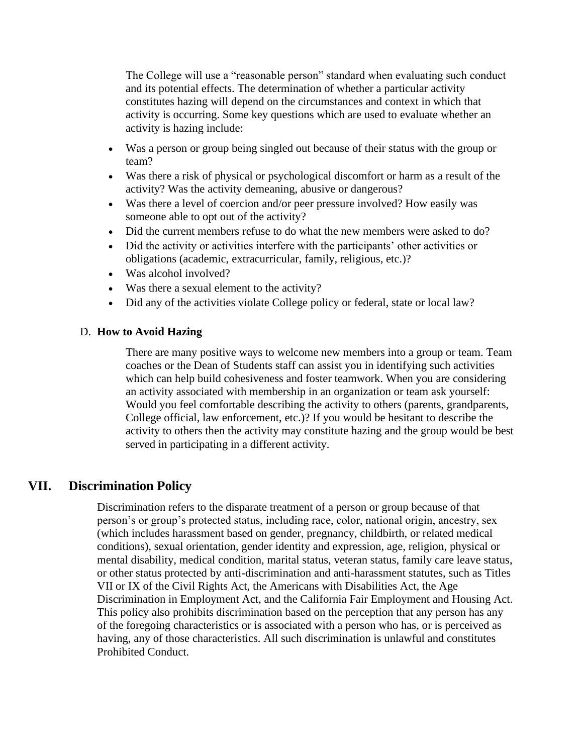The College will use a "reasonable person" standard when evaluating such conduct and its potential effects. The determination of whether a particular activity constitutes hazing will depend on the circumstances and context in which that activity is occurring. Some key questions which are used to evaluate whether an activity is hazing include:

- Was a person or group being singled out because of their status with the group or team?
- Was there a risk of physical or psychological discomfort or harm as a result of the activity? Was the activity demeaning, abusive or dangerous?
- Was there a level of coercion and/or peer pressure involved? How easily was someone able to opt out of the activity?
- Did the current members refuse to do what the new members were asked to do?
- Did the activity or activities interfere with the participants' other activities or obligations (academic, extracurricular, family, religious, etc.)?
- Was alcohol involved?
- Was there a sexual element to the activity?
- Did any of the activities violate College policy or federal, state or local law?

### D. How to Avoid Hazing

There are many positive ways to welcome new members into a group or team. Team coaches or the Dean of Students staff can assist you in identifying such activities which can help build cohesiveness and foster teamwork. When you are considering an activity associated with membership in an organization or team ask yourself: Would you feel comfortable describing the activity to others (parents, grandparents, College official, law enforcement, etc.)? If you would be hesitant to describe the activity to others then the activity may constitute hazing and the group would be best served in participating in a different activity.

## VII. Discrimination Policy

Discrimination refers to the disparate treatment of a person or group because of that person's or group's protected status, including race, color, national origin, ancestry, sex (which includes harassment based on gender, pregnancy, childbirth, or related medical conditions), sexual orientation, gender identity and expression, age, religion, physical or mental disability, medical condition, marital status, veteran status, family care leave status, or other status protected by anti-discrimination and anti-harassment statutes, such as Titles VII or IX of the Civil Rights Act, the Americans with Disabilities Act, the Age Discrimination in Employment Act, and the California Fair Employment and Housing Act. This policy also prohibits discrimination based on the perception that any person has any of the foregoing characteristics or is associated with a person who has, or is perceived as having, any of those characteristics. All such discrimination is unlawful and constitutes Prohibited Conduct.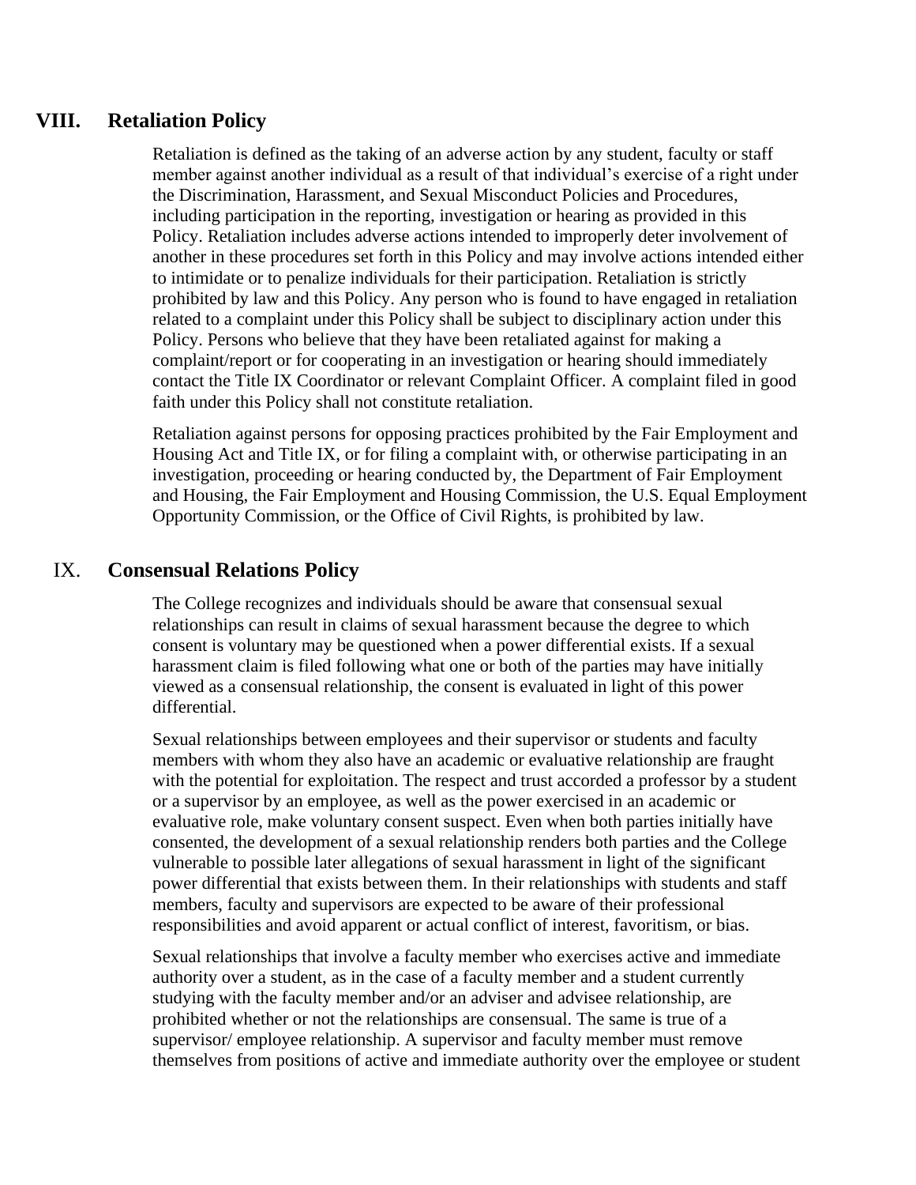## VIII. Retaliation Policy

Retaliation is defined as the taking of an adverse action by any student, faculty or staff member against another individual as a result of that individual's exercise of a right under the Discrimination, Harassment, and Sexual Misconduct Policies and Procedures, including participation in the reporting, investigation or hearing as provided in this Policy. Retaliation includes adverse actions intended to improperly deter involvement of another in these procedures set forth in this Policy and may involve actions intended either to intimidate or to penalize individuals for their participation. Retaliation is strictly prohibited by law and this Policy. Any person who is found to have engaged in retaliation related to a complaint under this Policy shall be subject to disciplinary action under this Policy. Persons who believe that they have been retaliated against for making a complaint/report or for cooperating in an investigation or hearing should immediately contact the Title IX Coordinator or relevant Complaint Officer. A complaint filed in good faith under this Policy shall not constitute retaliation.

Retaliation against persons for opposing practices prohibited by the Fair Employment and Housing Act and Title IX, or for filing a complaint with, or otherwise participating in an investigation, proceeding or hearing conducted by, the Department of Fair Employment and Housing, the Fair Employment and Housing Commission, the U.S. Equal Employment Opportunity Commission, or the Office of Civil Rights, is prohibited by law.

## IX. Consensual Relations Policy

The College recognizes and individuals should be aware that consensual sexual relationships can result in claims of sexual harassment because the degree to which consent is voluntary may be questioned when a power differential exists. If a sexual harassment claim is filed following what one or both of the parties may have initially viewed as a consensual relationship, the consent is evaluated in light of this power differential.

Sexual relationships between employees and their supervisor or students and faculty members with whom they also have an academic or evaluative relationship are fraught with the potential for exploitation. The respect and trust accorded a professor by a student or a supervisor by an employee, as well as the power exercised in an academic or evaluative role, make voluntary consent suspect. Even when both parties initially have consented, the development of a sexual relationship renders both parties and the College vulnerable to possible later allegations of sexual harassment in light of the significant power differential that exists between them. In their relationships with students and staff members, faculty and supervisors are expected to be aware of their professional responsibilities and avoid apparent or actual conflict of interest, favoritism, or bias.

Sexual relationships that involve a faculty member who exercises active and immediate authority over a student, as in the case of a faculty member and a student currently studying with the faculty member and/or an adviser and advisee relationship, are prohibited whether or not the relationships are consensual. The same is true of a supervisor/ employee relationship. A supervisor and faculty member must remove themselves from positions of active and immediate authority over the employee or student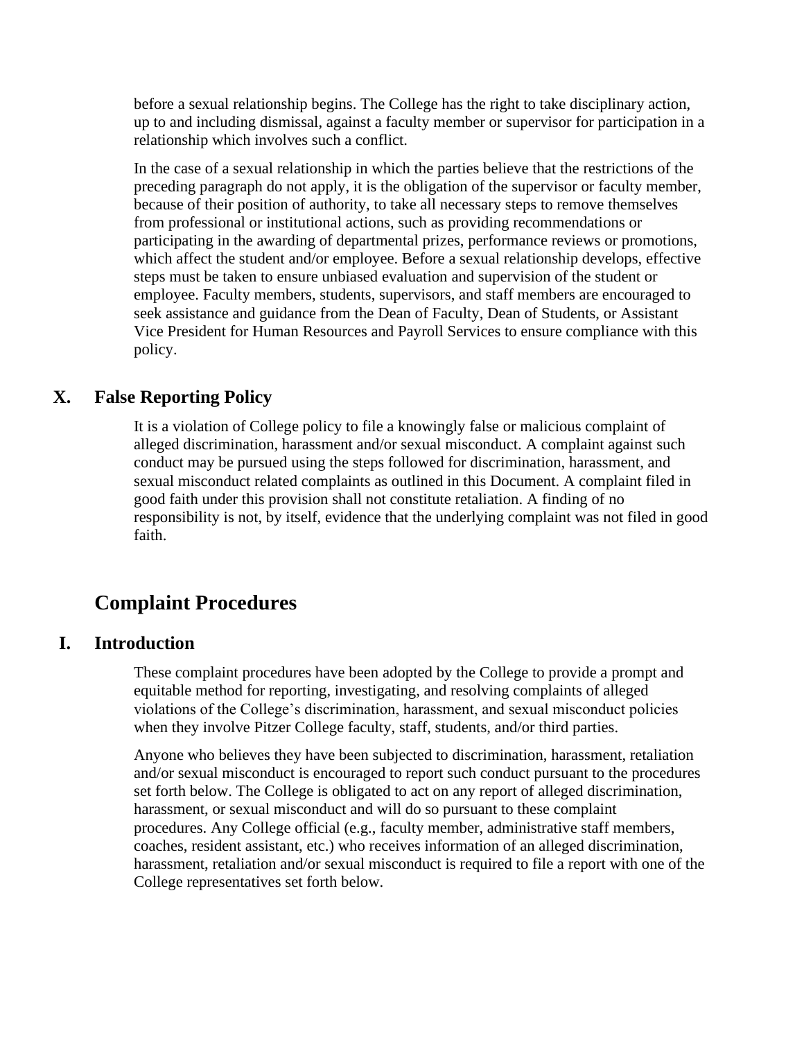before a sexual relationship begins. The College has the right to take disciplinary action, up to and including dismissal, against a faculty member or supervisor for participation in a relationship which involves such a conflict.

In the case of a sexual relationship in which the parties believe that the restrictions of the preceding paragraph do not apply, it is the obligation of the supervisor or faculty member, because of their position of authority, to take all necessary steps to remove themselves from professional or institutional actions, such as providing recommendations or participating in the awarding of departmental prizes, performance reviews or promotions, which affect the student and/or employee. Before a sexual relationship develops, effective steps must be taken to ensure unbiased evaluation and supervision of the student or employee. Faculty members, students, supervisors, and staff members are encouraged to seek assistance and guidance from the Dean of Faculty, Dean of Students, or Assistant Vice President for Human Resources and Payroll Services to ensure compliance with this policy.

### X. False Reporting Policy

It is a violation of College policy to file a knowingly false or malicious complaint of alleged discrimination, harassment and/or sexual misconduct. A complaint against such conduct may be pursued using the steps followed for discrimination, harassment, and sexual misconduct related complaints as outlined in this Document. A complaint filed in good faith under this provision shall not constitute retaliation. A finding of no responsibility is not, by itself, evidence that the underlying complaint was not filed in good faith.

## Complaint Procedures

### I. Introduction

These complaint procedures have been adopted by the College to provide a prompt and equitable method for reporting, investigating, and resolving complaints of alleged violations of the College's discrimination, harassment, and sexual misconduct policies when they involve Pitzer College faculty, staff, students, and/or third parties.

Anyone who believes they have been subjected to discrimination, harassment, retaliation and/or sexual misconduct is encouraged to report such conduct pursuant to the procedures set forth below. The College is obligated to act on any report of alleged discrimination, harassment, or sexual misconduct and will do so pursuant to these complaint procedures. Any College official (e.g., faculty member, administrative staff members, coaches, resident assistant, etc.) who receives information of an alleged discrimination, harassment, retaliation and/or sexual misconduct is required to file a report with one of the College representatives set forth below.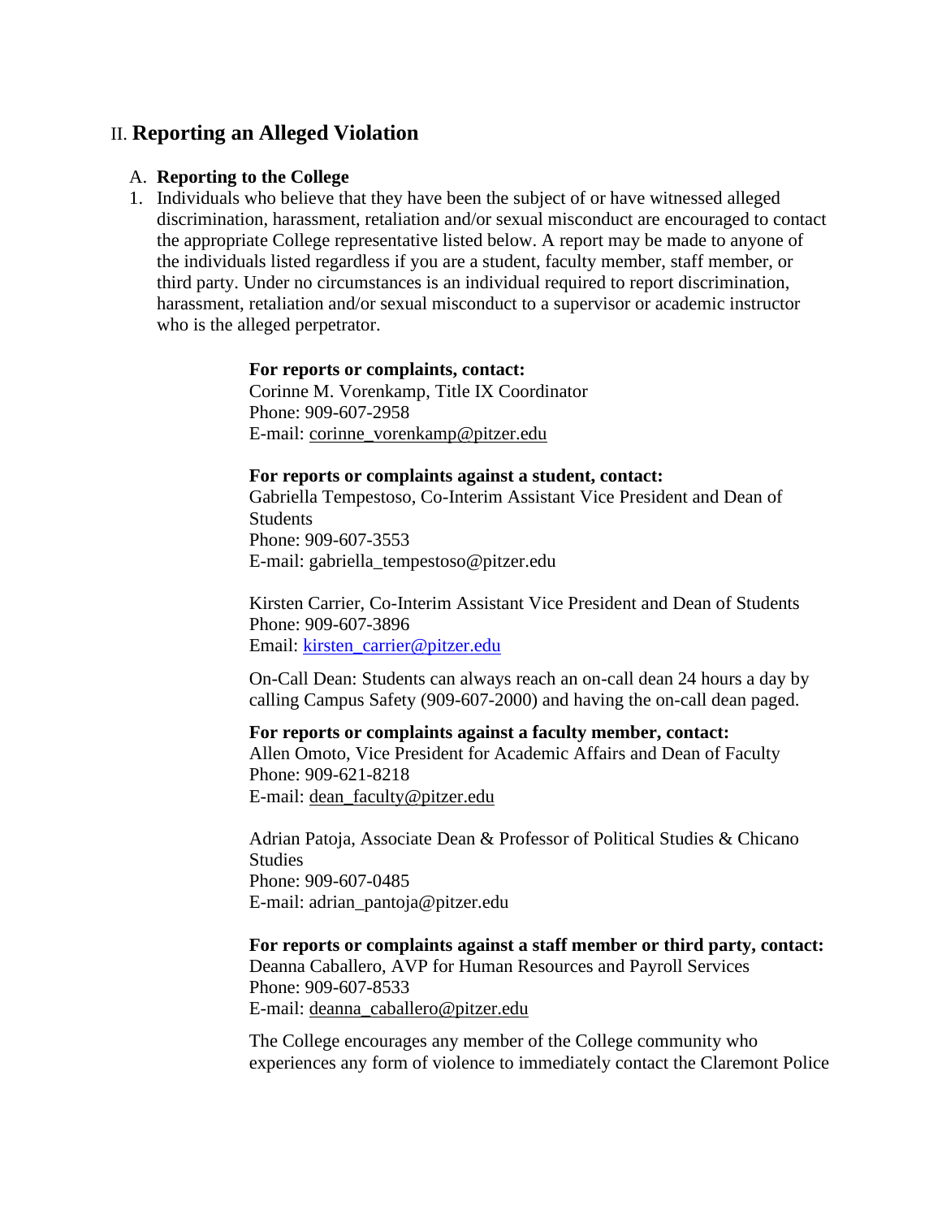## II. **Reporting an Alleged Violation**

### A. **Reporting to the College**

1. Individuals who believe that they have been the subject of or have witnessed alleged discrimination, harassment, retaliation and/or sexual misconduct are encouraged to contact the appropriate College representative listed below. A report may be made to anyone of the individuals listed regardless if you are a student, faculty member, staff member, or third party. Under no circumstances is an individual required to report discrimination, harassment, retaliation and/or sexual misconduct to a supervisor or academic instructor who is the alleged perpetrator.

**For reports or complaints, contact:**
Corinne M. Vorenkamp, Title IX Coordinator
Phone: 909-607-2958
E-mail: corinne_vorenkamp@pitzer.edu

**For reports or complaints against a student, contact:**
Gabriella Tempestoso, Co-Interim Assistant Vice President and Dean of Students
Phone: 909-607-3553
E-mail: gabriella_tempestoso@pitzer.edu

Kirsten Carrier, Co-Interim Assistant Vice President and Dean of Students
Phone: 909-607-3896
Email: kirsten_carrier@pitzer.edu

On-Call Dean: Students can always reach an on-call dean 24 hours a day by calling Campus Safety (909-607-2000) and having the on-call dean paged.

**For reports or complaints against a faculty member, contact:**
Allen Omoto, Vice President for Academic Affairs and Dean of Faculty
Phone: 909-621-8218
E-mail: dean_faculty@pitzer.edu

Adrian Patoja, Associate Dean & Professor of Political Studies & Chicano Studies
Phone: 909-607-0485
E-mail: adrian_pantoja@pitzer.edu

**For reports or complaints against a staff member or third party, contact:**
Deanna Caballero, AVP for Human Resources and Payroll Services
Phone: 909-607-8533
E-mail: deanna_caballero@pitzer.edu

The College encourages any member of the College community who experiences any form of violence to immediately contact the Claremont Police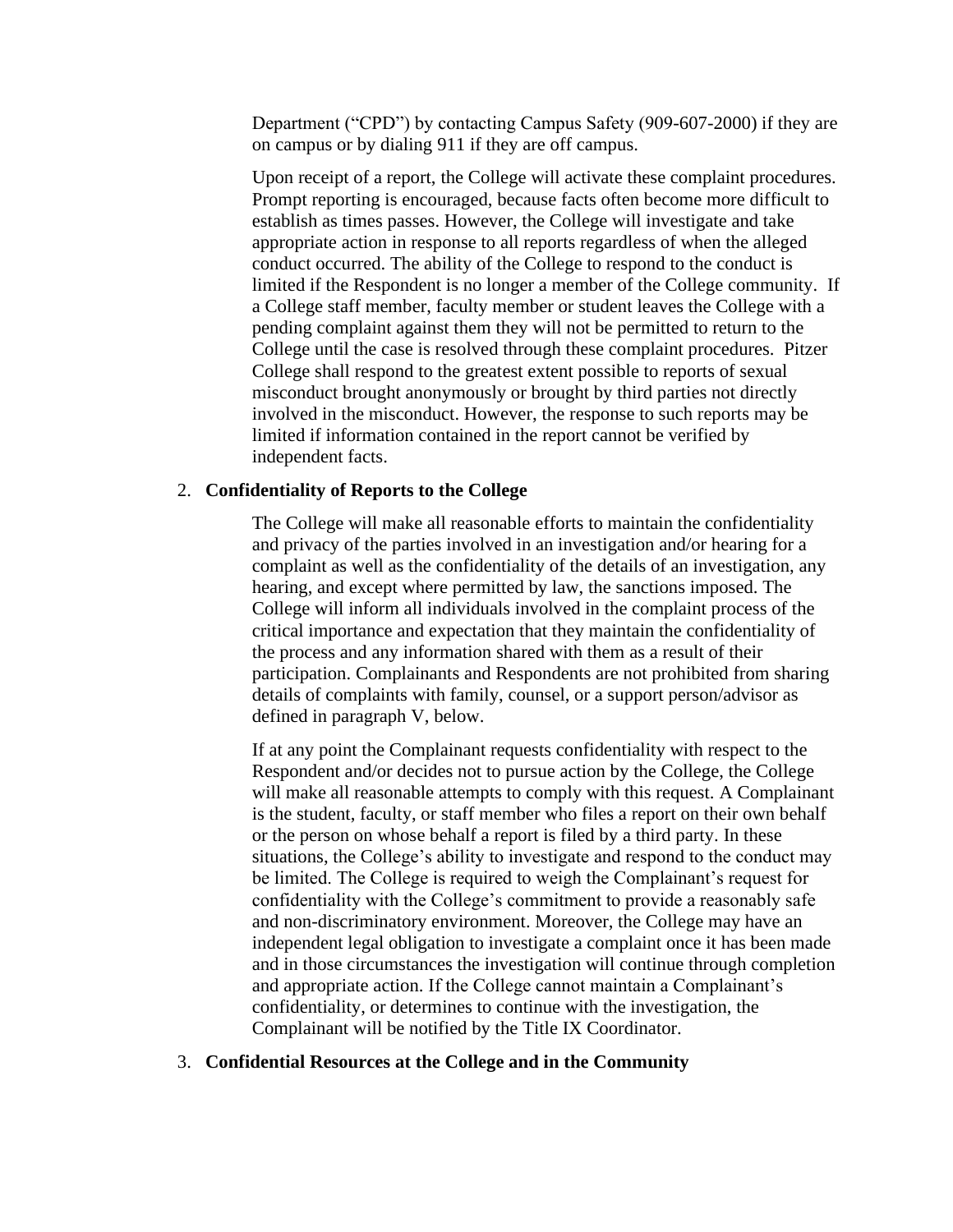Department (“CPD”) by contacting Campus Safety (909-607-2000) if they are on campus or by dialing 911 if they are off campus.

Upon receipt of a report, the College will activate these complaint procedures. Prompt reporting is encouraged, because facts often become more difficult to establish as times passes. However, the College will investigate and take appropriate action in response to all reports regardless of when the alleged conduct occurred. The ability of the College to respond to the conduct is limited if the Respondent is no longer a member of the College community. If a College staff member, faculty member or student leaves the College with a pending complaint against them they will not be permitted to return to the College until the case is resolved through these complaint procedures. Pitzer College shall respond to the greatest extent possible to reports of sexual misconduct brought anonymously or brought by third parties not directly involved in the misconduct. However, the response to such reports may be limited if information contained in the report cannot be verified by independent facts.

2. **Confidentiality of Reports to the College**

The College will make all reasonable efforts to maintain the confidentiality and privacy of the parties involved in an investigation and/or hearing for a complaint as well as the confidentiality of the details of an investigation, any hearing, and except where permitted by law, the sanctions imposed. The College will inform all individuals involved in the complaint process of the critical importance and expectation that they maintain the confidentiality of the process and any information shared with them as a result of their participation. Complainants and Respondents are not prohibited from sharing details of complaints with family, counsel, or a support person/advisor as defined in paragraph V, below.

If at any point the Complainant requests confidentiality with respect to the Respondent and/or decides not to pursue action by the College, the College will make all reasonable attempts to comply with this request. A Complainant is the student, faculty, or staff member who files a report on their own behalf or the person on whose behalf a report is filed by a third party. In these situations, the College’s ability to investigate and respond to the conduct may be limited. The College is required to weigh the Complainant’s request for confidentiality with the College’s commitment to provide a reasonably safe and non-discriminatory environment. Moreover, the College may have an independent legal obligation to investigate a complaint once it has been made and in those circumstances the investigation will continue through completion and appropriate action. If the College cannot maintain a Complainant’s confidentiality, or determines to continue with the investigation, the Complainant will be notified by the Title IX Coordinator.

3. **Confidential Resources at the College and in the Community**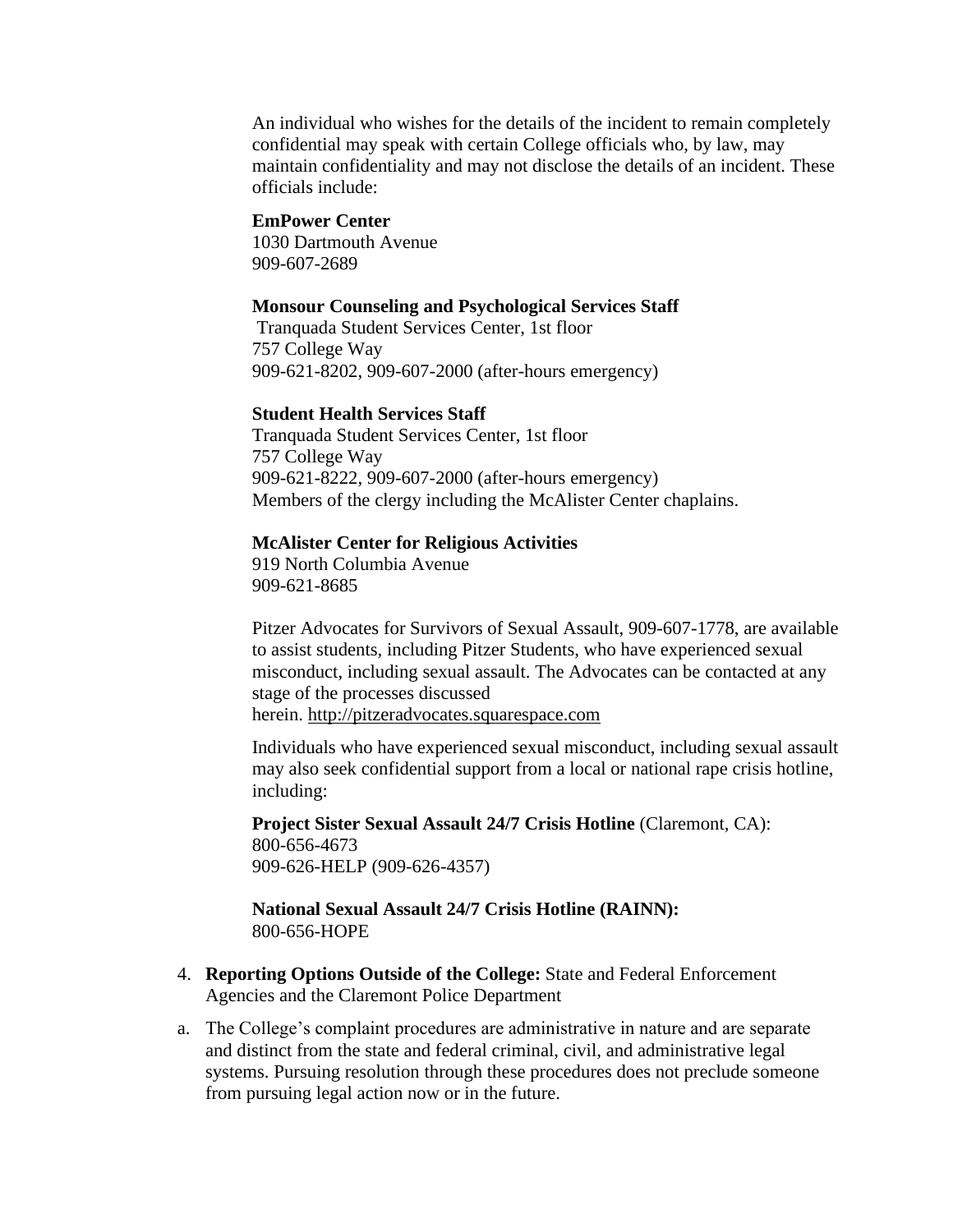An individual who wishes for the details of the incident to remain completely confidential may speak with certain College officials who, by law, may maintain confidentiality and may not disclose the details of an incident. These officials include:

**EmPower Center**
1030 Dartmouth Avenue
909-607-2689

**Monsour Counseling and Psychological Services Staff**
Tranquada Student Services Center, 1st floor
757 College Way
909-621-8202, 909-607-2000 (after-hours emergency)

**Student Health Services Staff**
Tranquada Student Services Center, 1st floor
757 College Way
909-621-8222, 909-607-2000 (after-hours emergency)
Members of the clergy including the McAlister Center chaplains.

**McAlister Center for Religious Activities**
919 North Columbia Avenue
909-621-8685

Pitzer Advocates for Survivors of Sexual Assault, 909-607-1778, are available to assist students, including Pitzer Students, who have experienced sexual misconduct, including sexual assault. The Advocates can be contacted at any stage of the processes discussed herein. http://pitzeradvocates.squarespace.com

Individuals who have experienced sexual misconduct, including sexual assault may also seek confidential support from a local or national rape crisis hotline, including:

**Project Sister Sexual Assault 24/7 Crisis Hotline** (Claremont, CA):
800-656-4673
909-626-HELP (909-626-4357)

**National Sexual Assault 24/7 Crisis Hotline (RAINN):**
800-656-HOPE

4. **Reporting Options Outside of the College:** State and Federal Enforcement Agencies and the Claremont Police Department

a. The College's complaint procedures are administrative in nature and are separate and distinct from the state and federal criminal, civil, and administrative legal systems. Pursuing resolution through these procedures does not preclude someone from pursuing legal action now or in the future.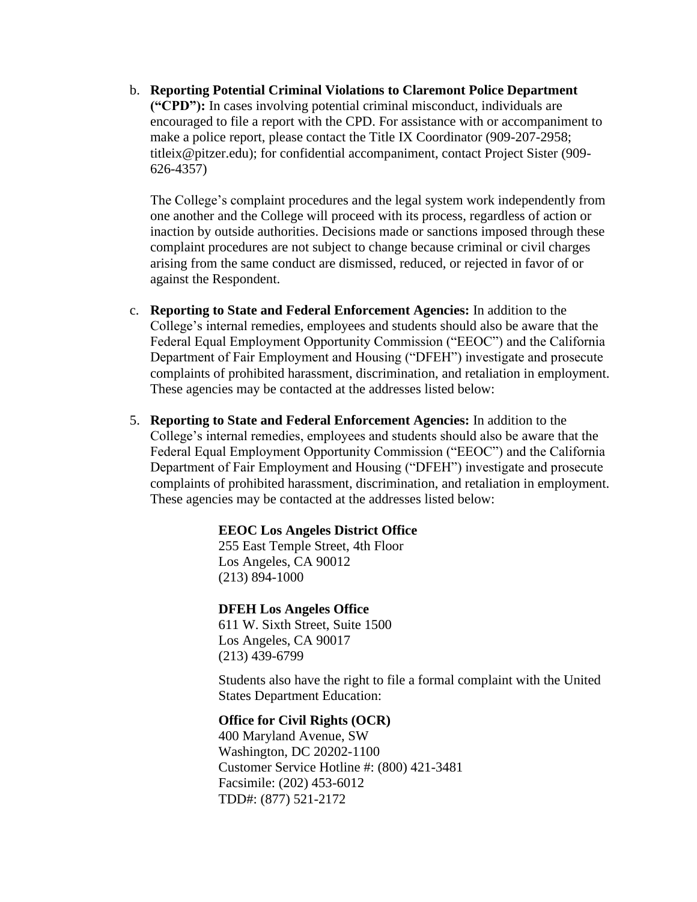b. **Reporting Potential Criminal Violations to Claremont Police Department ("CPD"):** In cases involving potential criminal misconduct, individuals are encouraged to file a report with the CPD. For assistance with or accompaniment to make a police report, please contact the Title IX Coordinator (909-207-2958; titleix@pitzer.edu); for confidential accompaniment, contact Project Sister (909-626-4357)

   The College's complaint procedures and the legal system work independently from one another and the College will proceed with its process, regardless of action or inaction by outside authorities. Decisions made or sanctions imposed through these complaint procedures are not subject to change because criminal or civil charges arising from the same conduct are dismissed, reduced, or rejected in favor of or against the Respondent.

c. **Reporting to State and Federal Enforcement Agencies:** In addition to the College's internal remedies, employees and students should also be aware that the Federal Equal Employment Opportunity Commission ("EEOC") and the California Department of Fair Employment and Housing ("DFEH") investigate and prosecute complaints of prohibited harassment, discrimination, and retaliation in employment. These agencies may be contacted at the addresses listed below:

5. **Reporting to State and Federal Enforcement Agencies:** In addition to the College's internal remedies, employees and students should also be aware that the Federal Equal Employment Opportunity Commission ("EEOC") and the California Department of Fair Employment and Housing ("DFEH") investigate and prosecute complaints of prohibited harassment, discrimination, and retaliation in employment. These agencies may be contacted at the addresses listed below:

   **EEOC Los Angeles District Office**
   255 East Temple Street, 4th Floor
   Los Angeles, CA 90012
   (213) 894-1000

   **DFEH Los Angeles Office**
   611 W. Sixth Street, Suite 1500
   Los Angeles, CA 90017
   (213) 439-6799

   Students also have the right to file a formal complaint with the United States Department Education:

   **Office for Civil Rights (OCR)**
   400 Maryland Avenue, SW
   Washington, DC 20202-1100
   Customer Service Hotline #: (800) 421-3481
   Facsimile: (202) 453-6012
   TDD#: (877) 521-2172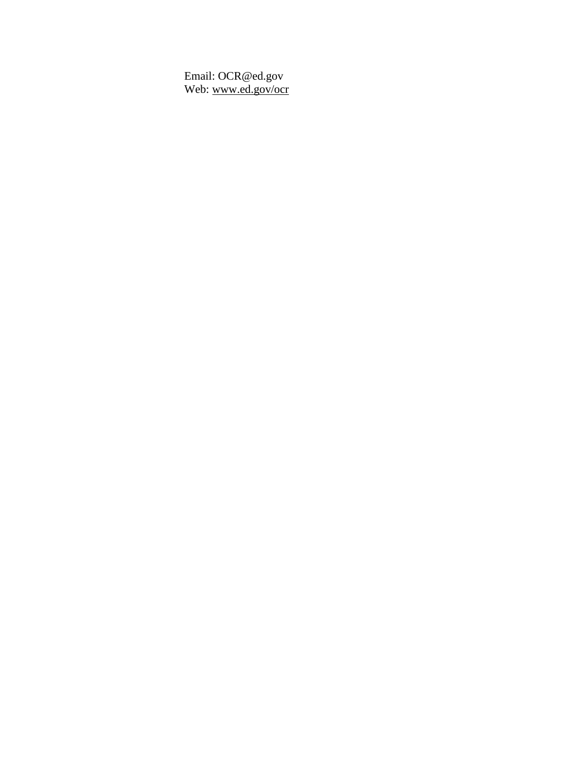Email: OCR@ed.gov
Web: www.ed.gov/ocr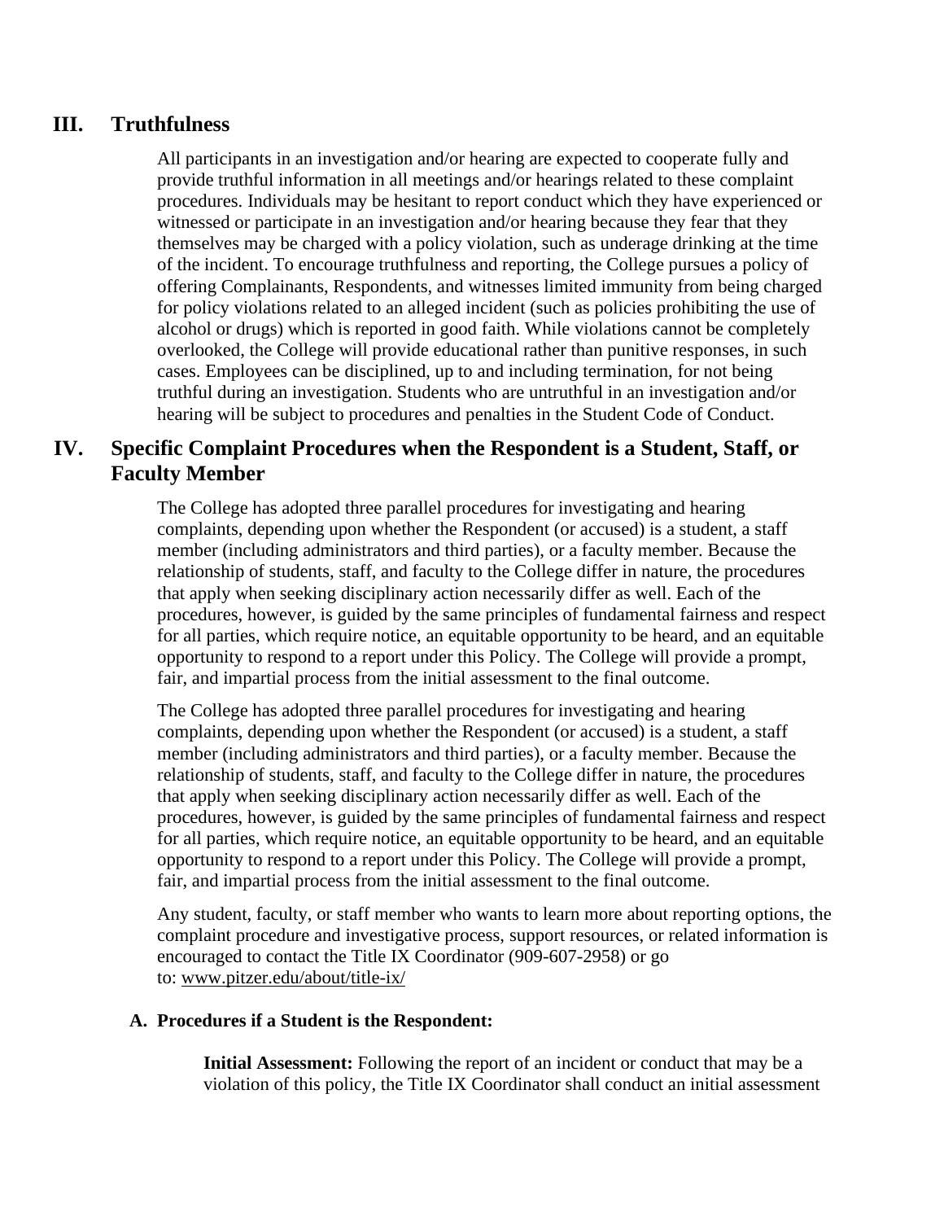## III. Truthfulness

All participants in an investigation and/or hearing are expected to cooperate fully and provide truthful information in all meetings and/or hearings related to these complaint procedures. Individuals may be hesitant to report conduct which they have experienced or witnessed or participate in an investigation and/or hearing because they fear that they themselves may be charged with a policy violation, such as underage drinking at the time of the incident. To encourage truthfulness and reporting, the College pursues a policy of offering Complainants, Respondents, and witnesses limited immunity from being charged for policy violations related to an alleged incident (such as policies prohibiting the use of alcohol or drugs) which is reported in good faith. While violations cannot be completely overlooked, the College will provide educational rather than punitive responses, in such cases. Employees can be disciplined, up to and including termination, for not being truthful during an investigation. Students who are untruthful in an investigation and/or hearing will be subject to procedures and penalties in the Student Code of Conduct.

## IV. Specific Complaint Procedures when the Respondent is a Student, Staff, or Faculty Member

The College has adopted three parallel procedures for investigating and hearing complaints, depending upon whether the Respondent (or accused) is a student, a staff member (including administrators and third parties), or a faculty member. Because the relationship of students, staff, and faculty to the College differ in nature, the procedures that apply when seeking disciplinary action necessarily differ as well. Each of the procedures, however, is guided by the same principles of fundamental fairness and respect for all parties, which require notice, an equitable opportunity to be heard, and an equitable opportunity to respond to a report under this Policy. The College will provide a prompt, fair, and impartial process from the initial assessment to the final outcome.

The College has adopted three parallel procedures for investigating and hearing complaints, depending upon whether the Respondent (or accused) is a student, a staff member (including administrators and third parties), or a faculty member. Because the relationship of students, staff, and faculty to the College differ in nature, the procedures that apply when seeking disciplinary action necessarily differ as well. Each of the procedures, however, is guided by the same principles of fundamental fairness and respect for all parties, which require notice, an equitable opportunity to be heard, and an equitable opportunity to respond to a report under this Policy. The College will provide a prompt, fair, and impartial process from the initial assessment to the final outcome.

Any student, faculty, or staff member who wants to learn more about reporting options, the complaint procedure and investigative process, support resources, or related information is encouraged to contact the Title IX Coordinator (909-607-2958) or go to: www.pitzer.edu/about/title-ix/

### A. Procedures if a Student is the Respondent:

**Initial Assessment:** Following the report of an incident or conduct that may be a violation of this policy, the Title IX Coordinator shall conduct an initial assessment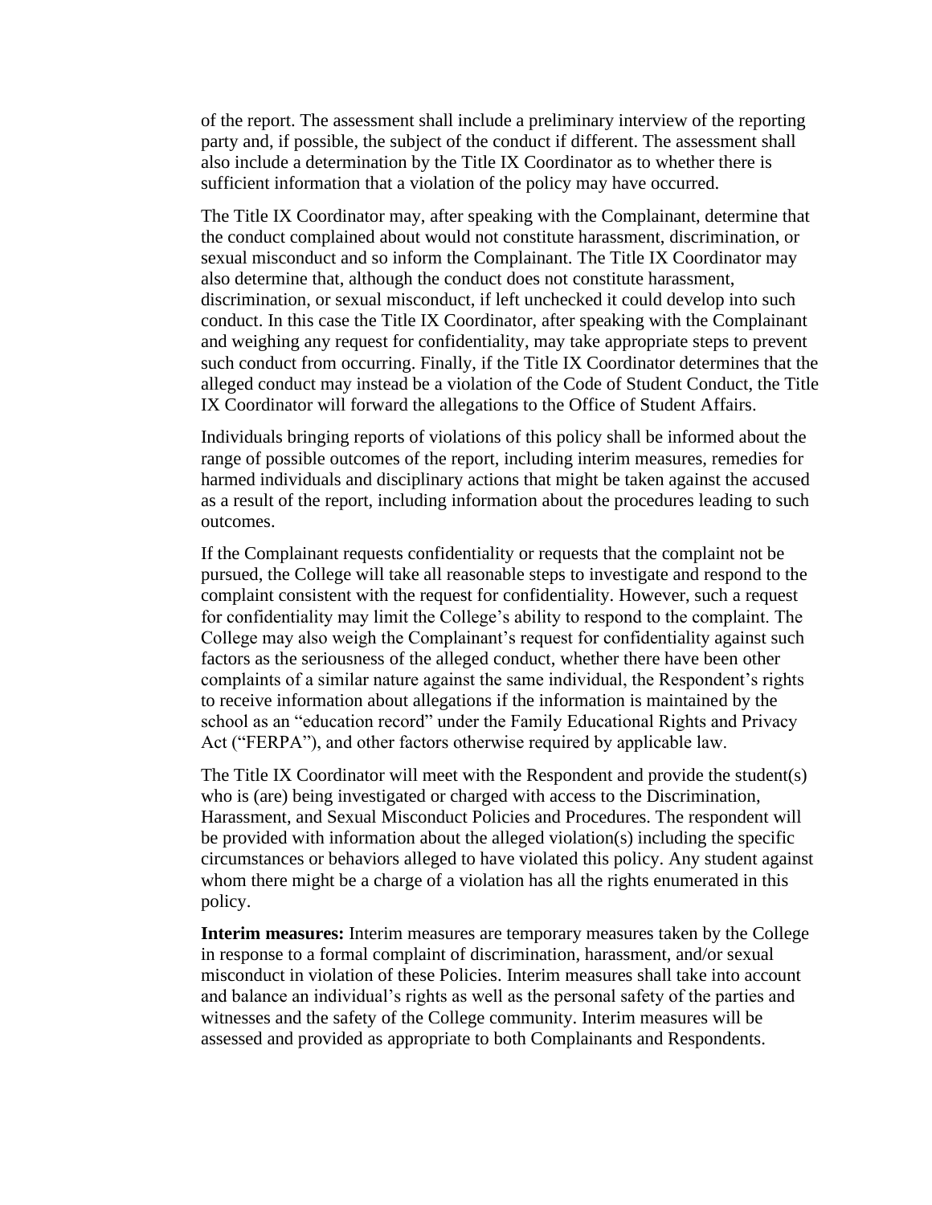of the report. The assessment shall include a preliminary interview of the reporting party and, if possible, the subject of the conduct if different. The assessment shall also include a determination by the Title IX Coordinator as to whether there is sufficient information that a violation of the policy may have occurred.

The Title IX Coordinator may, after speaking with the Complainant, determine that the conduct complained about would not constitute harassment, discrimination, or sexual misconduct and so inform the Complainant. The Title IX Coordinator may also determine that, although the conduct does not constitute harassment, discrimination, or sexual misconduct, if left unchecked it could develop into such conduct. In this case the Title IX Coordinator, after speaking with the Complainant and weighing any request for confidentiality, may take appropriate steps to prevent such conduct from occurring. Finally, if the Title IX Coordinator determines that the alleged conduct may instead be a violation of the Code of Student Conduct, the Title IX Coordinator will forward the allegations to the Office of Student Affairs.

Individuals bringing reports of violations of this policy shall be informed about the range of possible outcomes of the report, including interim measures, remedies for harmed individuals and disciplinary actions that might be taken against the accused as a result of the report, including information about the procedures leading to such outcomes.

If the Complainant requests confidentiality or requests that the complaint not be pursued, the College will take all reasonable steps to investigate and respond to the complaint consistent with the request for confidentiality. However, such a request for confidentiality may limit the College's ability to respond to the complaint. The College may also weigh the Complainant's request for confidentiality against such factors as the seriousness of the alleged conduct, whether there have been other complaints of a similar nature against the same individual, the Respondent's rights to receive information about allegations if the information is maintained by the school as an "education record" under the Family Educational Rights and Privacy Act ("FERPA"), and other factors otherwise required by applicable law.

The Title IX Coordinator will meet with the Respondent and provide the student(s) who is (are) being investigated or charged with access to the Discrimination, Harassment, and Sexual Misconduct Policies and Procedures. The respondent will be provided with information about the alleged violation(s) including the specific circumstances or behaviors alleged to have violated this policy. Any student against whom there might be a charge of a violation has all the rights enumerated in this policy.

**Interim measures:** Interim measures are temporary measures taken by the College in response to a formal complaint of discrimination, harassment, and/or sexual misconduct in violation of these Policies. Interim measures shall take into account and balance an individual's rights as well as the personal safety of the parties and witnesses and the safety of the College community. Interim measures will be assessed and provided as appropriate to both Complainants and Respondents.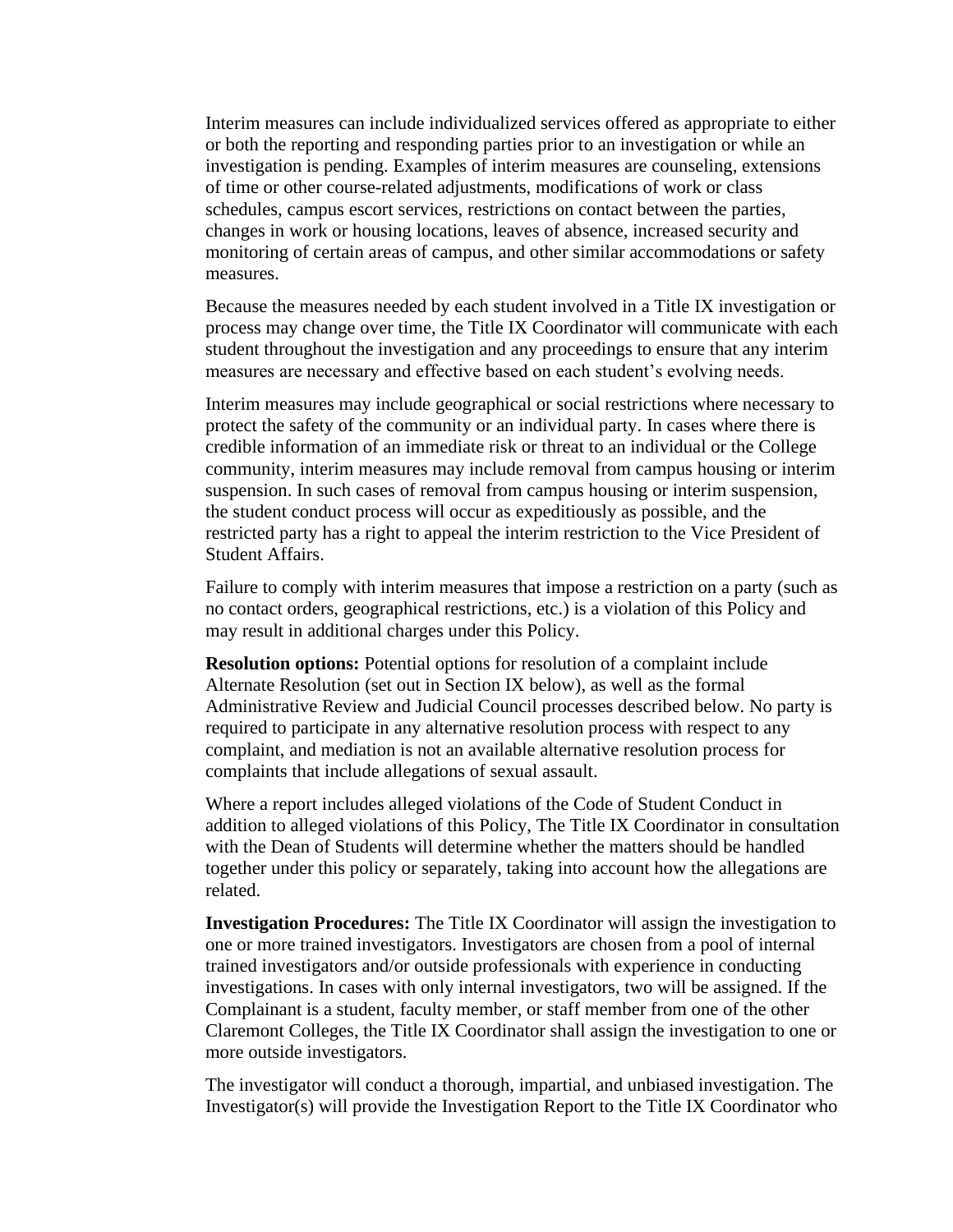Interim measures can include individualized services offered as appropriate to either or both the reporting and responding parties prior to an investigation or while an investigation is pending. Examples of interim measures are counseling, extensions of time or other course-related adjustments, modifications of work or class schedules, campus escort services, restrictions on contact between the parties, changes in work or housing locations, leaves of absence, increased security and monitoring of certain areas of campus, and other similar accommodations or safety measures.

Because the measures needed by each student involved in a Title IX investigation or process may change over time, the Title IX Coordinator will communicate with each student throughout the investigation and any proceedings to ensure that any interim measures are necessary and effective based on each student's evolving needs.

Interim measures may include geographical or social restrictions where necessary to protect the safety of the community or an individual party. In cases where there is credible information of an immediate risk or threat to an individual or the College community, interim measures may include removal from campus housing or interim suspension. In such cases of removal from campus housing or interim suspension, the student conduct process will occur as expeditiously as possible, and the restricted party has a right to appeal the interim restriction to the Vice President of Student Affairs.

Failure to comply with interim measures that impose a restriction on a party (such as no contact orders, geographical restrictions, etc.) is a violation of this Policy and may result in additional charges under this Policy.

**Resolution options:** Potential options for resolution of a complaint include Alternate Resolution (set out in Section IX below), as well as the formal Administrative Review and Judicial Council processes described below. No party is required to participate in any alternative resolution process with respect to any complaint, and mediation is not an available alternative resolution process for complaints that include allegations of sexual assault.

Where a report includes alleged violations of the Code of Student Conduct in addition to alleged violations of this Policy, The Title IX Coordinator in consultation with the Dean of Students will determine whether the matters should be handled together under this policy or separately, taking into account how the allegations are related.

**Investigation Procedures:** The Title IX Coordinator will assign the investigation to one or more trained investigators. Investigators are chosen from a pool of internal trained investigators and/or outside professionals with experience in conducting investigations. In cases with only internal investigators, two will be assigned. If the Complainant is a student, faculty member, or staff member from one of the other Claremont Colleges, the Title IX Coordinator shall assign the investigation to one or more outside investigators.

The investigator will conduct a thorough, impartial, and unbiased investigation. The Investigator(s) will provide the Investigation Report to the Title IX Coordinator who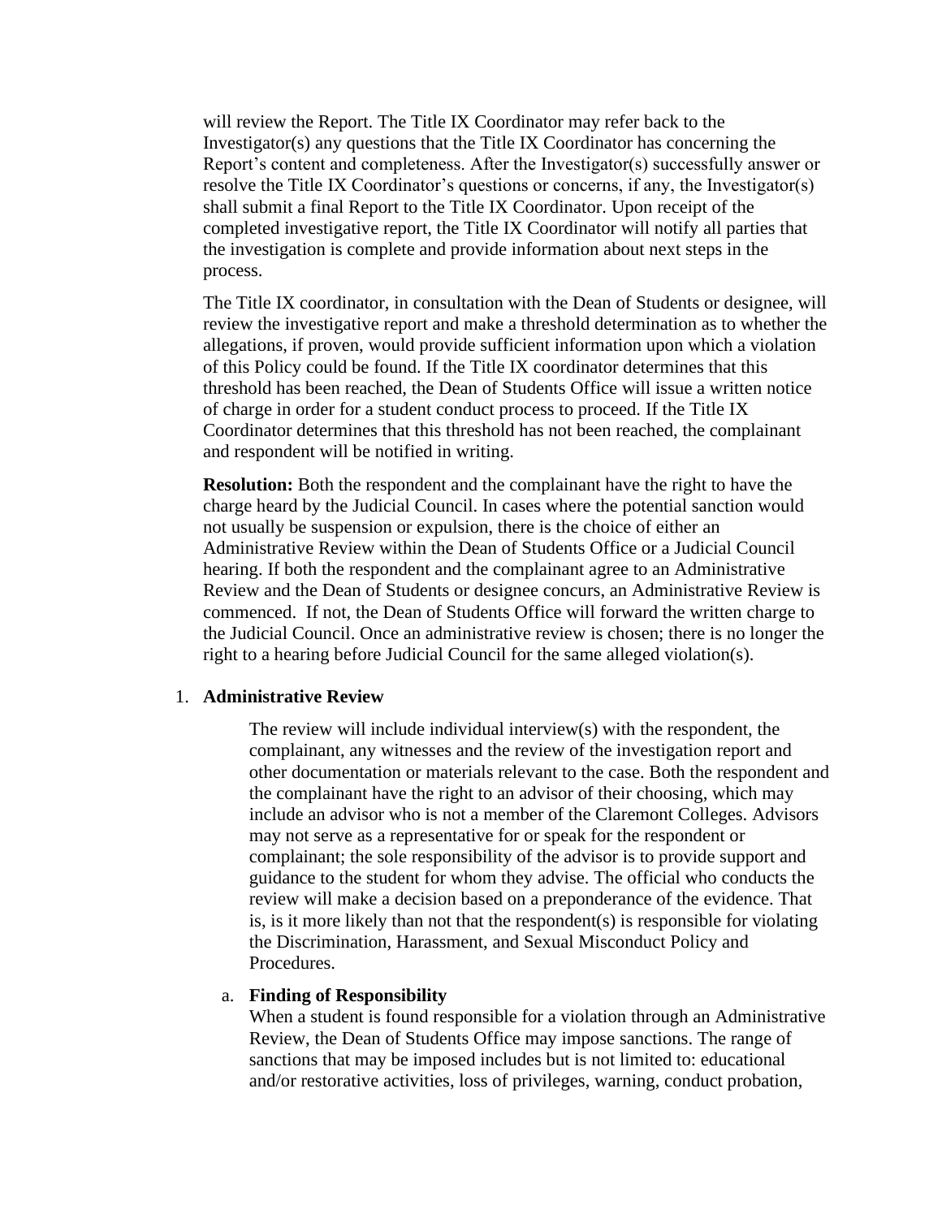will review the Report. The Title IX Coordinator may refer back to the Investigator(s) any questions that the Title IX Coordinator has concerning the Report's content and completeness. After the Investigator(s) successfully answer or resolve the Title IX Coordinator's questions or concerns, if any, the Investigator(s) shall submit a final Report to the Title IX Coordinator. Upon receipt of the completed investigative report, the Title IX Coordinator will notify all parties that the investigation is complete and provide information about next steps in the process.

The Title IX coordinator, in consultation with the Dean of Students or designee, will review the investigative report and make a threshold determination as to whether the allegations, if proven, would provide sufficient information upon which a violation of this Policy could be found. If the Title IX coordinator determines that this threshold has been reached, the Dean of Students Office will issue a written notice of charge in order for a student conduct process to proceed. If the Title IX Coordinator determines that this threshold has not been reached, the complainant and respondent will be notified in writing.

**Resolution:** Both the respondent and the complainant have the right to have the charge heard by the Judicial Council. In cases where the potential sanction would not usually be suspension or expulsion, there is the choice of either an Administrative Review within the Dean of Students Office or a Judicial Council hearing. If both the respondent and the complainant agree to an Administrative Review and the Dean of Students or designee concurs, an Administrative Review is commenced. If not, the Dean of Students Office will forward the written charge to the Judicial Council. Once an administrative review is chosen; there is no longer the right to a hearing before Judicial Council for the same alleged violation(s).

1. **Administrative Review**

   The review will include individual interview(s) with the respondent, the complainant, any witnesses and the review of the investigation report and other documentation or materials relevant to the case. Both the respondent and the complainant have the right to an advisor of their choosing, which may include an advisor who is not a member of the Claremont Colleges. Advisors may not serve as a representative for or speak for the respondent or complainant; the sole responsibility of the advisor is to provide support and guidance to the student for whom they advise. The official who conducts the review will make a decision based on a preponderance of the evidence. That is, is it more likely than not that the respondent(s) is responsible for violating the Discrimination, Harassment, and Sexual Misconduct Policy and Procedures.

   a. **Finding of Responsibility**
   When a student is found responsible for a violation through an Administrative Review, the Dean of Students Office may impose sanctions. The range of sanctions that may be imposed includes but is not limited to: educational and/or restorative activities, loss of privileges, warning, conduct probation,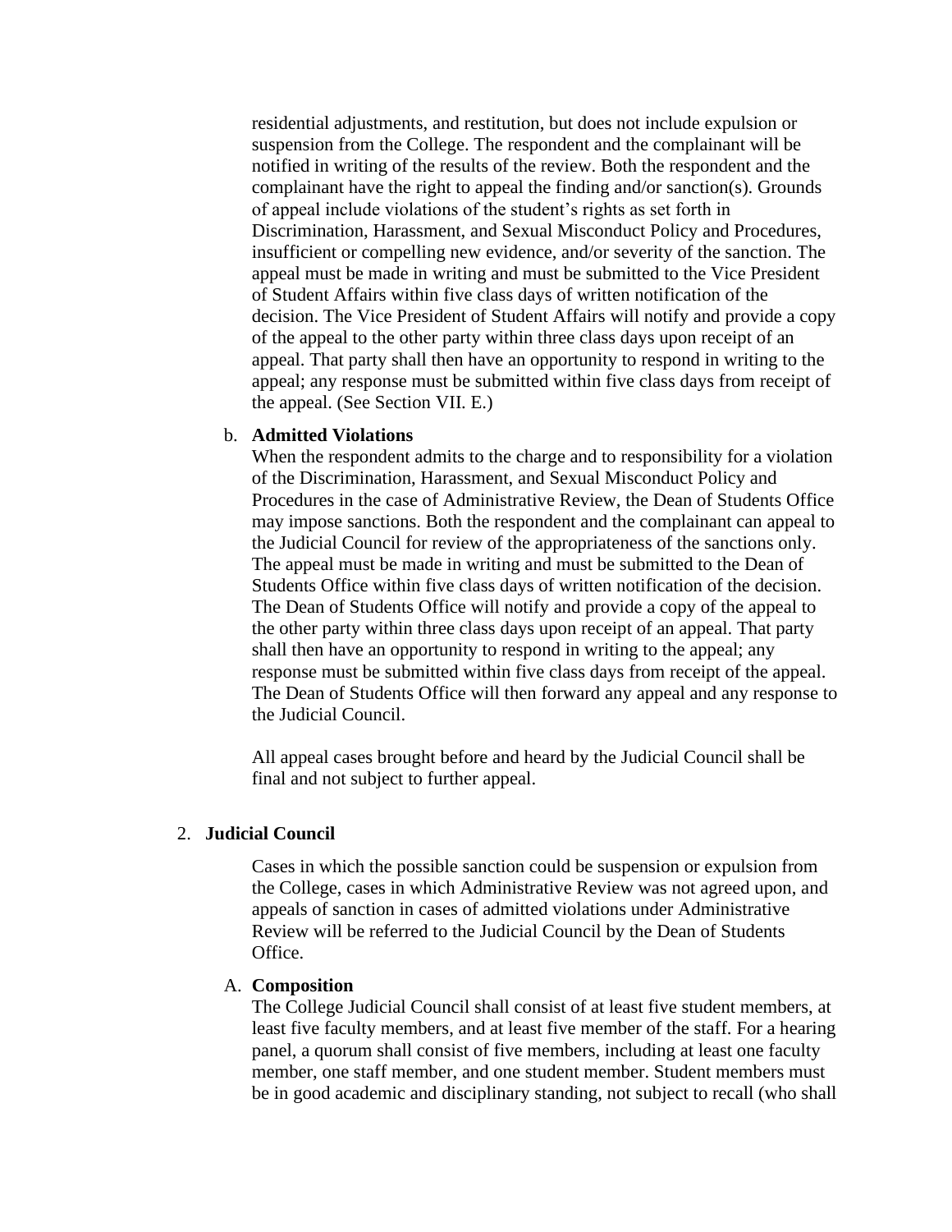residential adjustments, and restitution, but does not include expulsion or suspension from the College. The respondent and the complainant will be notified in writing of the results of the review. Both the respondent and the complainant have the right to appeal the finding and/or sanction(s). Grounds of appeal include violations of the student's rights as set forth in Discrimination, Harassment, and Sexual Misconduct Policy and Procedures, insufficient or compelling new evidence, and/or severity of the sanction. The appeal must be made in writing and must be submitted to the Vice President of Student Affairs within five class days of written notification of the decision. The Vice President of Student Affairs will notify and provide a copy of the appeal to the other party within three class days upon receipt of an appeal. That party shall then have an opportunity to respond in writing to the appeal; any response must be submitted within five class days from receipt of the appeal. (See Section VII. E.)

b. **Admitted Violations**

When the respondent admits to the charge and to responsibility for a violation of the Discrimination, Harassment, and Sexual Misconduct Policy and Procedures in the case of Administrative Review, the Dean of Students Office may impose sanctions. Both the respondent and the complainant can appeal to the Judicial Council for review of the appropriateness of the sanctions only. The appeal must be made in writing and must be submitted to the Dean of Students Office within five class days of written notification of the decision. The Dean of Students Office will notify and provide a copy of the appeal to the other party within three class days upon receipt of an appeal. That party shall then have an opportunity to respond in writing to the appeal; any response must be submitted within five class days from receipt of the appeal. The Dean of Students Office will then forward any appeal and any response to the Judicial Council.

All appeal cases brought before and heard by the Judicial Council shall be final and not subject to further appeal.

2. **Judicial Council**

Cases in which the possible sanction could be suspension or expulsion from the College, cases in which Administrative Review was not agreed upon, and appeals of sanction in cases of admitted violations under Administrative Review will be referred to the Judicial Council by the Dean of Students Office.

A. **Composition**

The College Judicial Council shall consist of at least five student members, at least five faculty members, and at least five member of the staff. For a hearing panel, a quorum shall consist of five members, including at least one faculty member, one staff member, and one student member. Student members must be in good academic and disciplinary standing, not subject to recall (who shall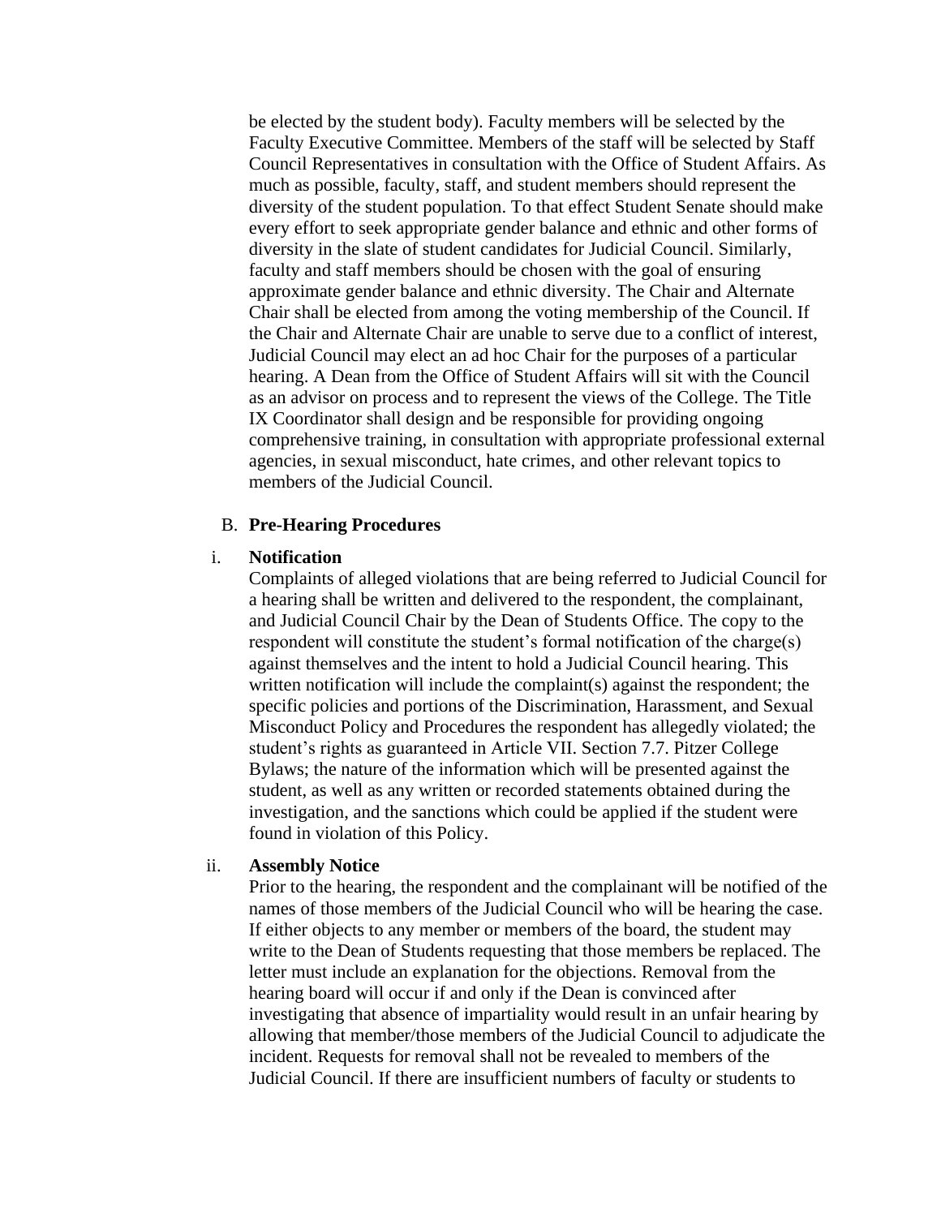be elected by the student body). Faculty members will be selected by the Faculty Executive Committee. Members of the staff will be selected by Staff Council Representatives in consultation with the Office of Student Affairs. As much as possible, faculty, staff, and student members should represent the diversity of the student population. To that effect Student Senate should make every effort to seek appropriate gender balance and ethnic and other forms of diversity in the slate of student candidates for Judicial Council. Similarly, faculty and staff members should be chosen with the goal of ensuring approximate gender balance and ethnic diversity. The Chair and Alternate Chair shall be elected from among the voting membership of the Council. If the Chair and Alternate Chair are unable to serve due to a conflict of interest, Judicial Council may elect an ad hoc Chair for the purposes of a particular hearing. A Dean from the Office of Student Affairs will sit with the Council as an advisor on process and to represent the views of the College. The Title IX Coordinator shall design and be responsible for providing ongoing comprehensive training, in consultation with appropriate professional external agencies, in sexual misconduct, hate crimes, and other relevant topics to members of the Judicial Council.

B. **Pre-Hearing Procedures**

i. **Notification**

Complaints of alleged violations that are being referred to Judicial Council for a hearing shall be written and delivered to the respondent, the complainant, and Judicial Council Chair by the Dean of Students Office. The copy to the respondent will constitute the student's formal notification of the charge(s) against themselves and the intent to hold a Judicial Council hearing. This written notification will include the complaint(s) against the respondent; the specific policies and portions of the Discrimination, Harassment, and Sexual Misconduct Policy and Procedures the respondent has allegedly violated; the student's rights as guaranteed in Article VII. Section 7.7. Pitzer College Bylaws; the nature of the information which will be presented against the student, as well as any written or recorded statements obtained during the investigation, and the sanctions which could be applied if the student were found in violation of this Policy.

ii. **Assembly Notice**

Prior to the hearing, the respondent and the complainant will be notified of the names of those members of the Judicial Council who will be hearing the case. If either objects to any member or members of the board, the student may write to the Dean of Students requesting that those members be replaced. The letter must include an explanation for the objections. Removal from the hearing board will occur if and only if the Dean is convinced after investigating that absence of impartiality would result in an unfair hearing by allowing that member/those members of the Judicial Council to adjudicate the incident. Requests for removal shall not be revealed to members of the Judicial Council. If there are insufficient numbers of faculty or students to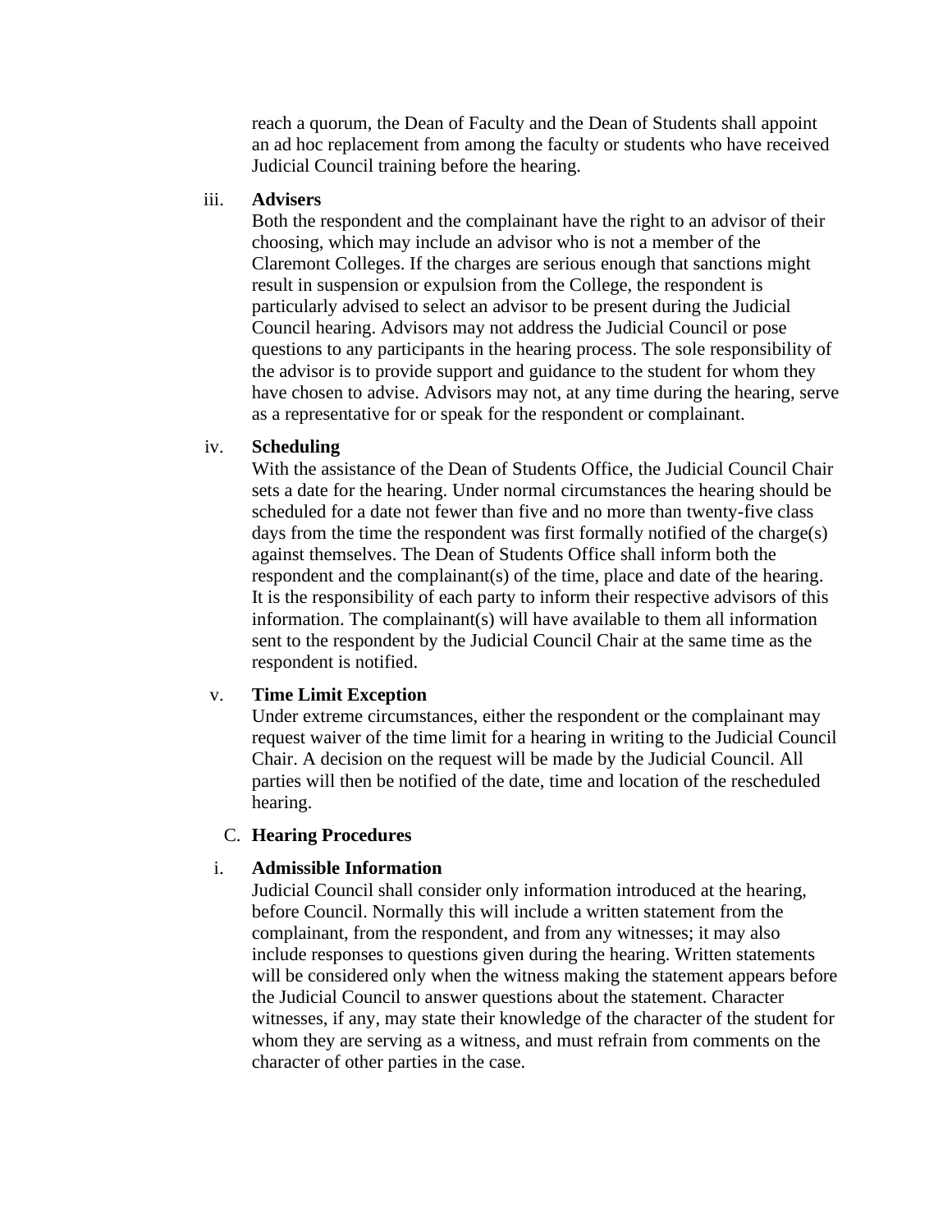reach a quorum, the Dean of Faculty and the Dean of Students shall appoint an ad hoc replacement from among the faculty or students who have received Judicial Council training before the hearing.

iii. **Advisers**

Both the respondent and the complainant have the right to an advisor of their choosing, which may include an advisor who is not a member of the Claremont Colleges. If the charges are serious enough that sanctions might result in suspension or expulsion from the College, the respondent is particularly advised to select an advisor to be present during the Judicial Council hearing. Advisors may not address the Judicial Council or pose questions to any participants in the hearing process. The sole responsibility of the advisor is to provide support and guidance to the student for whom they have chosen to advise. Advisors may not, at any time during the hearing, serve as a representative for or speak for the respondent or complainant.

iv. **Scheduling**

With the assistance of the Dean of Students Office, the Judicial Council Chair sets a date for the hearing. Under normal circumstances the hearing should be scheduled for a date not fewer than five and no more than twenty-five class days from the time the respondent was first formally notified of the charge(s) against themselves. The Dean of Students Office shall inform both the respondent and the complainant(s) of the time, place and date of the hearing. It is the responsibility of each party to inform their respective advisors of this information. The complainant(s) will have available to them all information sent to the respondent by the Judicial Council Chair at the same time as the respondent is notified.

v. **Time Limit Exception**

Under extreme circumstances, either the respondent or the complainant may request waiver of the time limit for a hearing in writing to the Judicial Council Chair. A decision on the request will be made by the Judicial Council. All parties will then be notified of the date, time and location of the rescheduled hearing.

C. **Hearing Procedures**

i. **Admissible Information**

Judicial Council shall consider only information introduced at the hearing, before Council. Normally this will include a written statement from the complainant, from the respondent, and from any witnesses; it may also include responses to questions given during the hearing. Written statements will be considered only when the witness making the statement appears before the Judicial Council to answer questions about the statement. Character witnesses, if any, may state their knowledge of the character of the student for whom they are serving as a witness, and must refrain from comments on the character of other parties in the case.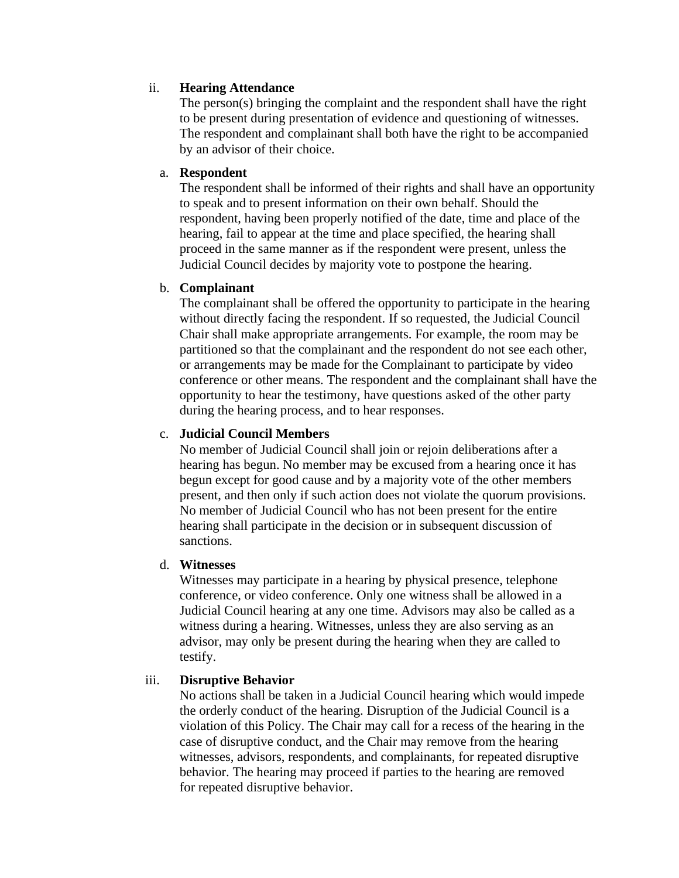ii. **Hearing Attendance**

The person(s) bringing the complaint and the respondent shall have the right to be present during presentation of evidence and questioning of witnesses. The respondent and complainant shall both have the right to be accompanied by an advisor of their choice.

a. **Respondent**

The respondent shall be informed of their rights and shall have an opportunity to speak and to present information on their own behalf. Should the respondent, having been properly notified of the date, time and place of the hearing, fail to appear at the time and place specified, the hearing shall proceed in the same manner as if the respondent were present, unless the Judicial Council decides by majority vote to postpone the hearing.

b. **Complainant**

The complainant shall be offered the opportunity to participate in the hearing without directly facing the respondent. If so requested, the Judicial Council Chair shall make appropriate arrangements. For example, the room may be partitioned so that the complainant and the respondent do not see each other, or arrangements may be made for the Complainant to participate by video conference or other means. The respondent and the complainant shall have the opportunity to hear the testimony, have questions asked of the other party during the hearing process, and to hear responses.

c. **Judicial Council Members**

No member of Judicial Council shall join or rejoin deliberations after a hearing has begun. No member may be excused from a hearing once it has begun except for good cause and by a majority vote of the other members present, and then only if such action does not violate the quorum provisions. No member of Judicial Council who has not been present for the entire hearing shall participate in the decision or in subsequent discussion of sanctions.

d. **Witnesses**

Witnesses may participate in a hearing by physical presence, telephone conference, or video conference. Only one witness shall be allowed in a Judicial Council hearing at any one time. Advisors may also be called as a witness during a hearing. Witnesses, unless they are also serving as an advisor, may only be present during the hearing when they are called to testify.

iii. **Disruptive Behavior**

No actions shall be taken in a Judicial Council hearing which would impede the orderly conduct of the hearing. Disruption of the Judicial Council is a violation of this Policy. The Chair may call for a recess of the hearing in the case of disruptive conduct, and the Chair may remove from the hearing witnesses, advisors, respondents, and complainants, for repeated disruptive behavior. The hearing may proceed if parties to the hearing are removed for repeated disruptive behavior.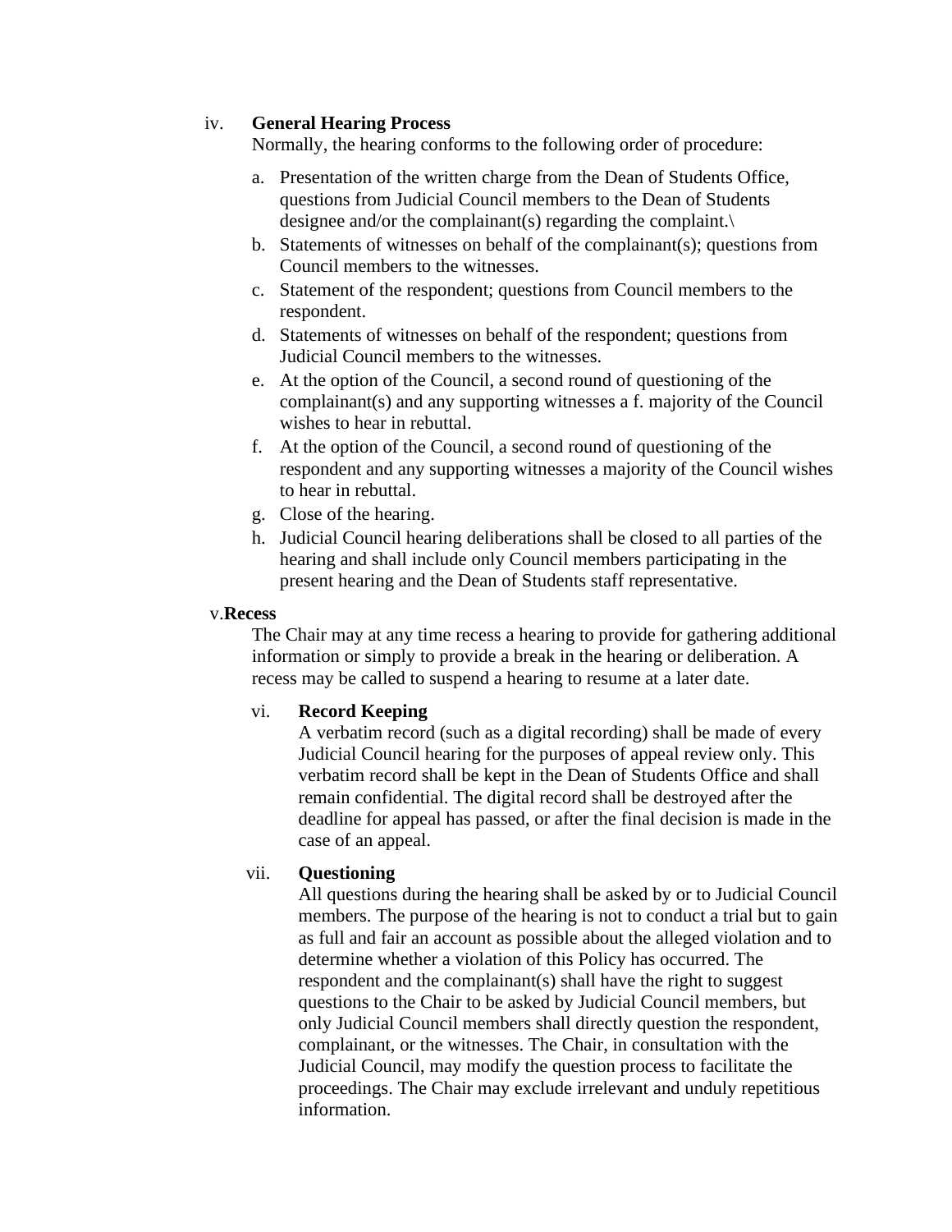iv. **General Hearing Process**

Normally, the hearing conforms to the following order of procedure:

a. Presentation of the written charge from the Dean of Students Office, questions from Judicial Council members to the Dean of Students designee and/or the complainant(s) regarding the complaint.\
b. Statements of witnesses on behalf of the complainant(s); questions from Council members to the witnesses.
c. Statement of the respondent; questions from Council members to the respondent.
d. Statements of witnesses on behalf of the respondent; questions from Judicial Council members to the witnesses.
e. At the option of the Council, a second round of questioning of the complainant(s) and any supporting witnesses a f. majority of the Council wishes to hear in rebuttal.
f. At the option of the Council, a second round of questioning of the respondent and any supporting witnesses a majority of the Council wishes to hear in rebuttal.
g. Close of the hearing.
h. Judicial Council hearing deliberations shall be closed to all parties of the hearing and shall include only Council members participating in the present hearing and the Dean of Students staff representative.

v. **Recess**

The Chair may at any time recess a hearing to provide for gathering additional information or simply to provide a break in the hearing or deliberation. A recess may be called to suspend a hearing to resume at a later date.

vi. **Record Keeping**

A verbatim record (such as a digital recording) shall be made of every Judicial Council hearing for the purposes of appeal review only. This verbatim record shall be kept in the Dean of Students Office and shall remain confidential. The digital record shall be destroyed after the deadline for appeal has passed, or after the final decision is made in the case of an appeal.

vii. **Questioning**

All questions during the hearing shall be asked by or to Judicial Council members. The purpose of the hearing is not to conduct a trial but to gain as full and fair an account as possible about the alleged violation and to determine whether a violation of this Policy has occurred. The respondent and the complainant(s) shall have the right to suggest questions to the Chair to be asked by Judicial Council members, but only Judicial Council members shall directly question the respondent, complainant, or the witnesses. The Chair, in consultation with the Judicial Council, may modify the question process to facilitate the proceedings. The Chair may exclude irrelevant and unduly repetitious information.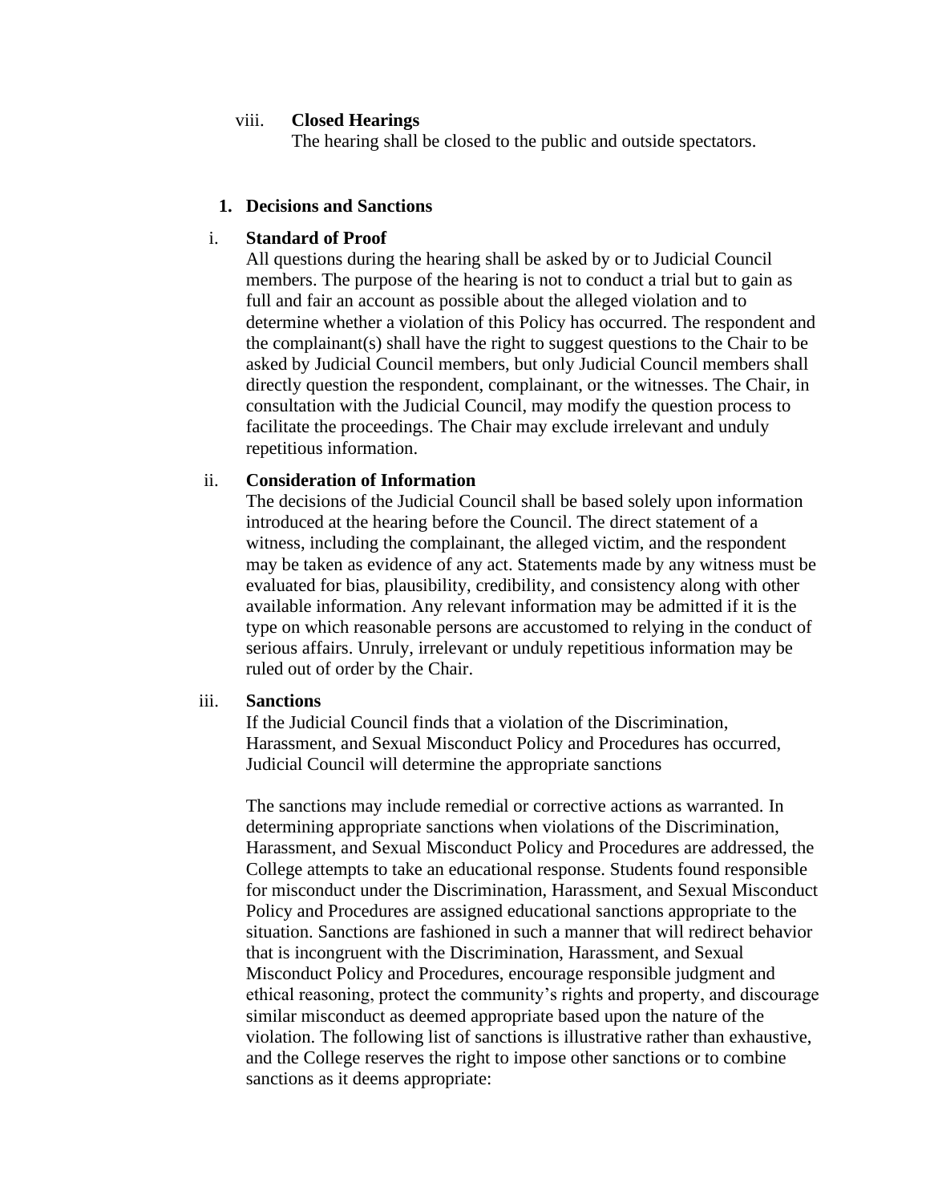viii. **Closed Hearings**

The hearing shall be closed to the public and outside spectators.

1. **Decisions and Sanctions**

i. **Standard of Proof**

All questions during the hearing shall be asked by or to Judicial Council members. The purpose of the hearing is not to conduct a trial but to gain as full and fair an account as possible about the alleged violation and to determine whether a violation of this Policy has occurred. The respondent and the complainant(s) shall have the right to suggest questions to the Chair to be asked by Judicial Council members, but only Judicial Council members shall directly question the respondent, complainant, or the witnesses. The Chair, in consultation with the Judicial Council, may modify the question process to facilitate the proceedings. The Chair may exclude irrelevant and unduly repetitious information.

ii. **Consideration of Information**

The decisions of the Judicial Council shall be based solely upon information introduced at the hearing before the Council. The direct statement of a witness, including the complainant, the alleged victim, and the respondent may be taken as evidence of any act. Statements made by any witness must be evaluated for bias, plausibility, credibility, and consistency along with other available information. Any relevant information may be admitted if it is the type on which reasonable persons are accustomed to relying in the conduct of serious affairs. Unruly, irrelevant or unduly repetitious information may be ruled out of order by the Chair.

iii. **Sanctions**

If the Judicial Council finds that a violation of the Discrimination, Harassment, and Sexual Misconduct Policy and Procedures has occurred, Judicial Council will determine the appropriate sanctions

The sanctions may include remedial or corrective actions as warranted. In determining appropriate sanctions when violations of the Discrimination, Harassment, and Sexual Misconduct Policy and Procedures are addressed, the College attempts to take an educational response. Students found responsible for misconduct under the Discrimination, Harassment, and Sexual Misconduct Policy and Procedures are assigned educational sanctions appropriate to the situation. Sanctions are fashioned in such a manner that will redirect behavior that is incongruent with the Discrimination, Harassment, and Sexual Misconduct Policy and Procedures, encourage responsible judgment and ethical reasoning, protect the community's rights and property, and discourage similar misconduct as deemed appropriate based upon the nature of the violation. The following list of sanctions is illustrative rather than exhaustive, and the College reserves the right to impose other sanctions or to combine sanctions as it deems appropriate: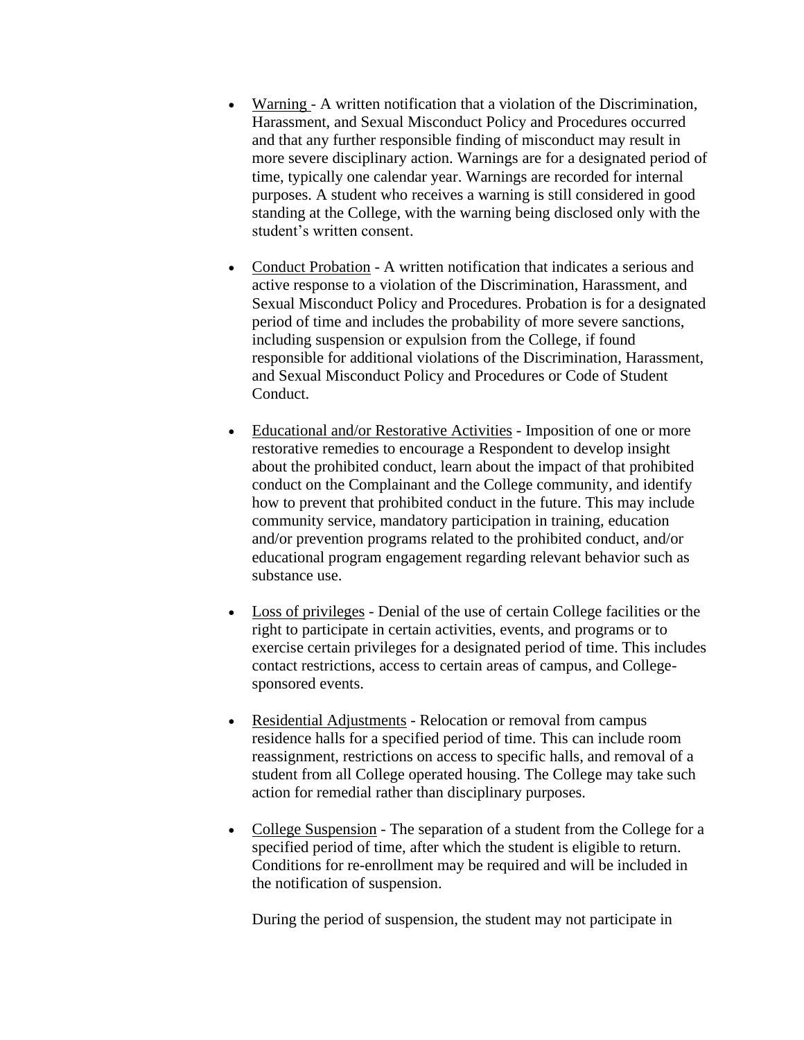- Warning - A written notification that a violation of the Discrimination, Harassment, and Sexual Misconduct Policy and Procedures occurred and that any further responsible finding of misconduct may result in more severe disciplinary action. Warnings are for a designated period of time, typically one calendar year. Warnings are recorded for internal purposes. A student who receives a warning is still considered in good standing at the College, with the warning being disclosed only with the student's written consent.

- Conduct Probation - A written notification that indicates a serious and active response to a violation of the Discrimination, Harassment, and Sexual Misconduct Policy and Procedures. Probation is for a designated period of time and includes the probability of more severe sanctions, including suspension or expulsion from the College, if found responsible for additional violations of the Discrimination, Harassment, and Sexual Misconduct Policy and Procedures or Code of Student Conduct.

- Educational and/or Restorative Activities - Imposition of one or more restorative remedies to encourage a Respondent to develop insight about the prohibited conduct, learn about the impact of that prohibited conduct on the Complainant and the College community, and identify how to prevent that prohibited conduct in the future. This may include community service, mandatory participation in training, education and/or prevention programs related to the prohibited conduct, and/or educational program engagement regarding relevant behavior such as substance use.

- Loss of privileges - Denial of the use of certain College facilities or the right to participate in certain activities, events, and programs or to exercise certain privileges for a designated period of time. This includes contact restrictions, access to certain areas of campus, and College-sponsored events.

- Residential Adjustments - Relocation or removal from campus residence halls for a specified period of time. This can include room reassignment, restrictions on access to specific halls, and removal of a student from all College operated housing. The College may take such action for remedial rather than disciplinary purposes.

- College Suspension - The separation of a student from the College for a specified period of time, after which the student is eligible to return. Conditions for re-enrollment may be required and will be included in the notification of suspension.

  During the period of suspension, the student may not participate in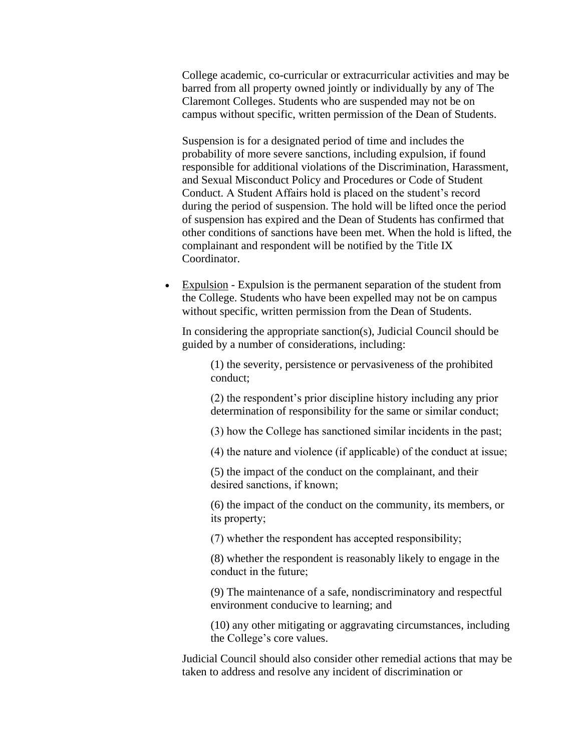College academic, co-curricular or extracurricular activities and may be barred from all property owned jointly or individually by any of The Claremont Colleges. Students who are suspended may not be on campus without specific, written permission of the Dean of Students.

Suspension is for a designated period of time and includes the probability of more severe sanctions, including expulsion, if found responsible for additional violations of the Discrimination, Harassment, and Sexual Misconduct Policy and Procedures or Code of Student Conduct. A Student Affairs hold is placed on the student's record during the period of suspension. The hold will be lifted once the period of suspension has expired and the Dean of Students has confirmed that other conditions of sanctions have been met. When the hold is lifted, the complainant and respondent will be notified by the Title IX Coordinator.

- <u>Expulsion</u> - Expulsion is the permanent separation of the student from the College. Students who have been expelled may not be on campus without specific, written permission from the Dean of Students.

  In considering the appropriate sanction(s), Judicial Council should be guided by a number of considerations, including:

  (1) the severity, persistence or pervasiveness of the prohibited conduct;

  (2) the respondent's prior discipline history including any prior determination of responsibility for the same or similar conduct;

  (3) how the College has sanctioned similar incidents in the past;

  (4) the nature and violence (if applicable) of the conduct at issue;

  (5) the impact of the conduct on the complainant, and their desired sanctions, if known;

  (6) the impact of the conduct on the community, its members, or its property;

  (7) whether the respondent has accepted responsibility;

  (8) whether the respondent is reasonably likely to engage in the conduct in the future;

  (9) The maintenance of a safe, nondiscriminatory and respectful environment conducive to learning; and

  (10) any other mitigating or aggravating circumstances, including the College's core values.

  Judicial Council should also consider other remedial actions that may be taken to address and resolve any incident of discrimination or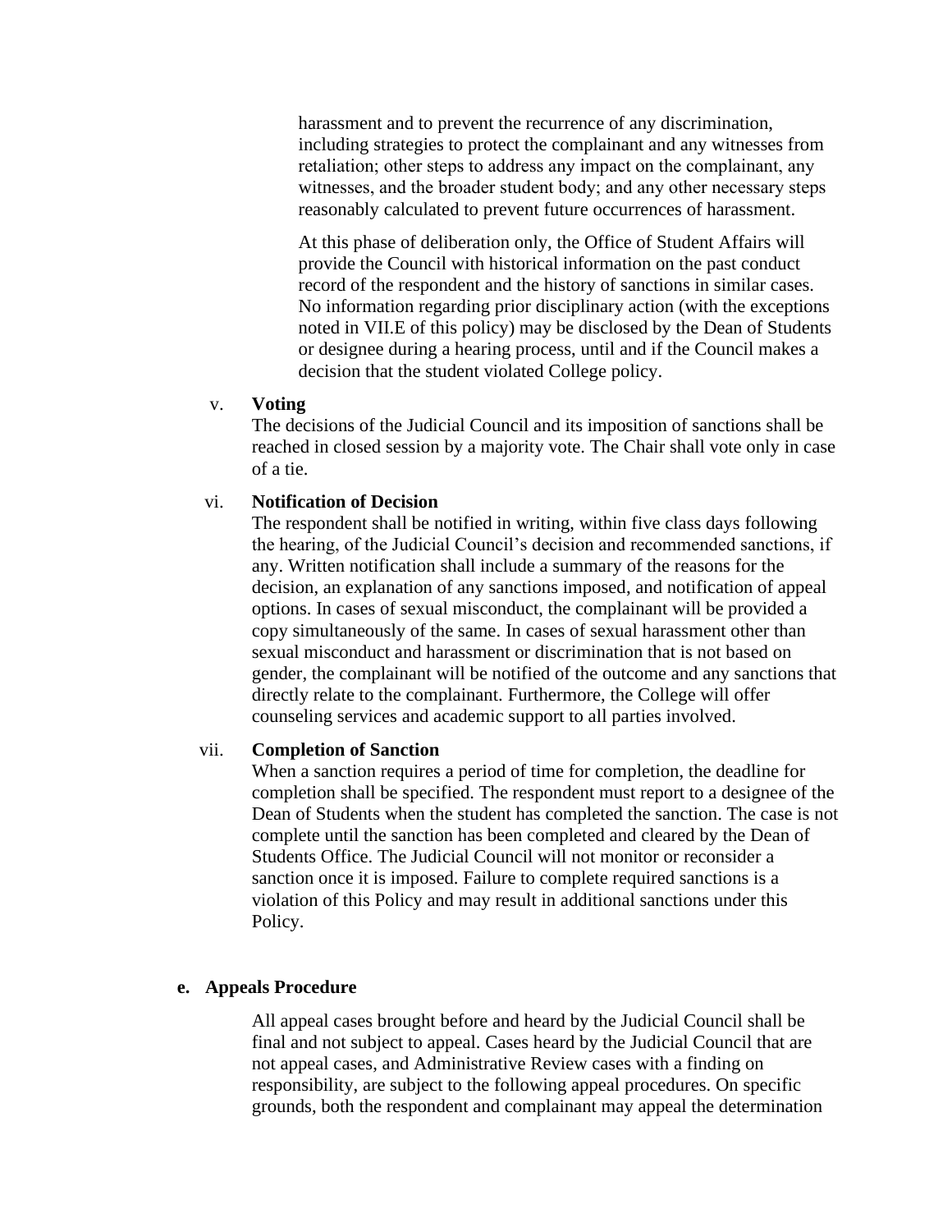harassment and to prevent the recurrence of any discrimination, including strategies to protect the complainant and any witnesses from retaliation; other steps to address any impact on the complainant, any witnesses, and the broader student body; and any other necessary steps reasonably calculated to prevent future occurrences of harassment.

At this phase of deliberation only, the Office of Student Affairs will provide the Council with historical information on the past conduct record of the respondent and the history of sanctions in similar cases. No information regarding prior disciplinary action (with the exceptions noted in VII.E of this policy) may be disclosed by the Dean of Students or designee during a hearing process, until and if the Council makes a decision that the student violated College policy.

v. **Voting**
The decisions of the Judicial Council and its imposition of sanctions shall be reached in closed session by a majority vote. The Chair shall vote only in case of a tie.

vi. **Notification of Decision**
The respondent shall be notified in writing, within five class days following the hearing, of the Judicial Council's decision and recommended sanctions, if any. Written notification shall include a summary of the reasons for the decision, an explanation of any sanctions imposed, and notification of appeal options. In cases of sexual misconduct, the complainant will be provided a copy simultaneously of the same. In cases of sexual harassment other than sexual misconduct and harassment or discrimination that is not based on gender, the complainant will be notified of the outcome and any sanctions that directly relate to the complainant. Furthermore, the College will offer counseling services and academic support to all parties involved.

vii. **Completion of Sanction**
When a sanction requires a period of time for completion, the deadline for completion shall be specified. The respondent must report to a designee of the Dean of Students when the student has completed the sanction. The case is not complete until the sanction has been completed and cleared by the Dean of Students Office. The Judicial Council will not monitor or reconsider a sanction once it is imposed. Failure to complete required sanctions is a violation of this Policy and may result in additional sanctions under this Policy.

**e. Appeals Procedure**

All appeal cases brought before and heard by the Judicial Council shall be final and not subject to appeal. Cases heard by the Judicial Council that are not appeal cases, and Administrative Review cases with a finding on responsibility, are subject to the following appeal procedures. On specific grounds, both the respondent and complainant may appeal the determination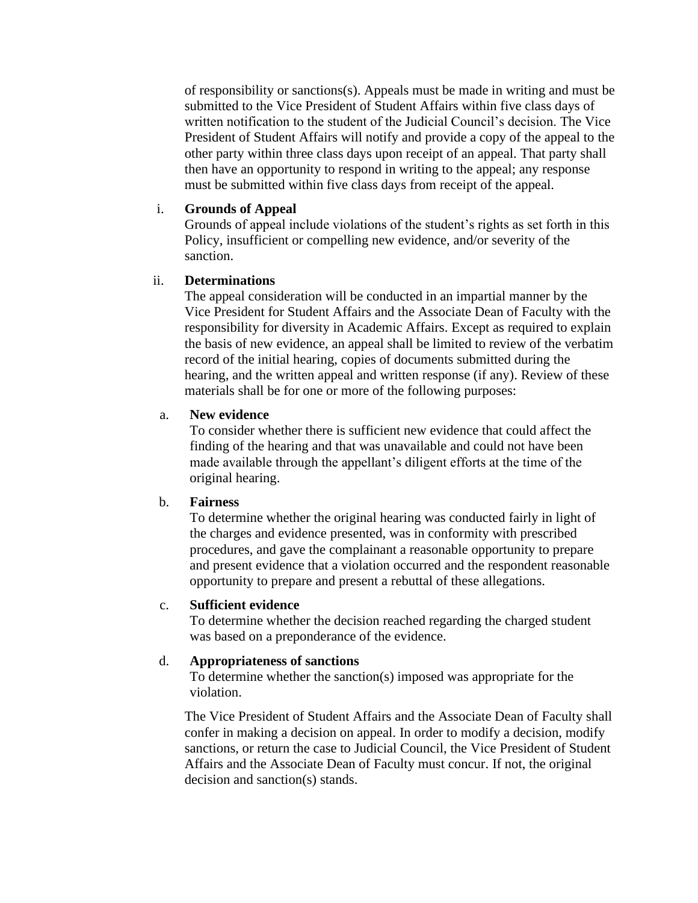of responsibility or sanctions(s). Appeals must be made in writing and must be submitted to the Vice President of Student Affairs within five class days of written notification to the student of the Judicial Council's decision. The Vice President of Student Affairs will notify and provide a copy of the appeal to the other party within three class days upon receipt of an appeal. That party shall then have an opportunity to respond in writing to the appeal; any response must be submitted within five class days from receipt of the appeal.

i. **Grounds of Appeal**
Grounds of appeal include violations of the student's rights as set forth in this Policy, insufficient or compelling new evidence, and/or severity of the sanction.

ii. **Determinations**
The appeal consideration will be conducted in an impartial manner by the Vice President for Student Affairs and the Associate Dean of Faculty with the responsibility for diversity in Academic Affairs. Except as required to explain the basis of new evidence, an appeal shall be limited to review of the verbatim record of the initial hearing, copies of documents submitted during the hearing, and the written appeal and written response (if any). Review of these materials shall be for one or more of the following purposes:

a. **New evidence**
To consider whether there is sufficient new evidence that could affect the finding of the hearing and that was unavailable and could not have been made available through the appellant's diligent efforts at the time of the original hearing.

b. **Fairness**
To determine whether the original hearing was conducted fairly in light of the charges and evidence presented, was in conformity with prescribed procedures, and gave the complainant a reasonable opportunity to prepare and present evidence that a violation occurred and the respondent reasonable opportunity to prepare and present a rebuttal of these allegations.

c. **Sufficient evidence**
To determine whether the decision reached regarding the charged student was based on a preponderance of the evidence.

d. **Appropriateness of sanctions**
To determine whether the sanction(s) imposed was appropriate for the violation.

The Vice President of Student Affairs and the Associate Dean of Faculty shall confer in making a decision on appeal. In order to modify a decision, modify sanctions, or return the case to Judicial Council, the Vice President of Student Affairs and the Associate Dean of Faculty must concur. If not, the original decision and sanction(s) stands.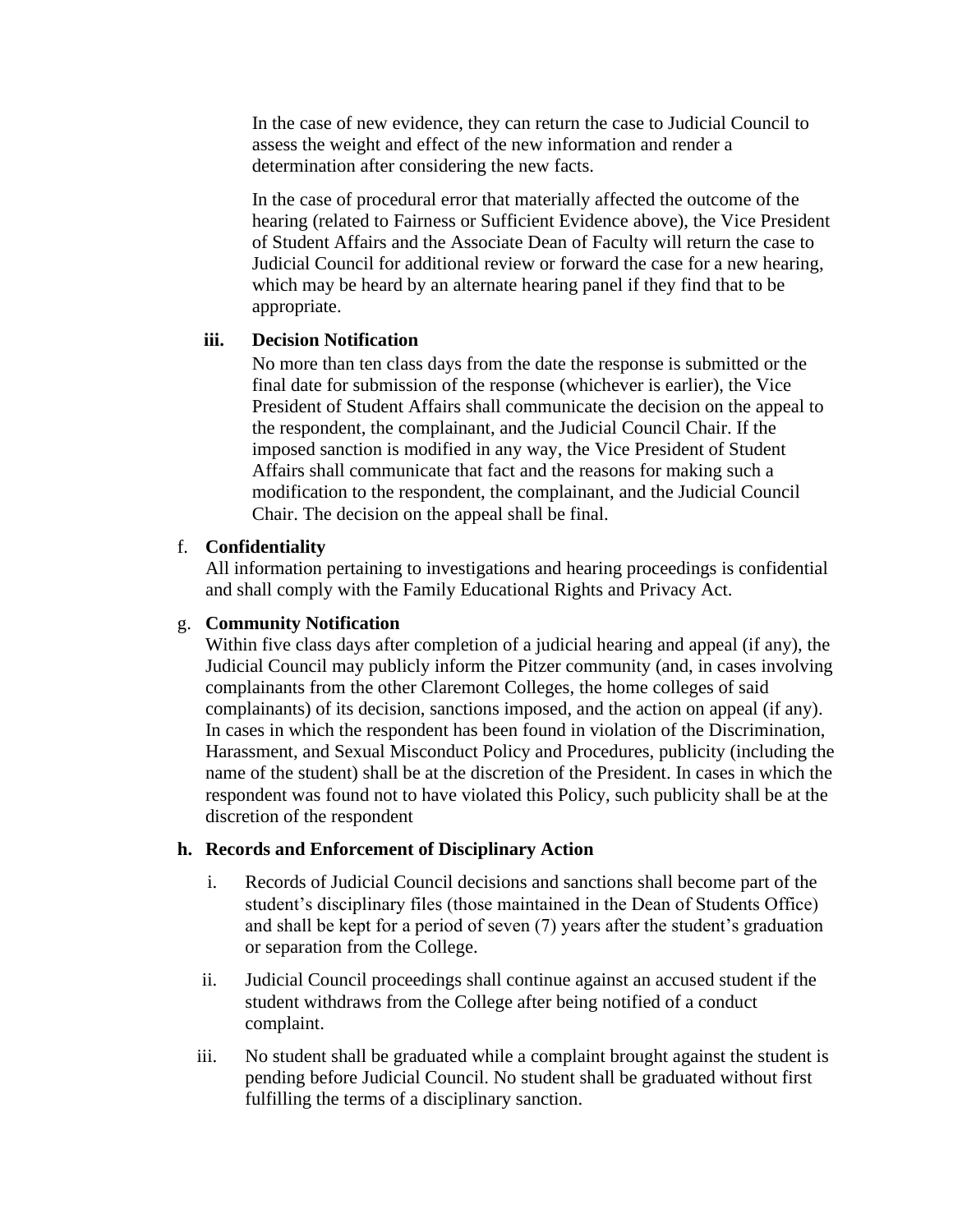In the case of new evidence, they can return the case to Judicial Council to assess the weight and effect of the new information and render a determination after considering the new facts.

In the case of procedural error that materially affected the outcome of the hearing (related to Fairness or Sufficient Evidence above), the Vice President of Student Affairs and the Associate Dean of Faculty will return the case to Judicial Council for additional review or forward the case for a new hearing, which may be heard by an alternate hearing panel if they find that to be appropriate.

**iii. Decision Notification**

No more than ten class days from the date the response is submitted or the final date for submission of the response (whichever is earlier), the Vice President of Student Affairs shall communicate the decision on the appeal to the respondent, the complainant, and the Judicial Council Chair. If the imposed sanction is modified in any way, the Vice President of Student Affairs shall communicate that fact and the reasons for making such a modification to the respondent, the complainant, and the Judicial Council Chair. The decision on the appeal shall be final.

f. **Confidentiality**

All information pertaining to investigations and hearing proceedings is confidential and shall comply with the Family Educational Rights and Privacy Act.

g. **Community Notification**

Within five class days after completion of a judicial hearing and appeal (if any), the Judicial Council may publicly inform the Pitzer community (and, in cases involving complainants from the other Claremont Colleges, the home colleges of said complainants) of its decision, sanctions imposed, and the action on appeal (if any). In cases in which the respondent has been found in violation of the Discrimination, Harassment, and Sexual Misconduct Policy and Procedures, publicity (including the name of the student) shall be at the discretion of the President. In cases in which the respondent was found not to have violated this Policy, such publicity shall be at the discretion of the respondent

**h. Records and Enforcement of Disciplinary Action**

i. Records of Judicial Council decisions and sanctions shall become part of the student's disciplinary files (those maintained in the Dean of Students Office) and shall be kept for a period of seven (7) years after the student's graduation or separation from the College.

ii. Judicial Council proceedings shall continue against an accused student if the student withdraws from the College after being notified of a conduct complaint.

iii. No student shall be graduated while a complaint brought against the student is pending before Judicial Council. No student shall be graduated without first fulfilling the terms of a disciplinary sanction.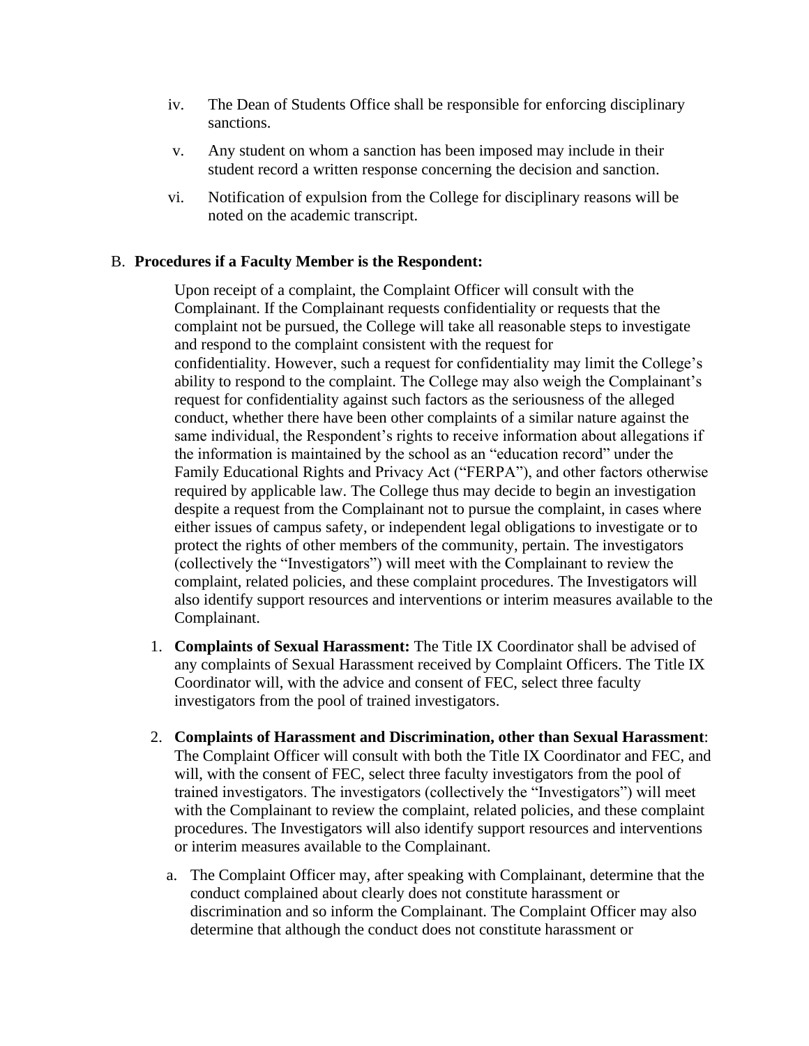iv. The Dean of Students Office shall be responsible for enforcing disciplinary sanctions.

v. Any student on whom a sanction has been imposed may include in their student record a written response concerning the decision and sanction.

vi. Notification of expulsion from the College for disciplinary reasons will be noted on the academic transcript.

B. **Procedures if a Faculty Member is the Respondent:**

Upon receipt of a complaint, the Complaint Officer will consult with the Complainant. If the Complainant requests confidentiality or requests that the complaint not be pursued, the College will take all reasonable steps to investigate and respond to the complaint consistent with the request for confidentiality. However, such a request for confidentiality may limit the College's ability to respond to the complaint. The College may also weigh the Complainant's request for confidentiality against such factors as the seriousness of the alleged conduct, whether there have been other complaints of a similar nature against the same individual, the Respondent's rights to receive information about allegations if the information is maintained by the school as an "education record" under the Family Educational Rights and Privacy Act ("FERPA"), and other factors otherwise required by applicable law. The College thus may decide to begin an investigation despite a request from the Complainant not to pursue the complaint, in cases where either issues of campus safety, or independent legal obligations to investigate or to protect the rights of other members of the community, pertain. The investigators (collectively the "Investigators") will meet with the Complainant to review the complaint, related policies, and these complaint procedures. The Investigators will also identify support resources and interventions or interim measures available to the Complainant.

1. **Complaints of Sexual Harassment:** The Title IX Coordinator shall be advised of any complaints of Sexual Harassment received by Complaint Officers. The Title IX Coordinator will, with the advice and consent of FEC, select three faculty investigators from the pool of trained investigators.

2. **Complaints of Harassment and Discrimination, other than Sexual Harassment**: The Complaint Officer will consult with both the Title IX Coordinator and FEC, and will, with the consent of FEC, select three faculty investigators from the pool of trained investigators. The investigators (collectively the "Investigators") will meet with the Complainant to review the complaint, related policies, and these complaint procedures. The Investigators will also identify support resources and interventions or interim measures available to the Complainant.

   a. The Complaint Officer may, after speaking with Complainant, determine that the conduct complained about clearly does not constitute harassment or discrimination and so inform the Complainant. The Complaint Officer may also determine that although the conduct does not constitute harassment or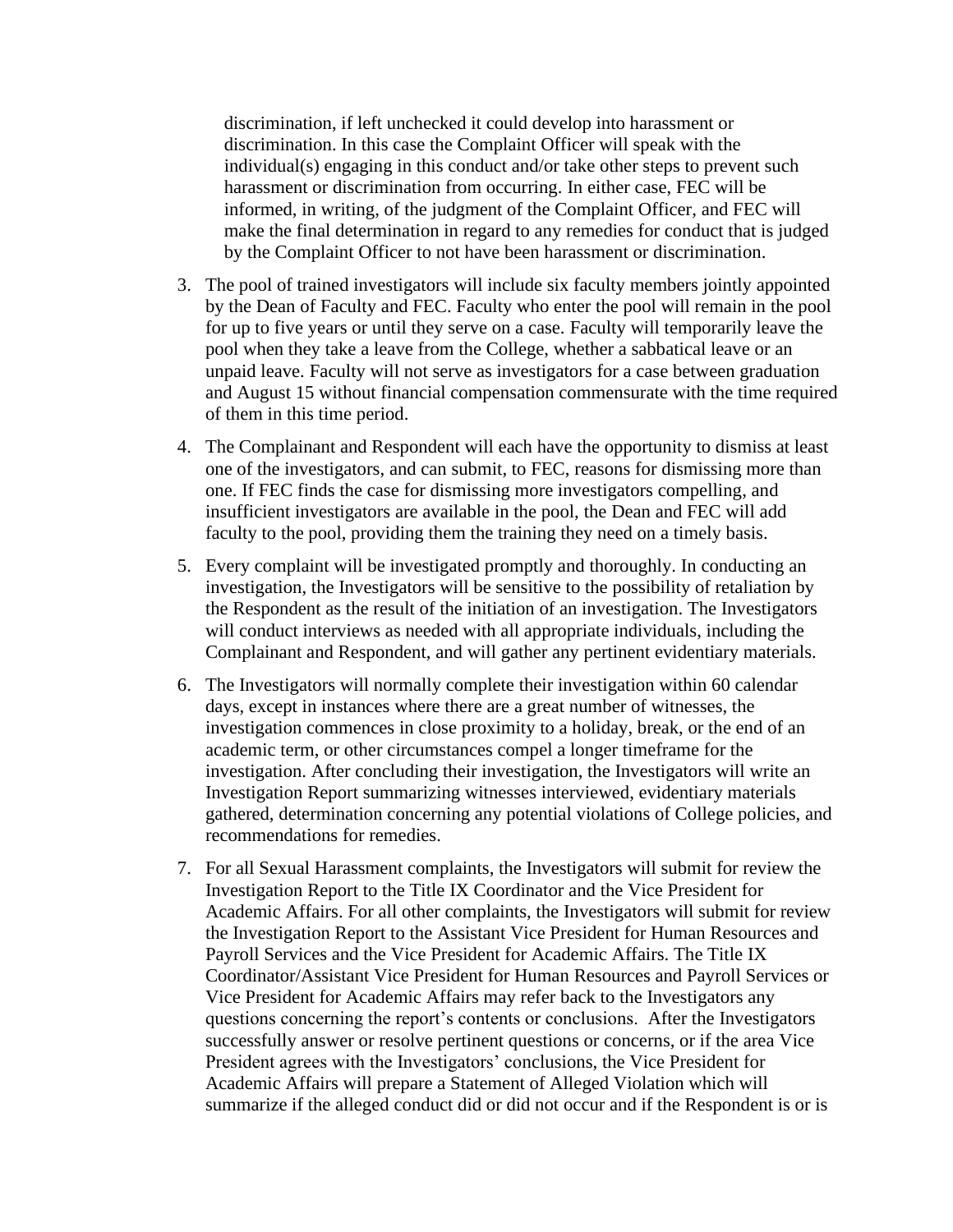discrimination, if left unchecked it could develop into harassment or discrimination. In this case the Complaint Officer will speak with the individual(s) engaging in this conduct and/or take other steps to prevent such harassment or discrimination from occurring. In either case, FEC will be informed, in writing, of the judgment of the Complaint Officer, and FEC will make the final determination in regard to any remedies for conduct that is judged by the Complaint Officer to not have been harassment or discrimination.

3. The pool of trained investigators will include six faculty members jointly appointed by the Dean of Faculty and FEC. Faculty who enter the pool will remain in the pool for up to five years or until they serve on a case. Faculty will temporarily leave the pool when they take a leave from the College, whether a sabbatical leave or an unpaid leave. Faculty will not serve as investigators for a case between graduation and August 15 without financial compensation commensurate with the time required of them in this time period.

4. The Complainant and Respondent will each have the opportunity to dismiss at least one of the investigators, and can submit, to FEC, reasons for dismissing more than one. If FEC finds the case for dismissing more investigators compelling, and insufficient investigators are available in the pool, the Dean and FEC will add faculty to the pool, providing them the training they need on a timely basis.

5. Every complaint will be investigated promptly and thoroughly. In conducting an investigation, the Investigators will be sensitive to the possibility of retaliation by the Respondent as the result of the initiation of an investigation. The Investigators will conduct interviews as needed with all appropriate individuals, including the Complainant and Respondent, and will gather any pertinent evidentiary materials.

6. The Investigators will normally complete their investigation within 60 calendar days, except in instances where there are a great number of witnesses, the investigation commences in close proximity to a holiday, break, or the end of an academic term, or other circumstances compel a longer timeframe for the investigation. After concluding their investigation, the Investigators will write an Investigation Report summarizing witnesses interviewed, evidentiary materials gathered, determination concerning any potential violations of College policies, and recommendations for remedies.

7. For all Sexual Harassment complaints, the Investigators will submit for review the Investigation Report to the Title IX Coordinator and the Vice President for Academic Affairs. For all other complaints, the Investigators will submit for review the Investigation Report to the Assistant Vice President for Human Resources and Payroll Services and the Vice President for Academic Affairs. The Title IX Coordinator/Assistant Vice President for Human Resources and Payroll Services or Vice President for Academic Affairs may refer back to the Investigators any questions concerning the report's contents or conclusions. After the Investigators successfully answer or resolve pertinent questions or concerns, or if the area Vice President agrees with the Investigators' conclusions, the Vice President for Academic Affairs will prepare a Statement of Alleged Violation which will summarize if the alleged conduct did or did not occur and if the Respondent is or is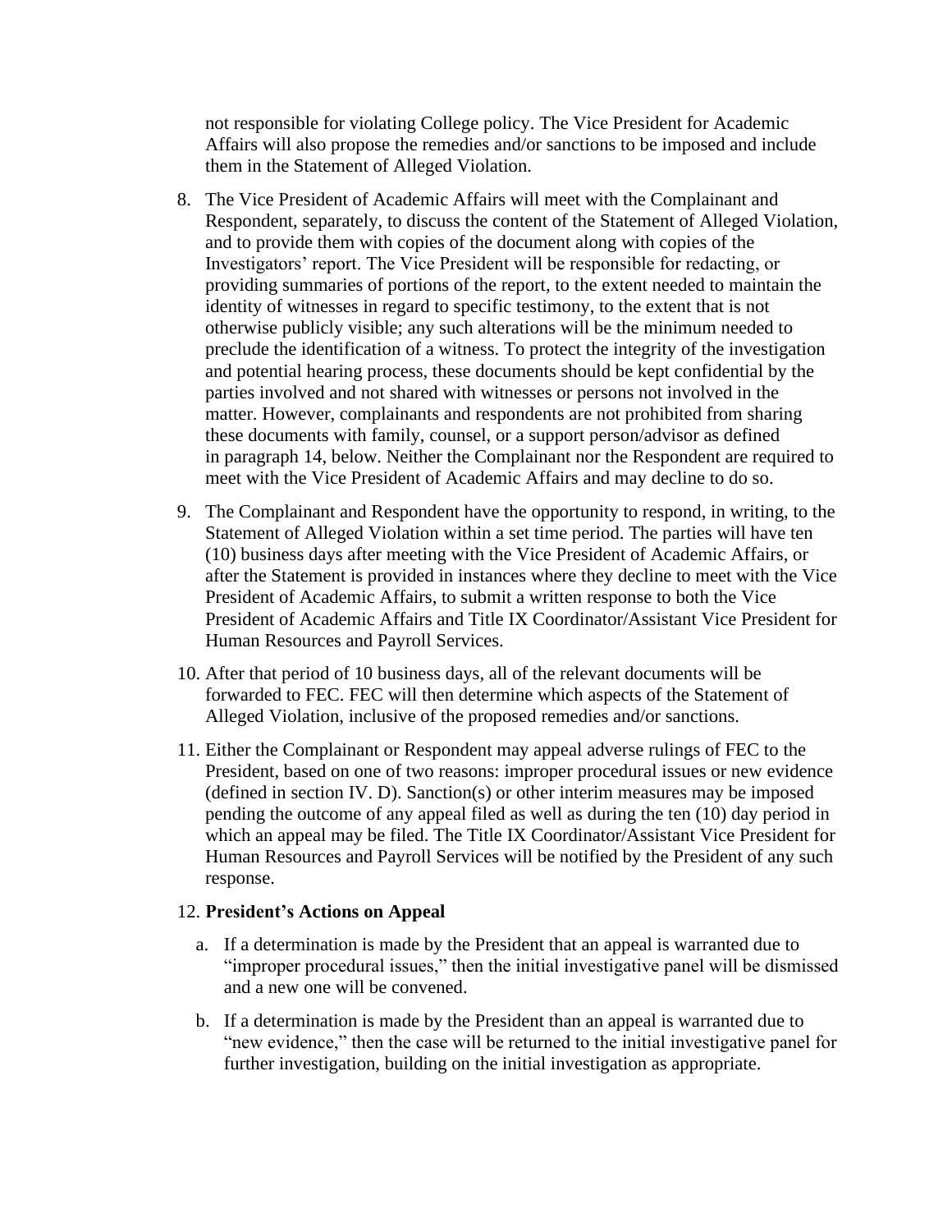not responsible for violating College policy. The Vice President for Academic Affairs will also propose the remedies and/or sanctions to be imposed and include them in the Statement of Alleged Violation.

8. The Vice President of Academic Affairs will meet with the Complainant and Respondent, separately, to discuss the content of the Statement of Alleged Violation, and to provide them with copies of the document along with copies of the Investigators' report. The Vice President will be responsible for redacting, or providing summaries of portions of the report, to the extent needed to maintain the identity of witnesses in regard to specific testimony, to the extent that is not otherwise publicly visible; any such alterations will be the minimum needed to preclude the identification of a witness. To protect the integrity of the investigation and potential hearing process, these documents should be kept confidential by the parties involved and not shared with witnesses or persons not involved in the matter. However, complainants and respondents are not prohibited from sharing these documents with family, counsel, or a support person/advisor as defined in paragraph 14, below. Neither the Complainant nor the Respondent are required to meet with the Vice President of Academic Affairs and may decline to do so.

9. The Complainant and Respondent have the opportunity to respond, in writing, to the Statement of Alleged Violation within a set time period. The parties will have ten (10) business days after meeting with the Vice President of Academic Affairs, or after the Statement is provided in instances where they decline to meet with the Vice President of Academic Affairs, to submit a written response to both the Vice President of Academic Affairs and Title IX Coordinator/Assistant Vice President for Human Resources and Payroll Services.

10. After that period of 10 business days, all of the relevant documents will be forwarded to FEC. FEC will then determine which aspects of the Statement of Alleged Violation, inclusive of the proposed remedies and/or sanctions.

11. Either the Complainant or Respondent may appeal adverse rulings of FEC to the President, based on one of two reasons: improper procedural issues or new evidence (defined in section IV. D). Sanction(s) or other interim measures may be imposed pending the outcome of any appeal filed as well as during the ten (10) day period in which an appeal may be filed. The Title IX Coordinator/Assistant Vice President for Human Resources and Payroll Services will be notified by the President of any such response.

12. **President's Actions on Appeal**

    a. If a determination is made by the President that an appeal is warranted due to "improper procedural issues," then the initial investigative panel will be dismissed and a new one will be convened.

    b. If a determination is made by the President than an appeal is warranted due to "new evidence," then the case will be returned to the initial investigative panel for further investigation, building on the initial investigation as appropriate.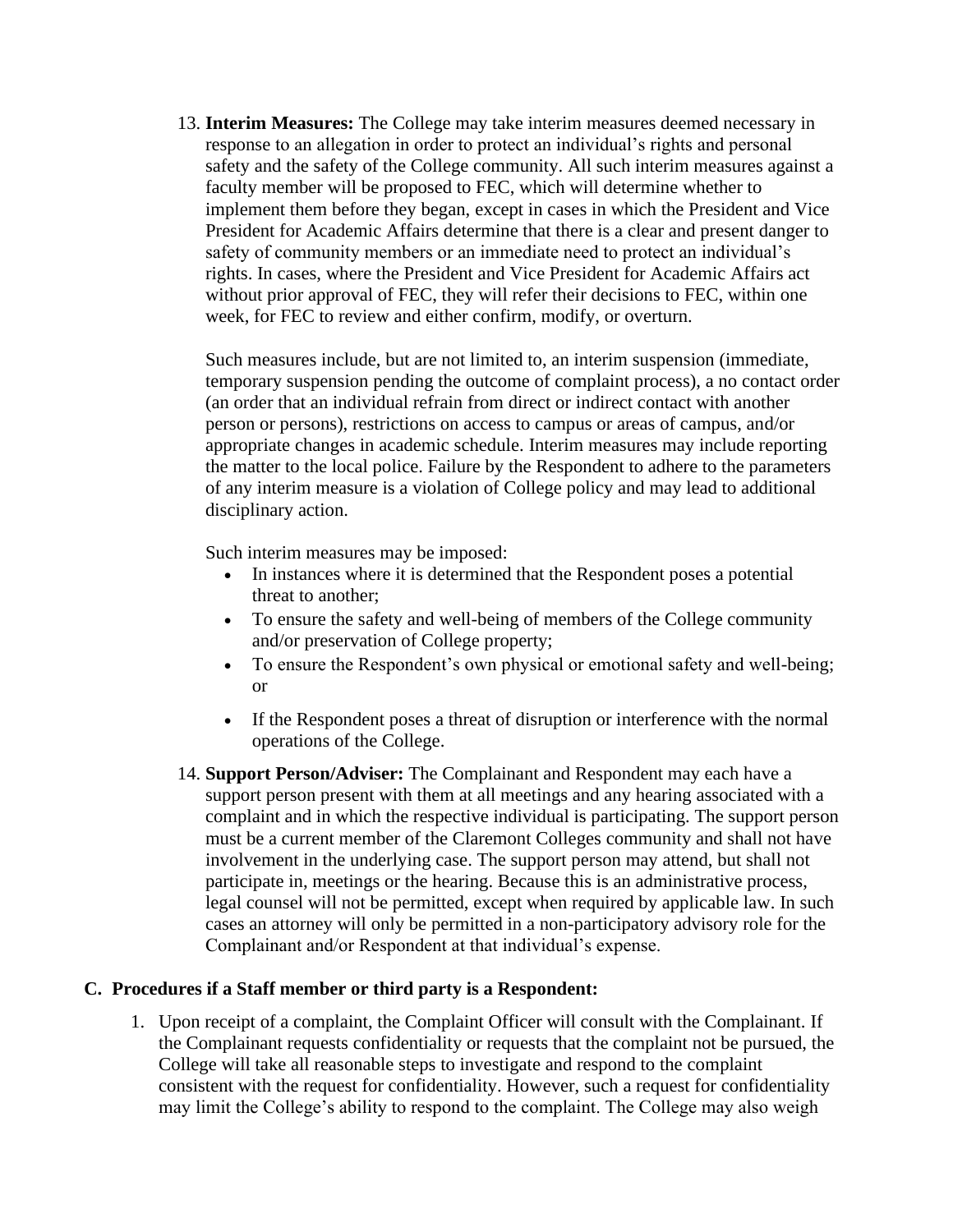13. **Interim Measures:** The College may take interim measures deemed necessary in response to an allegation in order to protect an individual's rights and personal safety and the safety of the College community. All such interim measures against a faculty member will be proposed to FEC, which will determine whether to implement them before they began, except in cases in which the President and Vice President for Academic Affairs determine that there is a clear and present danger to safety of community members or an immediate need to protect an individual's rights. In cases, where the President and Vice President for Academic Affairs act without prior approval of FEC, they will refer their decisions to FEC, within one week, for FEC to review and either confirm, modify, or overturn.

    Such measures include, but are not limited to, an interim suspension (immediate, temporary suspension pending the outcome of complaint process), a no contact order (an order that an individual refrain from direct or indirect contact with another person or persons), restrictions on access to campus or areas of campus, and/or appropriate changes in academic schedule. Interim measures may include reporting the matter to the local police. Failure by the Respondent to adhere to the parameters of any interim measure is a violation of College policy and may lead to additional disciplinary action.

    Such interim measures may be imposed:

    - In instances where it is determined that the Respondent poses a potential threat to another;
    - To ensure the safety and well-being of members of the College community and/or preservation of College property;
    - To ensure the Respondent's own physical or emotional safety and well-being; or
    - If the Respondent poses a threat of disruption or interference with the normal operations of the College.

14. **Support Person/Adviser:** The Complainant and Respondent may each have a support person present with them at all meetings and any hearing associated with a complaint and in which the respective individual is participating. The support person must be a current member of the Claremont Colleges community and shall not have involvement in the underlying case. The support person may attend, but shall not participate in, meetings or the hearing. Because this is an administrative process, legal counsel will not be permitted, except when required by applicable law. In such cases an attorney will only be permitted in a non-participatory advisory role for the Complainant and/or Respondent at that individual's expense.

**C. Procedures if a Staff member or third party is a Respondent:**

1. Upon receipt of a complaint, the Complaint Officer will consult with the Complainant. If the Complainant requests confidentiality or requests that the complaint not be pursued, the College will take all reasonable steps to investigate and respond to the complaint consistent with the request for confidentiality. However, such a request for confidentiality may limit the College's ability to respond to the complaint. The College may also weigh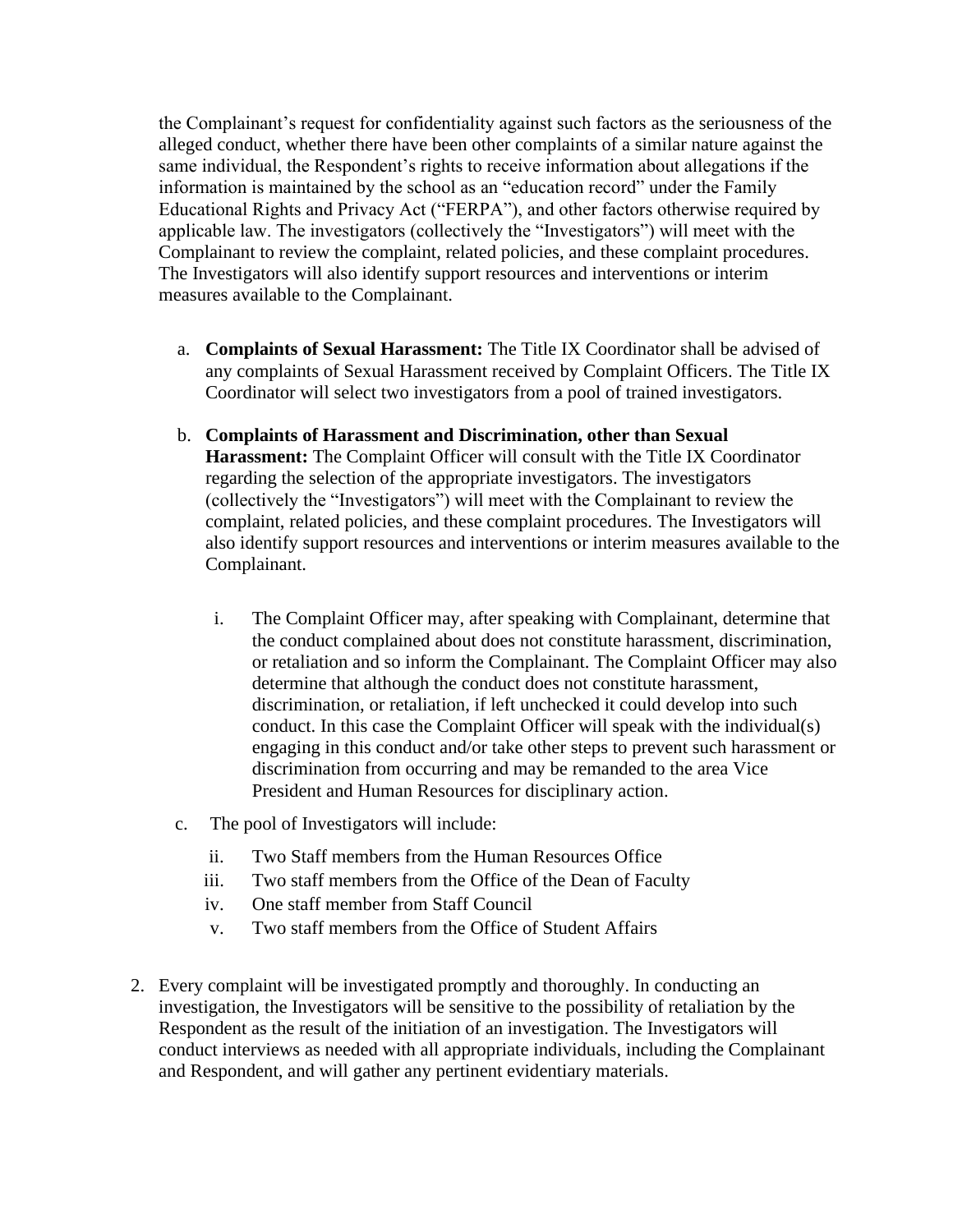the Complainant's request for confidentiality against such factors as the seriousness of the alleged conduct, whether there have been other complaints of a similar nature against the same individual, the Respondent's rights to receive information about allegations if the information is maintained by the school as an "education record" under the Family Educational Rights and Privacy Act ("FERPA"), and other factors otherwise required by applicable law. The investigators (collectively the "Investigators") will meet with the Complainant to review the complaint, related policies, and these complaint procedures. The Investigators will also identify support resources and interventions or interim measures available to the Complainant.

a. **Complaints of Sexual Harassment:** The Title IX Coordinator shall be advised of any complaints of Sexual Harassment received by Complaint Officers. The Title IX Coordinator will select two investigators from a pool of trained investigators.

b. **Complaints of Harassment and Discrimination, other than Sexual Harassment:** The Complaint Officer will consult with the Title IX Coordinator regarding the selection of the appropriate investigators. The investigators (collectively the "Investigators") will meet with the Complainant to review the complaint, related policies, and these complaint procedures. The Investigators will also identify support resources and interventions or interim measures available to the Complainant.

   i. The Complaint Officer may, after speaking with Complainant, determine that the conduct complained about does not constitute harassment, discrimination, or retaliation and so inform the Complainant. The Complaint Officer may also determine that although the conduct does not constitute harassment, discrimination, or retaliation, if left unchecked it could develop into such conduct. In this case the Complaint Officer will speak with the individual(s) engaging in this conduct and/or take other steps to prevent such harassment or discrimination from occurring and may be remanded to the area Vice President and Human Resources for disciplinary action.

c. The pool of Investigators will include:

   ii. Two Staff members from the Human Resources Office
   iii. Two staff members from the Office of the Dean of Faculty
   iv. One staff member from Staff Council
   v. Two staff members from the Office of Student Affairs

2. Every complaint will be investigated promptly and thoroughly. In conducting an investigation, the Investigators will be sensitive to the possibility of retaliation by the Respondent as the result of the initiation of an investigation. The Investigators will conduct interviews as needed with all appropriate individuals, including the Complainant and Respondent, and will gather any pertinent evidentiary materials.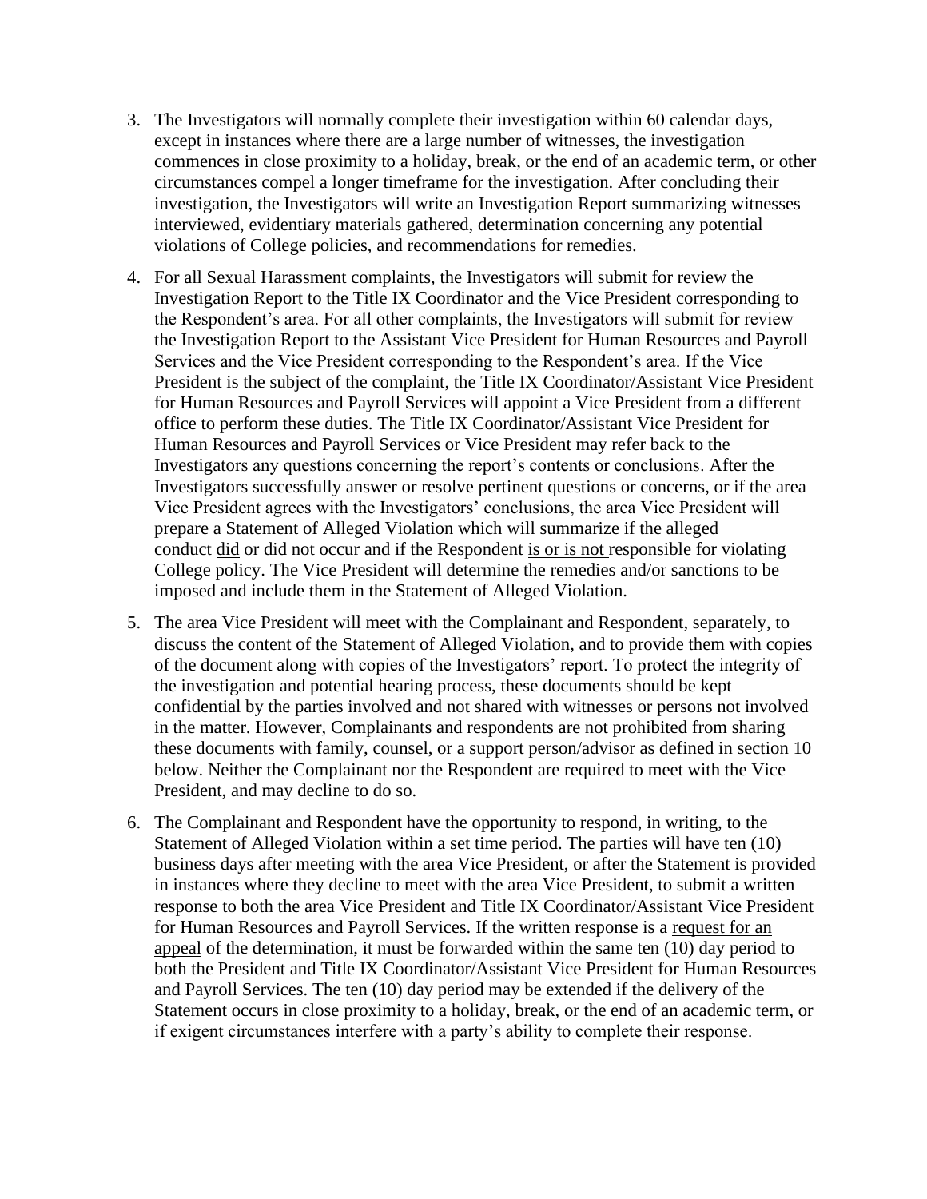3. The Investigators will normally complete their investigation within 60 calendar days, except in instances where there are a large number of witnesses, the investigation commences in close proximity to a holiday, break, or the end of an academic term, or other circumstances compel a longer timeframe for the investigation. After concluding their investigation, the Investigators will write an Investigation Report summarizing witnesses interviewed, evidentiary materials gathered, determination concerning any potential violations of College policies, and recommendations for remedies.

4. For all Sexual Harassment complaints, the Investigators will submit for review the Investigation Report to the Title IX Coordinator and the Vice President corresponding to the Respondent's area. For all other complaints, the Investigators will submit for review the Investigation Report to the Assistant Vice President for Human Resources and Payroll Services and the Vice President corresponding to the Respondent's area. If the Vice President is the subject of the complaint, the Title IX Coordinator/Assistant Vice President for Human Resources and Payroll Services will appoint a Vice President from a different office to perform these duties. The Title IX Coordinator/Assistant Vice President for Human Resources and Payroll Services or Vice President may refer back to the Investigators any questions concerning the report's contents or conclusions. After the Investigators successfully answer or resolve pertinent questions or concerns, or if the area Vice President agrees with the Investigators' conclusions, the area Vice President will prepare a Statement of Alleged Violation which will summarize if the alleged conduct <u>did</u> or did not occur and if the Respondent <u>is or is not</u> responsible for violating College policy. The Vice President will determine the remedies and/or sanctions to be imposed and include them in the Statement of Alleged Violation.

5. The area Vice President will meet with the Complainant and Respondent, separately, to discuss the content of the Statement of Alleged Violation, and to provide them with copies of the document along with copies of the Investigators' report. To protect the integrity of the investigation and potential hearing process, these documents should be kept confidential by the parties involved and not shared with witnesses or persons not involved in the matter. However, Complainants and respondents are not prohibited from sharing these documents with family, counsel, or a support person/advisor as defined in section 10 below. Neither the Complainant nor the Respondent are required to meet with the Vice President, and may decline to do so.

6. The Complainant and Respondent have the opportunity to respond, in writing, to the Statement of Alleged Violation within a set time period. The parties will have ten (10) business days after meeting with the area Vice President, or after the Statement is provided in instances where they decline to meet with the area Vice President, to submit a written response to both the area Vice President and Title IX Coordinator/Assistant Vice President for Human Resources and Payroll Services. If the written response is a <u>request for an appeal</u> of the determination, it must be forwarded within the same ten (10) day period to both the President and Title IX Coordinator/Assistant Vice President for Human Resources and Payroll Services. The ten (10) day period may be extended if the delivery of the Statement occurs in close proximity to a holiday, break, or the end of an academic term, or if exigent circumstances interfere with a party's ability to complete their response.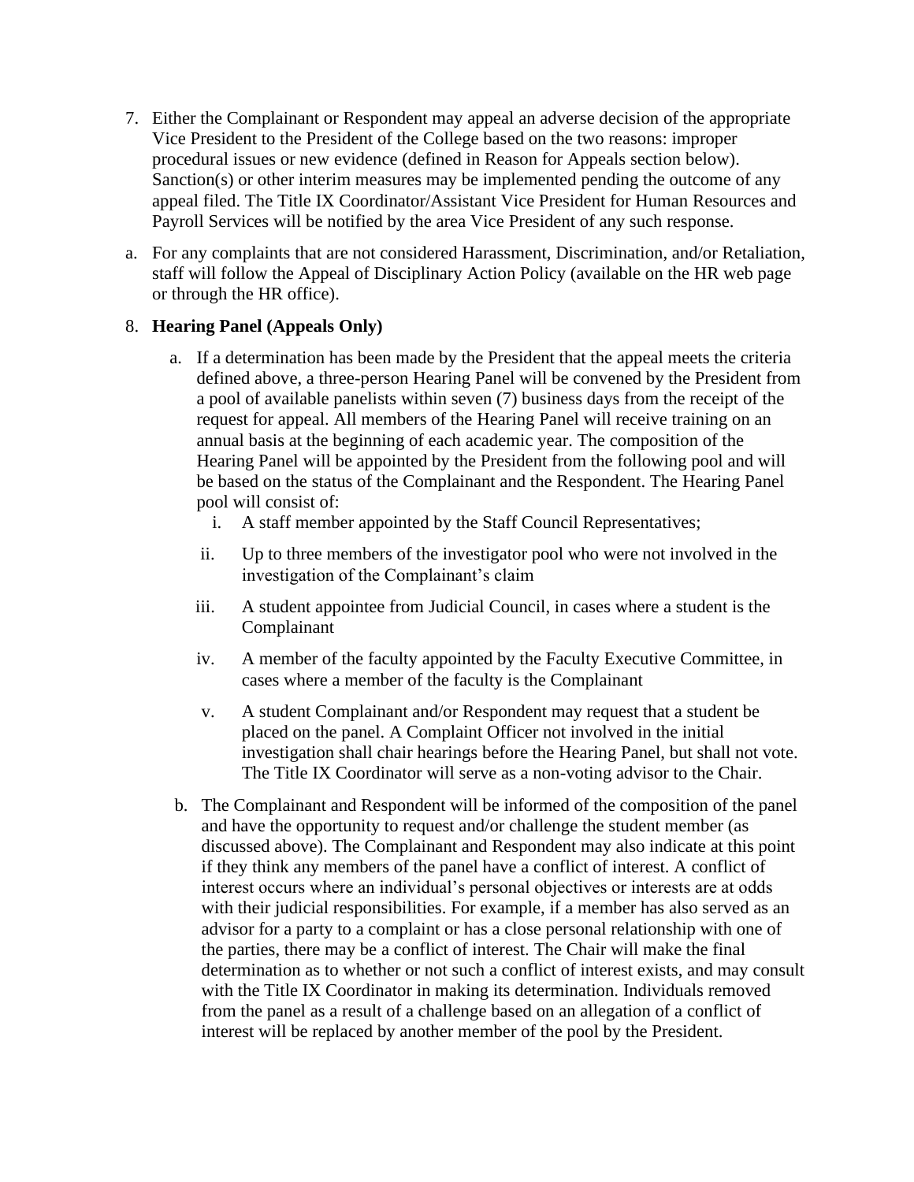7. Either the Complainant or Respondent may appeal an adverse decision of the appropriate Vice President to the President of the College based on the two reasons: improper procedural issues or new evidence (defined in Reason for Appeals section below). Sanction(s) or other interim measures may be implemented pending the outcome of any appeal filed. The Title IX Coordinator/Assistant Vice President for Human Resources and Payroll Services will be notified by the area Vice President of any such response.

a. For any complaints that are not considered Harassment, Discrimination, and/or Retaliation, staff will follow the Appeal of Disciplinary Action Policy (available on the HR web page or through the HR office).

8. **Hearing Panel (Appeals Only)**

   a. If a determination has been made by the President that the appeal meets the criteria defined above, a three-person Hearing Panel will be convened by the President from a pool of available panelists within seven (7) business days from the receipt of the request for appeal. All members of the Hearing Panel will receive training on an annual basis at the beginning of each academic year. The composition of the Hearing Panel will be appointed by the President from the following pool and will be based on the status of the Complainant and the Respondent. The Hearing Panel pool will consist of:

      i. A staff member appointed by the Staff Council Representatives;

      ii. Up to three members of the investigator pool who were not involved in the investigation of the Complainant's claim

      iii. A student appointee from Judicial Council, in cases where a student is the Complainant

      iv. A member of the faculty appointed by the Faculty Executive Committee, in cases where a member of the faculty is the Complainant

      v. A student Complainant and/or Respondent may request that a student be placed on the panel. A Complaint Officer not involved in the initial investigation shall chair hearings before the Hearing Panel, but shall not vote. The Title IX Coordinator will serve as a non-voting advisor to the Chair.

   b. The Complainant and Respondent will be informed of the composition of the panel and have the opportunity to request and/or challenge the student member (as discussed above). The Complainant and Respondent may also indicate at this point if they think any members of the panel have a conflict of interest. A conflict of interest occurs where an individual's personal objectives or interests are at odds with their judicial responsibilities. For example, if a member has also served as an advisor for a party to a complaint or has a close personal relationship with one of the parties, there may be a conflict of interest. The Chair will make the final determination as to whether or not such a conflict of interest exists, and may consult with the Title IX Coordinator in making its determination. Individuals removed from the panel as a result of a challenge based on an allegation of a conflict of interest will be replaced by another member of the pool by the President.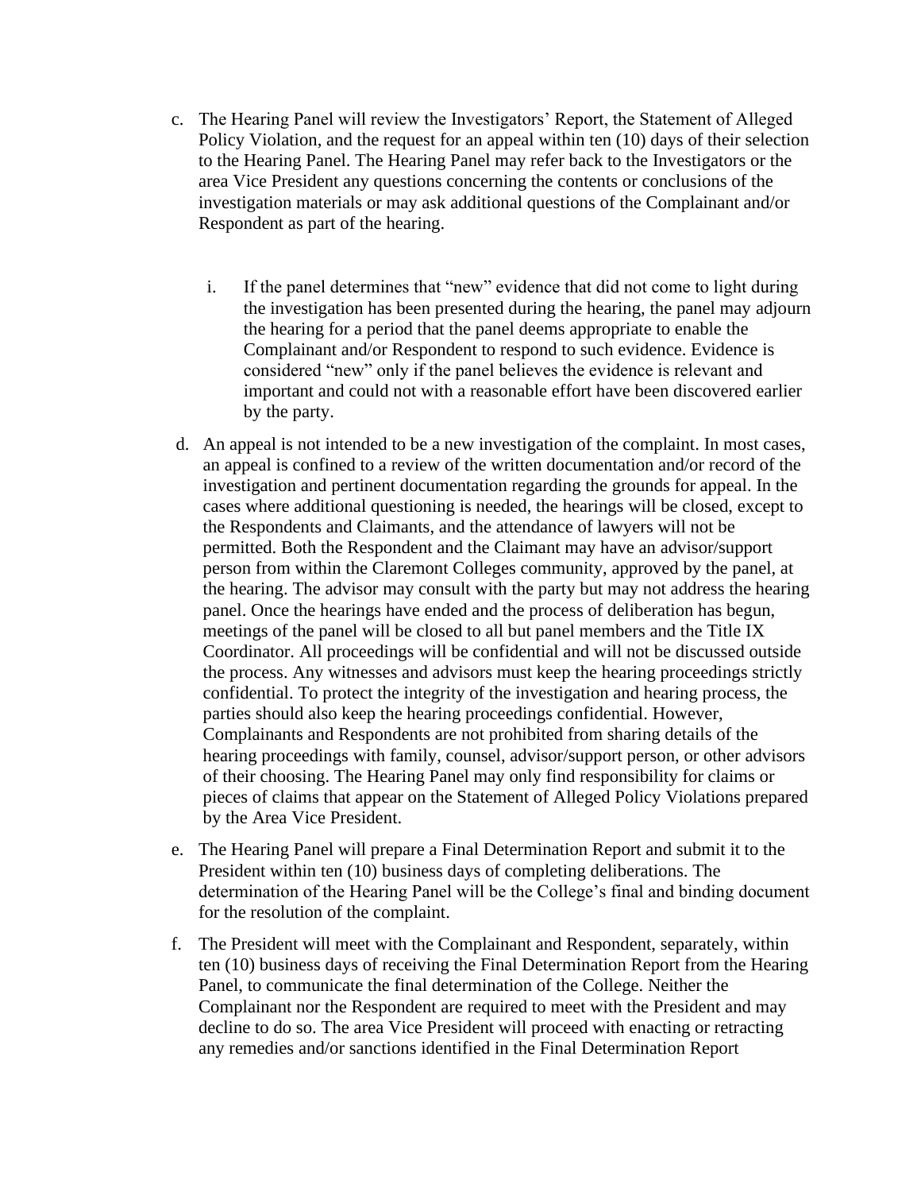c. The Hearing Panel will review the Investigators' Report, the Statement of Alleged Policy Violation, and the request for an appeal within ten (10) days of their selection to the Hearing Panel. The Hearing Panel may refer back to the Investigators or the area Vice President any questions concerning the contents or conclusions of the investigation materials or may ask additional questions of the Complainant and/or Respondent as part of the hearing.

    i. If the panel determines that "new" evidence that did not come to light during the investigation has been presented during the hearing, the panel may adjourn the hearing for a period that the panel deems appropriate to enable the Complainant and/or Respondent to respond to such evidence. Evidence is considered "new" only if the panel believes the evidence is relevant and important and could not with a reasonable effort have been discovered earlier by the party.

d. An appeal is not intended to be a new investigation of the complaint. In most cases, an appeal is confined to a review of the written documentation and/or record of the investigation and pertinent documentation regarding the grounds for appeal. In the cases where additional questioning is needed, the hearings will be closed, except to the Respondents and Claimants, and the attendance of lawyers will not be permitted. Both the Respondent and the Claimant may have an advisor/support person from within the Claremont Colleges community, approved by the panel, at the hearing. The advisor may consult with the party but may not address the hearing panel. Once the hearings have ended and the process of deliberation has begun, meetings of the panel will be closed to all but panel members and the Title IX Coordinator. All proceedings will be confidential and will not be discussed outside the process. Any witnesses and advisors must keep the hearing proceedings strictly confidential. To protect the integrity of the investigation and hearing process, the parties should also keep the hearing proceedings confidential. However, Complainants and Respondents are not prohibited from sharing details of the hearing proceedings with family, counsel, advisor/support person, or other advisors of their choosing. The Hearing Panel may only find responsibility for claims or pieces of claims that appear on the Statement of Alleged Policy Violations prepared by the Area Vice President.

e. The Hearing Panel will prepare a Final Determination Report and submit it to the President within ten (10) business days of completing deliberations. The determination of the Hearing Panel will be the College's final and binding document for the resolution of the complaint.

f. The President will meet with the Complainant and Respondent, separately, within ten (10) business days of receiving the Final Determination Report from the Hearing Panel, to communicate the final determination of the College. Neither the Complainant nor the Respondent are required to meet with the President and may decline to do so. The area Vice President will proceed with enacting or retracting any remedies and/or sanctions identified in the Final Determination Report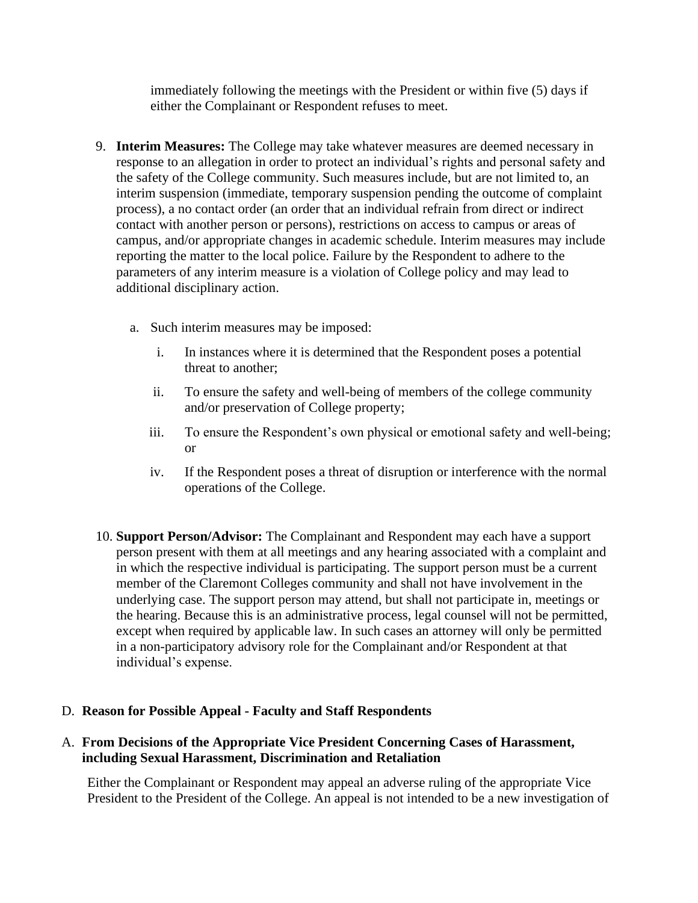immediately following the meetings with the President or within five (5) days if either the Complainant or Respondent refuses to meet.

9. **Interim Measures:** The College may take whatever measures are deemed necessary in response to an allegation in order to protect an individual's rights and personal safety and the safety of the College community. Such measures include, but are not limited to, an interim suspension (immediate, temporary suspension pending the outcome of complaint process), a no contact order (an order that an individual refrain from direct or indirect contact with another person or persons), restrictions on access to campus or areas of campus, and/or appropriate changes in academic schedule. Interim measures may include reporting the matter to the local police. Failure by the Respondent to adhere to the parameters of any interim measure is a violation of College policy and may lead to additional disciplinary action.

   a. Such interim measures may be imposed:

      i. In instances where it is determined that the Respondent poses a potential threat to another;

      ii. To ensure the safety and well-being of members of the college community and/or preservation of College property;

      iii. To ensure the Respondent's own physical or emotional safety and well-being; or

      iv. If the Respondent poses a threat of disruption or interference with the normal operations of the College.

10. **Support Person/Advisor:** The Complainant and Respondent may each have a support person present with them at all meetings and any hearing associated with a complaint and in which the respective individual is participating. The support person must be a current member of the Claremont Colleges community and shall not have involvement in the underlying case. The support person may attend, but shall not participate in, meetings or the hearing. Because this is an administrative process, legal counsel will not be permitted, except when required by applicable law. In such cases an attorney will only be permitted in a non-participatory advisory role for the Complainant and/or Respondent at that individual's expense.

D. **Reason for Possible Appeal - Faculty and Staff Respondents**

A. **From Decisions of the Appropriate Vice President Concerning Cases of Harassment, including Sexual Harassment, Discrimination and Retaliation**

Either the Complainant or Respondent may appeal an adverse ruling of the appropriate Vice President to the President of the College. An appeal is not intended to be a new investigation of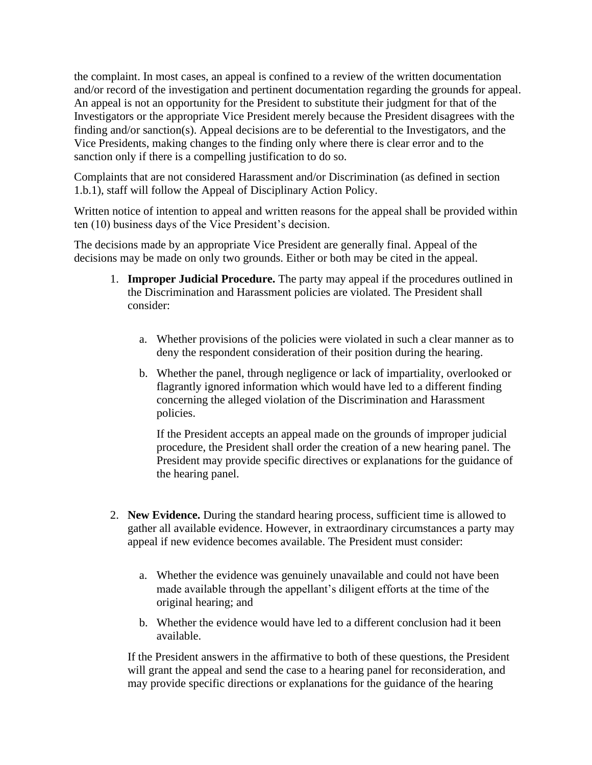the complaint. In most cases, an appeal is confined to a review of the written documentation and/or record of the investigation and pertinent documentation regarding the grounds for appeal. An appeal is not an opportunity for the President to substitute their judgment for that of the Investigators or the appropriate Vice President merely because the President disagrees with the finding and/or sanction(s). Appeal decisions are to be deferential to the Investigators, and the Vice Presidents, making changes to the finding only where there is clear error and to the sanction only if there is a compelling justification to do so.

Complaints that are not considered Harassment and/or Discrimination (as defined in section 1.b.1), staff will follow the Appeal of Disciplinary Action Policy.

Written notice of intention to appeal and written reasons for the appeal shall be provided within ten (10) business days of the Vice President's decision.

The decisions made by an appropriate Vice President are generally final. Appeal of the decisions may be made on only two grounds. Either or both may be cited in the appeal.

1. **Improper Judicial Procedure.** The party may appeal if the procedures outlined in the Discrimination and Harassment policies are violated. The President shall consider:

   a. Whether provisions of the policies were violated in such a clear manner as to deny the respondent consideration of their position during the hearing.

   b. Whether the panel, through negligence or lack of impartiality, overlooked or flagrantly ignored information which would have led to a different finding concerning the alleged violation of the Discrimination and Harassment policies.

      If the President accepts an appeal made on the grounds of improper judicial procedure, the President shall order the creation of a new hearing panel. The President may provide specific directives or explanations for the guidance of the hearing panel.

2. **New Evidence.** During the standard hearing process, sufficient time is allowed to gather all available evidence. However, in extraordinary circumstances a party may appeal if new evidence becomes available. The President must consider:

   a. Whether the evidence was genuinely unavailable and could not have been made available through the appellant's diligent efforts at the time of the original hearing; and

   b. Whether the evidence would have led to a different conclusion had it been available.

   If the President answers in the affirmative to both of these questions, the President will grant the appeal and send the case to a hearing panel for reconsideration, and may provide specific directions or explanations for the guidance of the hearing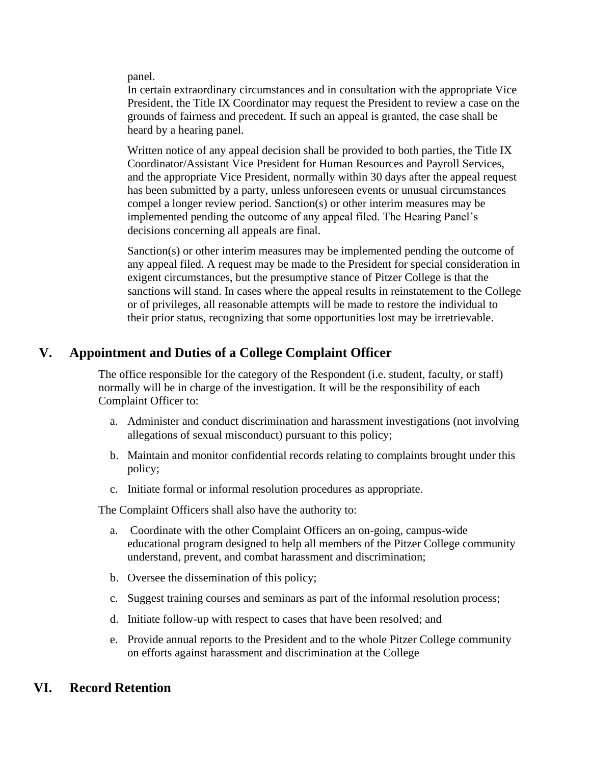panel.

In certain extraordinary circumstances and in consultation with the appropriate Vice President, the Title IX Coordinator may request the President to review a case on the grounds of fairness and precedent. If such an appeal is granted, the case shall be heard by a hearing panel.

Written notice of any appeal decision shall be provided to both parties, the Title IX Coordinator/Assistant Vice President for Human Resources and Payroll Services, and the appropriate Vice President, normally within 30 days after the appeal request has been submitted by a party, unless unforeseen events or unusual circumstances compel a longer review period. Sanction(s) or other interim measures may be implemented pending the outcome of any appeal filed. The Hearing Panel's decisions concerning all appeals are final.

Sanction(s) or other interim measures may be implemented pending the outcome of any appeal filed. A request may be made to the President for special consideration in exigent circumstances, but the presumptive stance of Pitzer College is that the sanctions will stand. In cases where the appeal results in reinstatement to the College or of privileges, all reasonable attempts will be made to restore the individual to their prior status, recognizing that some opportunities lost may be irretrievable.

## V. Appointment and Duties of a College Complaint Officer

The office responsible for the category of the Respondent (i.e. student, faculty, or staff) normally will be in charge of the investigation. It will be the responsibility of each Complaint Officer to:

a. Administer and conduct discrimination and harassment investigations (not involving allegations of sexual misconduct) pursuant to this policy;

b. Maintain and monitor confidential records relating to complaints brought under this policy;

c. Initiate formal or informal resolution procedures as appropriate.

The Complaint Officers shall also have the authority to:

a. Coordinate with the other Complaint Officers an on-going, campus-wide educational program designed to help all members of the Pitzer College community understand, prevent, and combat harassment and discrimination;

b. Oversee the dissemination of this policy;

c. Suggest training courses and seminars as part of the informal resolution process;

d. Initiate follow-up with respect to cases that have been resolved; and

e. Provide annual reports to the President and to the whole Pitzer College community on efforts against harassment and discrimination at the College

## VI. Record Retention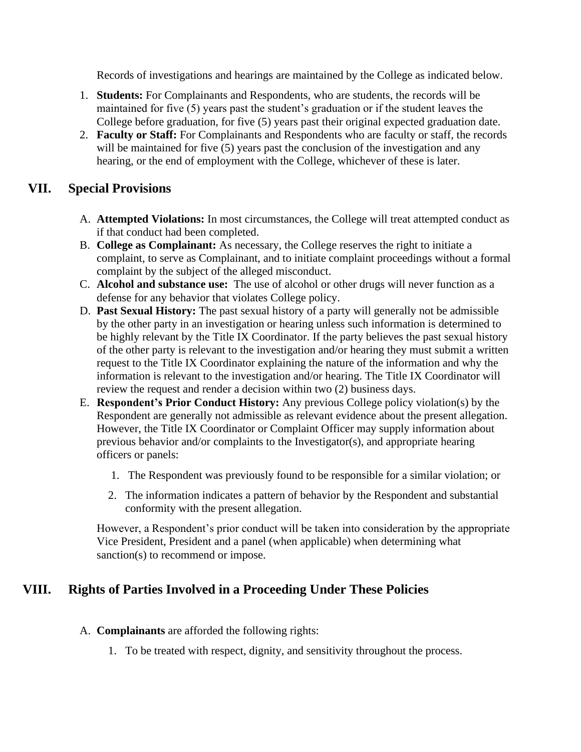Records of investigations and hearings are maintained by the College as indicated below.

1. **Students:** For Complainants and Respondents, who are students, the records will be maintained for five (5) years past the student's graduation or if the student leaves the College before graduation, for five (5) years past their original expected graduation date.
2. **Faculty or Staff:** For Complainants and Respondents who are faculty or staff, the records will be maintained for five (5) years past the conclusion of the investigation and any hearing, or the end of employment with the College, whichever of these is later.

## VII. Special Provisions

A. **Attempted Violations:** In most circumstances, the College will treat attempted conduct as if that conduct had been completed.

B. **College as Complainant:** As necessary, the College reserves the right to initiate a complaint, to serve as Complainant, and to initiate complaint proceedings without a formal complaint by the subject of the alleged misconduct.

C. **Alcohol and substance use:** The use of alcohol or other drugs will never function as a defense for any behavior that violates College policy.

D. **Past Sexual History:** The past sexual history of a party will generally not be admissible by the other party in an investigation or hearing unless such information is determined to be highly relevant by the Title IX Coordinator. If the party believes the past sexual history of the other party is relevant to the investigation and/or hearing they must submit a written request to the Title IX Coordinator explaining the nature of the information and why the information is relevant to the investigation and/or hearing. The Title IX Coordinator will review the request and render a decision within two (2) business days.

E. **Respondent's Prior Conduct History:** Any previous College policy violation(s) by the Respondent are generally not admissible as relevant evidence about the present allegation. However, the Title IX Coordinator or Complaint Officer may supply information about previous behavior and/or complaints to the Investigator(s), and appropriate hearing officers or panels:

   1. The Respondent was previously found to be responsible for a similar violation; or
   2. The information indicates a pattern of behavior by the Respondent and substantial conformity with the present allegation.

   However, a Respondent's prior conduct will be taken into consideration by the appropriate Vice President, President and a panel (when applicable) when determining what sanction(s) to recommend or impose.

## VIII. Rights of Parties Involved in a Proceeding Under These Policies

A. **Complainants** are afforded the following rights:

   1. To be treated with respect, dignity, and sensitivity throughout the process.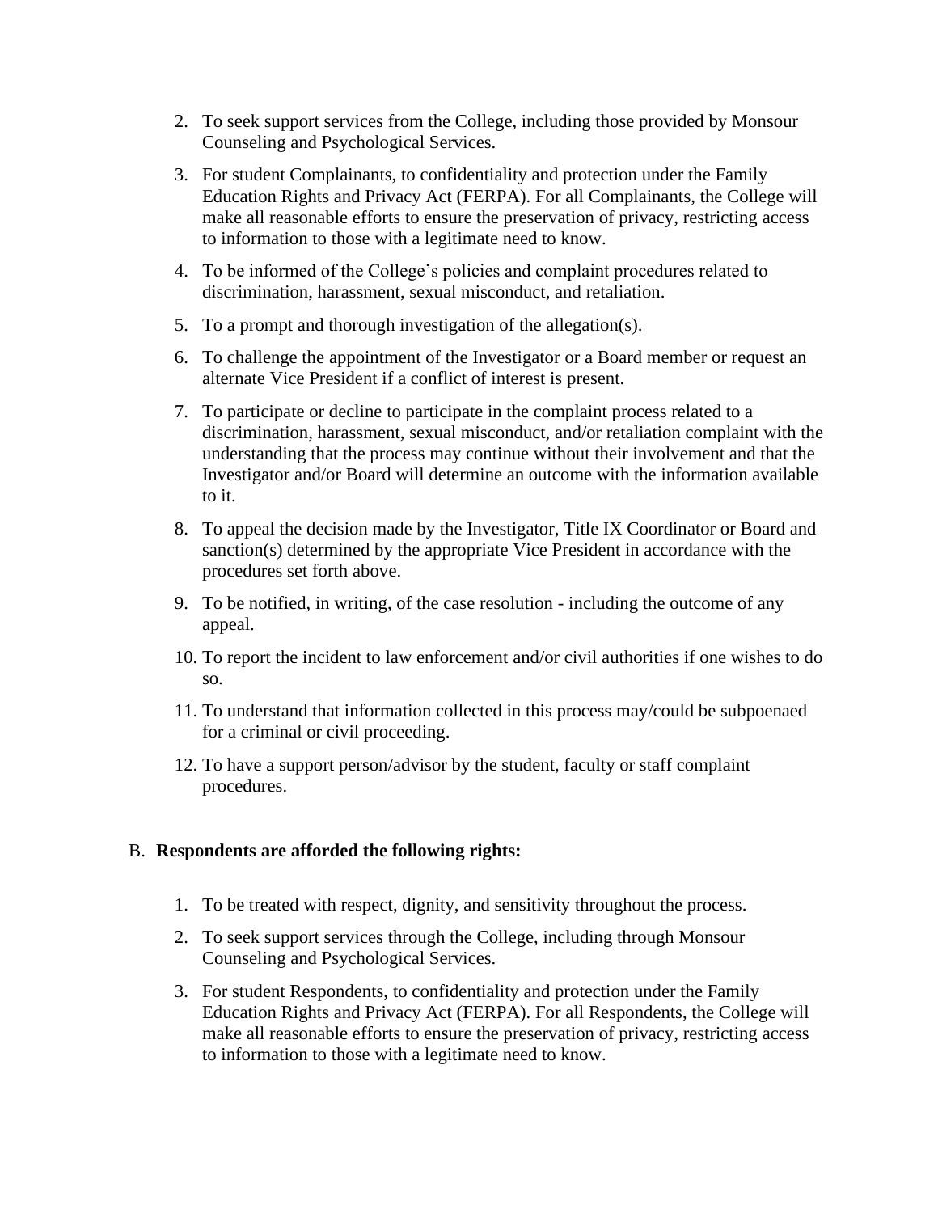2. To seek support services from the College, including those provided by Monsour Counseling and Psychological Services.
3. For student Complainants, to confidentiality and protection under the Family Education Rights and Privacy Act (FERPA). For all Complainants, the College will make all reasonable efforts to ensure the preservation of privacy, restricting access to information to those with a legitimate need to know.
4. To be informed of the College's policies and complaint procedures related to discrimination, harassment, sexual misconduct, and retaliation.
5. To a prompt and thorough investigation of the allegation(s).
6. To challenge the appointment of the Investigator or a Board member or request an alternate Vice President if a conflict of interest is present.
7. To participate or decline to participate in the complaint process related to a discrimination, harassment, sexual misconduct, and/or retaliation complaint with the understanding that the process may continue without their involvement and that the Investigator and/or Board will determine an outcome with the information available to it.
8. To appeal the decision made by the Investigator, Title IX Coordinator or Board and sanction(s) determined by the appropriate Vice President in accordance with the procedures set forth above.
9. To be notified, in writing, of the case resolution - including the outcome of any appeal.
10. To report the incident to law enforcement and/or civil authorities if one wishes to do so.
11. To understand that information collected in this process may/could be subpoenaed for a criminal or civil proceeding.
12. To have a support person/advisor by the student, faculty or staff complaint procedures.

B. **Respondents are afforded the following rights:**

1. To be treated with respect, dignity, and sensitivity throughout the process.
2. To seek support services through the College, including through Monsour Counseling and Psychological Services.
3. For student Respondents, to confidentiality and protection under the Family Education Rights and Privacy Act (FERPA). For all Respondents, the College will make all reasonable efforts to ensure the preservation of privacy, restricting access to information to those with a legitimate need to know.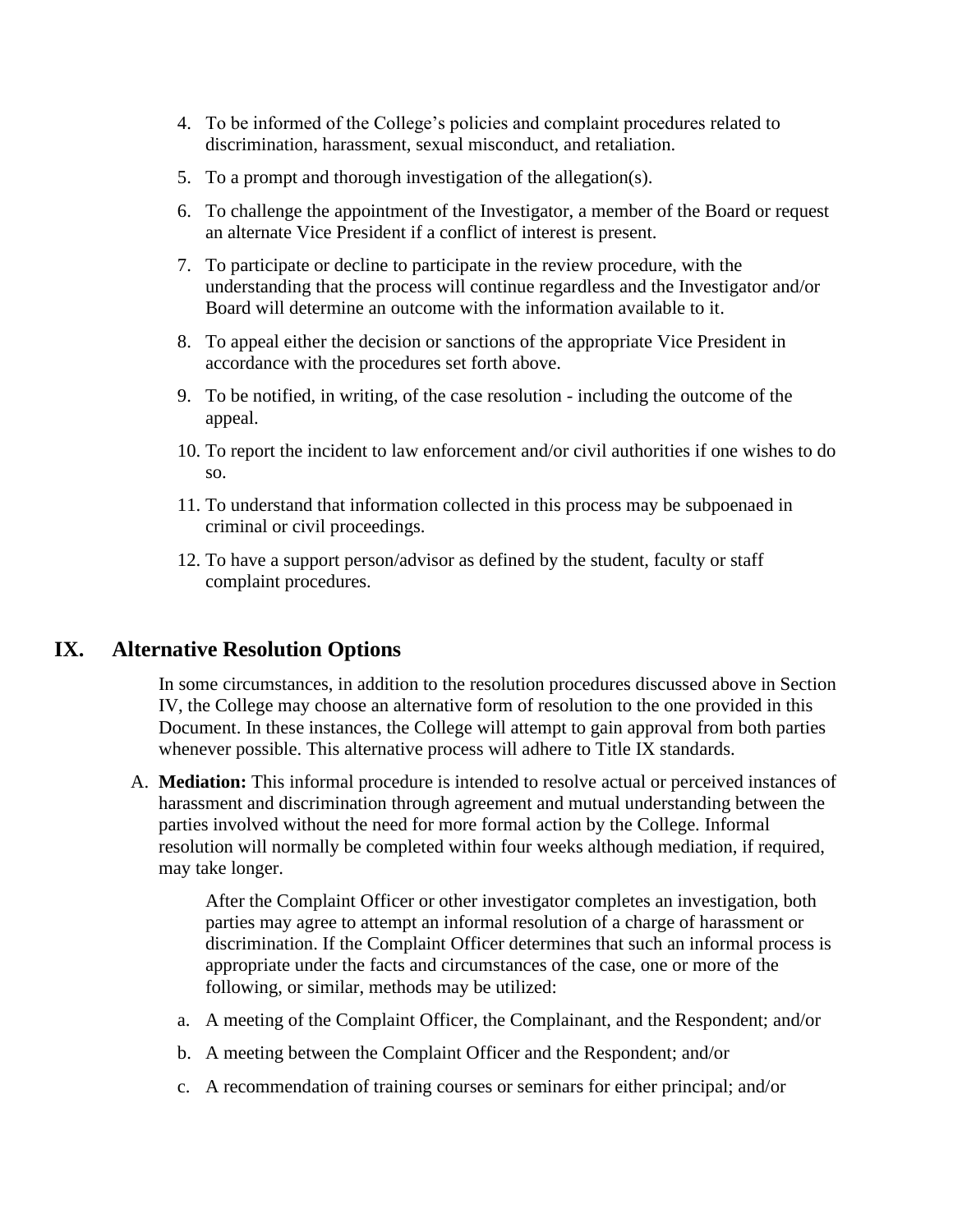4. To be informed of the College's policies and complaint procedures related to discrimination, harassment, sexual misconduct, and retaliation.
5. To a prompt and thorough investigation of the allegation(s).
6. To challenge the appointment of the Investigator, a member of the Board or request an alternate Vice President if a conflict of interest is present.
7. To participate or decline to participate in the review procedure, with the understanding that the process will continue regardless and the Investigator and/or Board will determine an outcome with the information available to it.
8. To appeal either the decision or sanctions of the appropriate Vice President in accordance with the procedures set forth above.
9. To be notified, in writing, of the case resolution - including the outcome of the appeal.
10. To report the incident to law enforcement and/or civil authorities if one wishes to do so.
11. To understand that information collected in this process may be subpoenaed in criminal or civil proceedings.
12. To have a support person/advisor as defined by the student, faculty or staff complaint procedures.

## IX. Alternative Resolution Options

In some circumstances, in addition to the resolution procedures discussed above in Section IV, the College may choose an alternative form of resolution to the one provided in this Document. In these instances, the College will attempt to gain approval from both parties whenever possible. This alternative process will adhere to Title IX standards.

A. **Mediation:** This informal procedure is intended to resolve actual or perceived instances of harassment and discrimination through agreement and mutual understanding between the parties involved without the need for more formal action by the College. Informal resolution will normally be completed within four weeks although mediation, if required, may take longer.

   After the Complaint Officer or other investigator completes an investigation, both parties may agree to attempt an informal resolution of a charge of harassment or discrimination. If the Complaint Officer determines that such an informal process is appropriate under the facts and circumstances of the case, one or more of the following, or similar, methods may be utilized:

   a. A meeting of the Complaint Officer, the Complainant, and the Respondent; and/or
   b. A meeting between the Complaint Officer and the Respondent; and/or
   c. A recommendation of training courses or seminars for either principal; and/or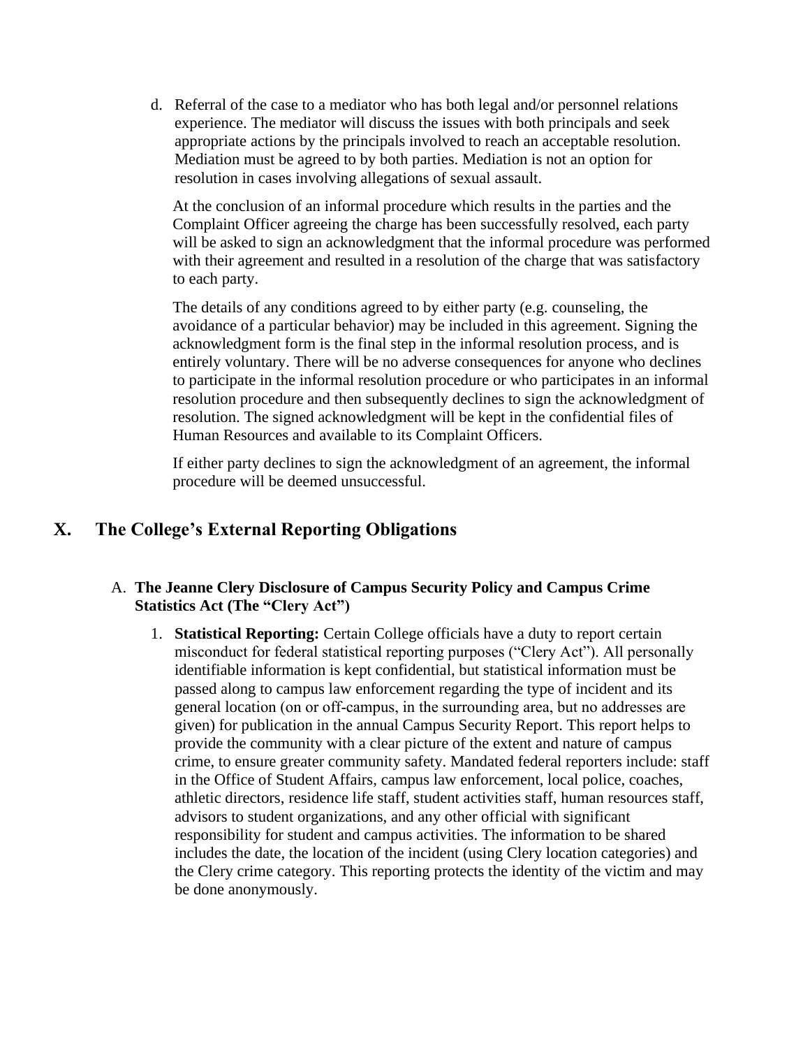d. Referral of the case to a mediator who has both legal and/or personnel relations experience. The mediator will discuss the issues with both principals and seek appropriate actions by the principals involved to reach an acceptable resolution. Mediation must be agreed to by both parties. Mediation is not an option for resolution in cases involving allegations of sexual assault.

At the conclusion of an informal procedure which results in the parties and the Complaint Officer agreeing the charge has been successfully resolved, each party will be asked to sign an acknowledgment that the informal procedure was performed with their agreement and resulted in a resolution of the charge that was satisfactory to each party.

The details of any conditions agreed to by either party (e.g. counseling, the avoidance of a particular behavior) may be included in this agreement. Signing the acknowledgment form is the final step in the informal resolution process, and is entirely voluntary. There will be no adverse consequences for anyone who declines to participate in the informal resolution procedure or who participates in an informal resolution procedure and then subsequently declines to sign the acknowledgment of resolution. The signed acknowledgment will be kept in the confidential files of Human Resources and available to its Complaint Officers.

If either party declines to sign the acknowledgment of an agreement, the informal procedure will be deemed unsuccessful.

## X. The College's External Reporting Obligations

### A. The Jeanne Clery Disclosure of Campus Security Policy and Campus Crime Statistics Act (The "Clery Act")

1. **Statistical Reporting:** Certain College officials have a duty to report certain misconduct for federal statistical reporting purposes ("Clery Act"). All personally identifiable information is kept confidential, but statistical information must be passed along to campus law enforcement regarding the type of incident and its general location (on or off-campus, in the surrounding area, but no addresses are given) for publication in the annual Campus Security Report. This report helps to provide the community with a clear picture of the extent and nature of campus crime, to ensure greater community safety. Mandated federal reporters include: staff in the Office of Student Affairs, campus law enforcement, local police, coaches, athletic directors, residence life staff, student activities staff, human resources staff, advisors to student organizations, and any other official with significant responsibility for student and campus activities. The information to be shared includes the date, the location of the incident (using Clery location categories) and the Clery crime category. This reporting protects the identity of the victim and may be done anonymously.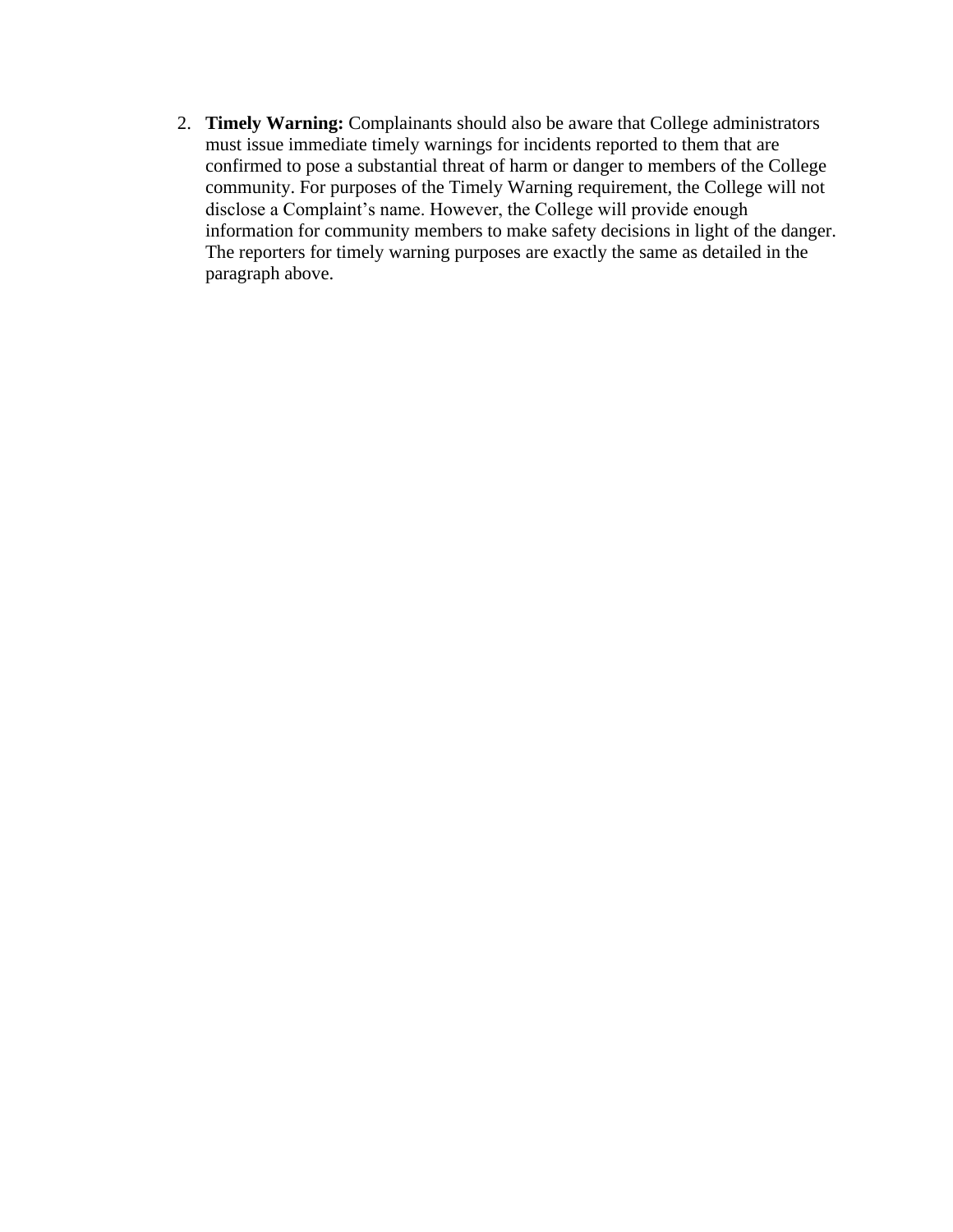2. **Timely Warning:** Complainants should also be aware that College administrators must issue immediate timely warnings for incidents reported to them that are confirmed to pose a substantial threat of harm or danger to members of the College community. For purposes of the Timely Warning requirement, the College will not disclose a Complaint's name. However, the College will provide enough information for community members to make safety decisions in light of the danger. The reporters for timely warning purposes are exactly the same as detailed in the paragraph above.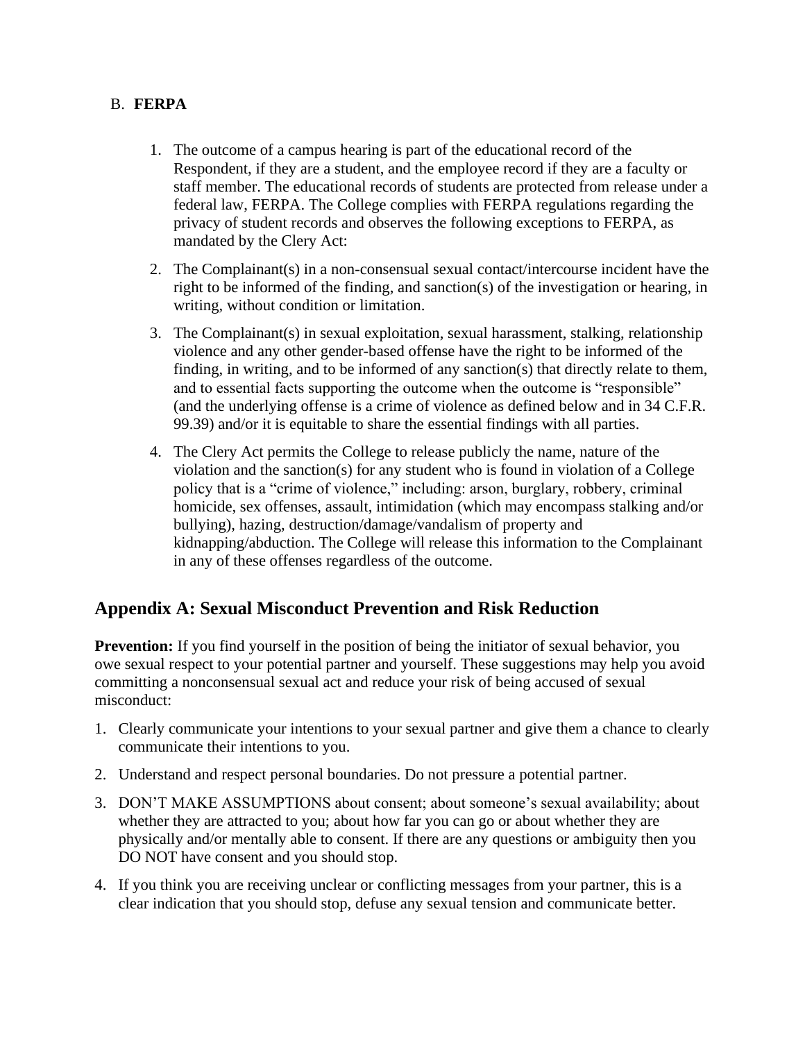B. **FERPA**

1. The outcome of a campus hearing is part of the educational record of the Respondent, if they are a student, and the employee record if they are a faculty or staff member. The educational records of students are protected from release under a federal law, FERPA. The College complies with FERPA regulations regarding the privacy of student records and observes the following exceptions to FERPA, as mandated by the Clery Act:

2. The Complainant(s) in a non-consensual sexual contact/intercourse incident have the right to be informed of the finding, and sanction(s) of the investigation or hearing, in writing, without condition or limitation.

3. The Complainant(s) in sexual exploitation, sexual harassment, stalking, relationship violence and any other gender-based offense have the right to be informed of the finding, in writing, and to be informed of any sanction(s) that directly relate to them, and to essential facts supporting the outcome when the outcome is "responsible" (and the underlying offense is a crime of violence as defined below and in 34 C.F.R. 99.39) and/or it is equitable to share the essential findings with all parties.

4. The Clery Act permits the College to release publicly the name, nature of the violation and the sanction(s) for any student who is found in violation of a College policy that is a "crime of violence," including: arson, burglary, robbery, criminal homicide, sex offenses, assault, intimidation (which may encompass stalking and/or bullying), hazing, destruction/damage/vandalism of property and kidnapping/abduction. The College will release this information to the Complainant in any of these offenses regardless of the outcome.

## Appendix A: Sexual Misconduct Prevention and Risk Reduction

**Prevention:** If you find yourself in the position of being the initiator of sexual behavior, you owe sexual respect to your potential partner and yourself. These suggestions may help you avoid committing a nonconsensual sexual act and reduce your risk of being accused of sexual misconduct:

1. Clearly communicate your intentions to your sexual partner and give them a chance to clearly communicate their intentions to you.

2. Understand and respect personal boundaries. Do not pressure a potential partner.

3. DON'T MAKE ASSUMPTIONS about consent; about someone's sexual availability; about whether they are attracted to you; about how far you can go or about whether they are physically and/or mentally able to consent. If there are any questions or ambiguity then you DO NOT have consent and you should stop.

4. If you think you are receiving unclear or conflicting messages from your partner, this is a clear indication that you should stop, defuse any sexual tension and communicate better.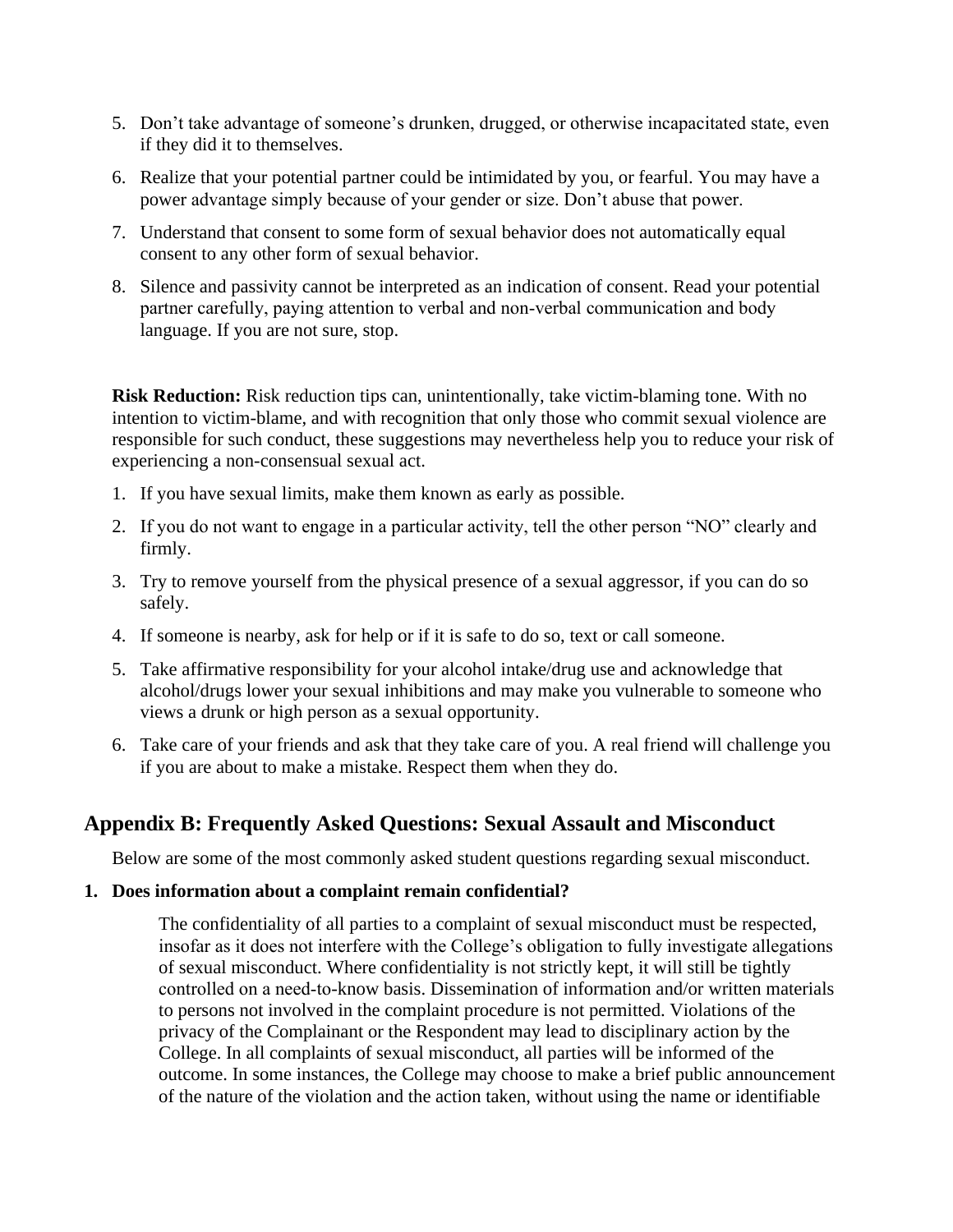5. Don’t take advantage of someone’s drunken, drugged, or otherwise incapacitated state, even if they did it to themselves.
6. Realize that your potential partner could be intimidated by you, or fearful. You may have a power advantage simply because of your gender or size. Don’t abuse that power.
7. Understand that consent to some form of sexual behavior does not automatically equal consent to any other form of sexual behavior.
8. Silence and passivity cannot be interpreted as an indication of consent. Read your potential partner carefully, paying attention to verbal and non-verbal communication and body language. If you are not sure, stop.

**Risk Reduction:** Risk reduction tips can, unintentionally, take victim-blaming tone. With no intention to victim-blame, and with recognition that only those who commit sexual violence are responsible for such conduct, these suggestions may nevertheless help you to reduce your risk of experiencing a non-consensual sexual act.

1. If you have sexual limits, make them known as early as possible.
2. If you do not want to engage in a particular activity, tell the other person “NO” clearly and firmly.
3. Try to remove yourself from the physical presence of a sexual aggressor, if you can do so safely.
4. If someone is nearby, ask for help or if it is safe to do so, text or call someone.
5. Take affirmative responsibility for your alcohol intake/drug use and acknowledge that alcohol/drugs lower your sexual inhibitions and may make you vulnerable to someone who views a drunk or high person as a sexual opportunity.
6. Take care of your friends and ask that they take care of you. A real friend will challenge you if you are about to make a mistake. Respect them when they do.

## Appendix B: Frequently Asked Questions: Sexual Assault and Misconduct

Below are some of the most commonly asked student questions regarding sexual misconduct.

**1. Does information about a complaint remain confidential?**

The confidentiality of all parties to a complaint of sexual misconduct must be respected, insofar as it does not interfere with the College’s obligation to fully investigate allegations of sexual misconduct. Where confidentiality is not strictly kept, it will still be tightly controlled on a need-to-know basis. Dissemination of information and/or written materials to persons not involved in the complaint procedure is not permitted. Violations of the privacy of the Complainant or the Respondent may lead to disciplinary action by the College. In all complaints of sexual misconduct, all parties will be informed of the outcome. In some instances, the College may choose to make a brief public announcement of the nature of the violation and the action taken, without using the name or identifiable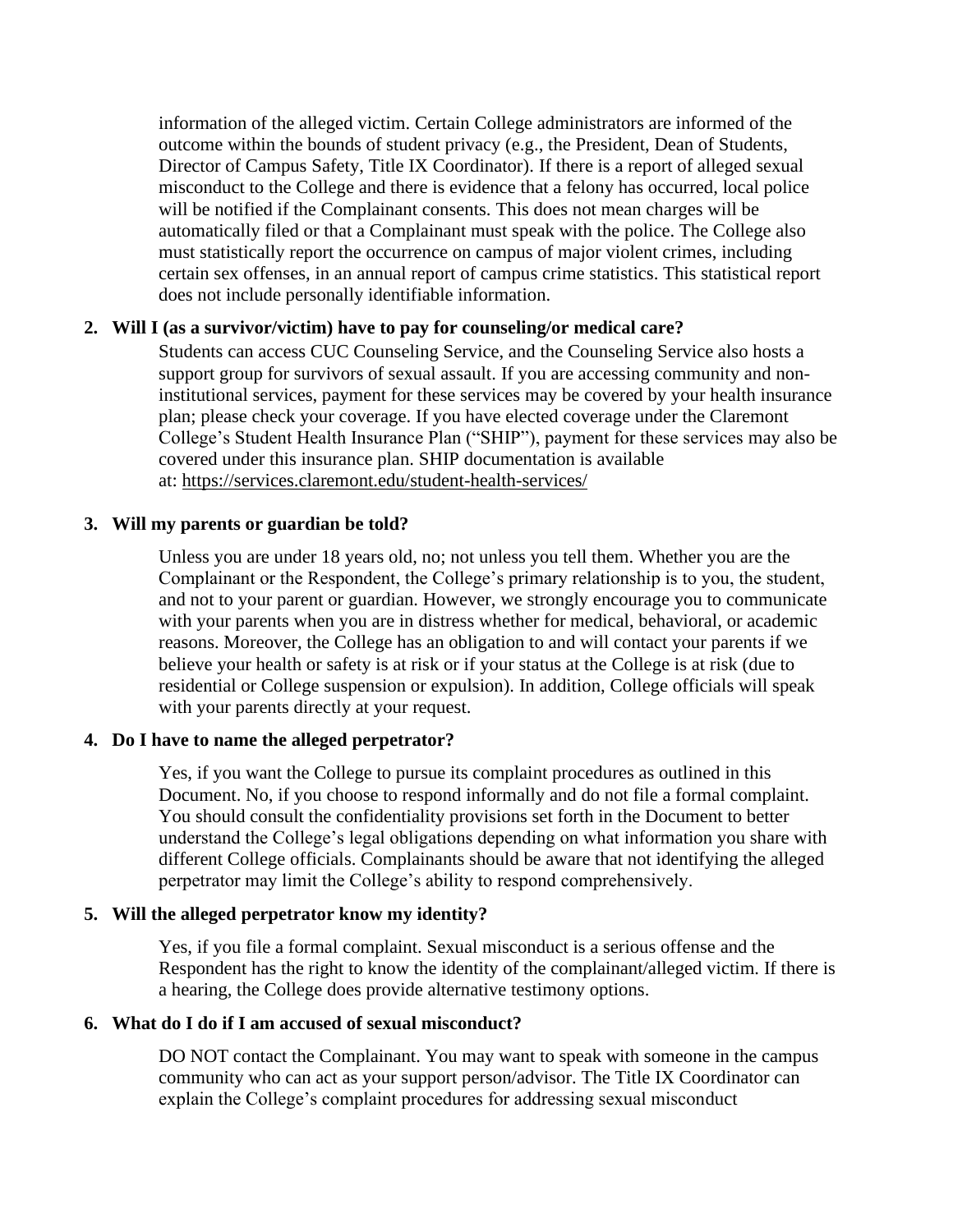information of the alleged victim. Certain College administrators are informed of the outcome within the bounds of student privacy (e.g., the President, Dean of Students, Director of Campus Safety, Title IX Coordinator). If there is a report of alleged sexual misconduct to the College and there is evidence that a felony has occurred, local police will be notified if the Complainant consents. This does not mean charges will be automatically filed or that a Complainant must speak with the police. The College also must statistically report the occurrence on campus of major violent crimes, including certain sex offenses, in an annual report of campus crime statistics. This statistical report does not include personally identifiable information.

**2. Will I (as a survivor/victim) have to pay for counseling/or medical care?**

Students can access CUC Counseling Service, and the Counseling Service also hosts a support group for survivors of sexual assault. If you are accessing community and non-institutional services, payment for these services may be covered by your health insurance plan; please check your coverage. If you have elected coverage under the Claremont College's Student Health Insurance Plan ("SHIP"), payment for these services may also be covered under this insurance plan. SHIP documentation is available at: https://services.claremont.edu/student-health-services/

**3. Will my parents or guardian be told?**

Unless you are under 18 years old, no; not unless you tell them. Whether you are the Complainant or the Respondent, the College's primary relationship is to you, the student, and not to your parent or guardian. However, we strongly encourage you to communicate with your parents when you are in distress whether for medical, behavioral, or academic reasons. Moreover, the College has an obligation to and will contact your parents if we believe your health or safety is at risk or if your status at the College is at risk (due to residential or College suspension or expulsion). In addition, College officials will speak with your parents directly at your request.

**4. Do I have to name the alleged perpetrator?**

Yes, if you want the College to pursue its complaint procedures as outlined in this Document. No, if you choose to respond informally and do not file a formal complaint. You should consult the confidentiality provisions set forth in the Document to better understand the College's legal obligations depending on what information you share with different College officials. Complainants should be aware that not identifying the alleged perpetrator may limit the College's ability to respond comprehensively.

**5. Will the alleged perpetrator know my identity?**

Yes, if you file a formal complaint. Sexual misconduct is a serious offense and the Respondent has the right to know the identity of the complainant/alleged victim. If there is a hearing, the College does provide alternative testimony options.

**6. What do I do if I am accused of sexual misconduct?**

DO NOT contact the Complainant. You may want to speak with someone in the campus community who can act as your support person/advisor. The Title IX Coordinator can explain the College's complaint procedures for addressing sexual misconduct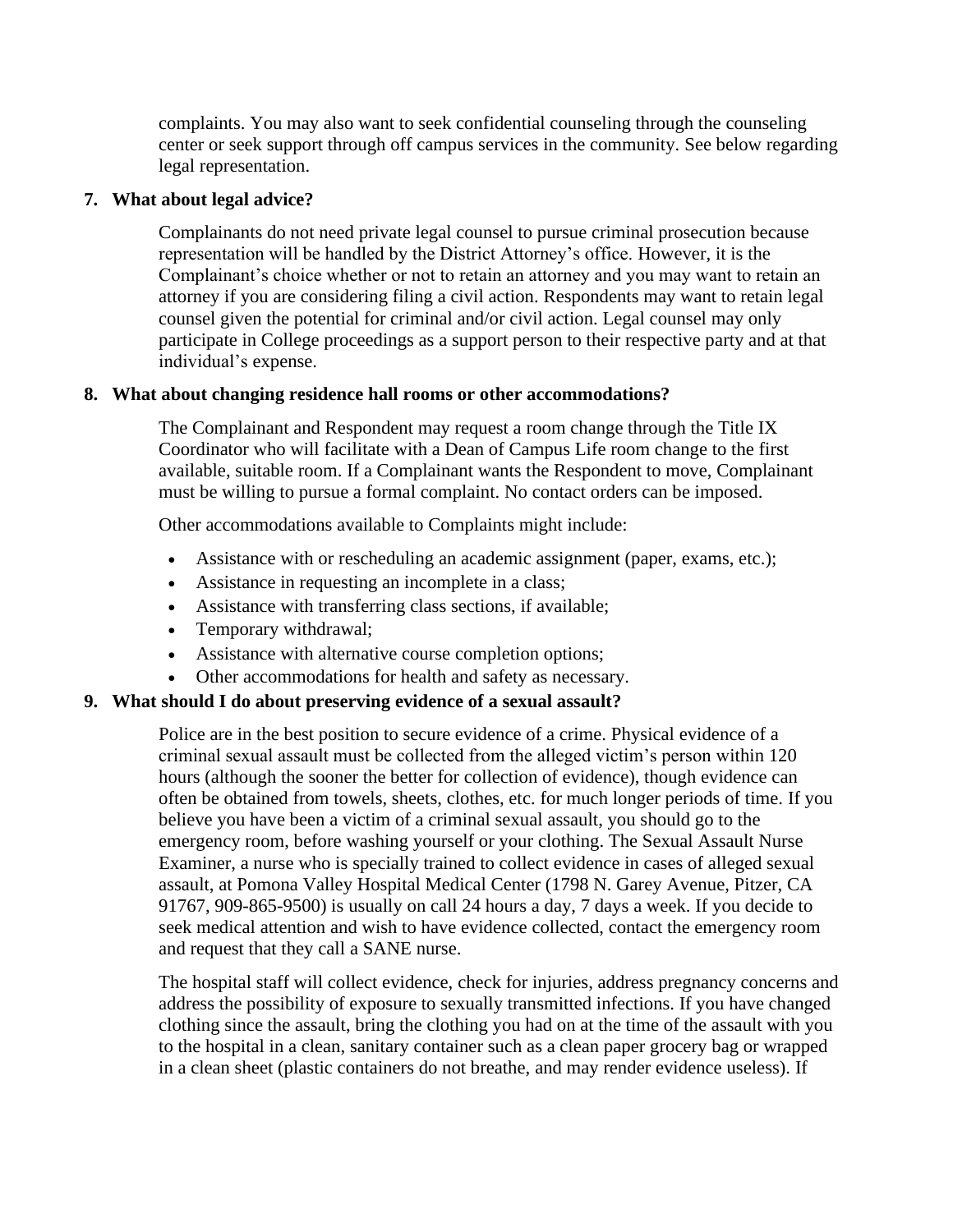complaints. You may also want to seek confidential counseling through the counseling center or seek support through off campus services in the community. See below regarding legal representation.

**7. What about legal advice?**

Complainants do not need private legal counsel to pursue criminal prosecution because representation will be handled by the District Attorney's office. However, it is the Complainant's choice whether or not to retain an attorney and you may want to retain an attorney if you are considering filing a civil action. Respondents may want to retain legal counsel given the potential for criminal and/or civil action. Legal counsel may only participate in College proceedings as a support person to their respective party and at that individual's expense.

**8. What about changing residence hall rooms or other accommodations?**

The Complainant and Respondent may request a room change through the Title IX Coordinator who will facilitate with a Dean of Campus Life room change to the first available, suitable room. If a Complainant wants the Respondent to move, Complainant must be willing to pursue a formal complaint. No contact orders can be imposed.

Other accommodations available to Complaints might include:

- Assistance with or rescheduling an academic assignment (paper, exams, etc.);
- Assistance in requesting an incomplete in a class;
- Assistance with transferring class sections, if available;
- Temporary withdrawal;
- Assistance with alternative course completion options;
- Other accommodations for health and safety as necessary.

**9. What should I do about preserving evidence of a sexual assault?**

Police are in the best position to secure evidence of a crime. Physical evidence of a criminal sexual assault must be collected from the alleged victim's person within 120 hours (although the sooner the better for collection of evidence), though evidence can often be obtained from towels, sheets, clothes, etc. for much longer periods of time. If you believe you have been a victim of a criminal sexual assault, you should go to the emergency room, before washing yourself or your clothing. The Sexual Assault Nurse Examiner, a nurse who is specially trained to collect evidence in cases of alleged sexual assault, at Pomona Valley Hospital Medical Center (1798 N. Garey Avenue, Pitzer, CA 91767, 909-865-9500) is usually on call 24 hours a day, 7 days a week. If you decide to seek medical attention and wish to have evidence collected, contact the emergency room and request that they call a SANE nurse.

The hospital staff will collect evidence, check for injuries, address pregnancy concerns and address the possibility of exposure to sexually transmitted infections. If you have changed clothing since the assault, bring the clothing you had on at the time of the assault with you to the hospital in a clean, sanitary container such as a clean paper grocery bag or wrapped in a clean sheet (plastic containers do not breathe, and may render evidence useless). If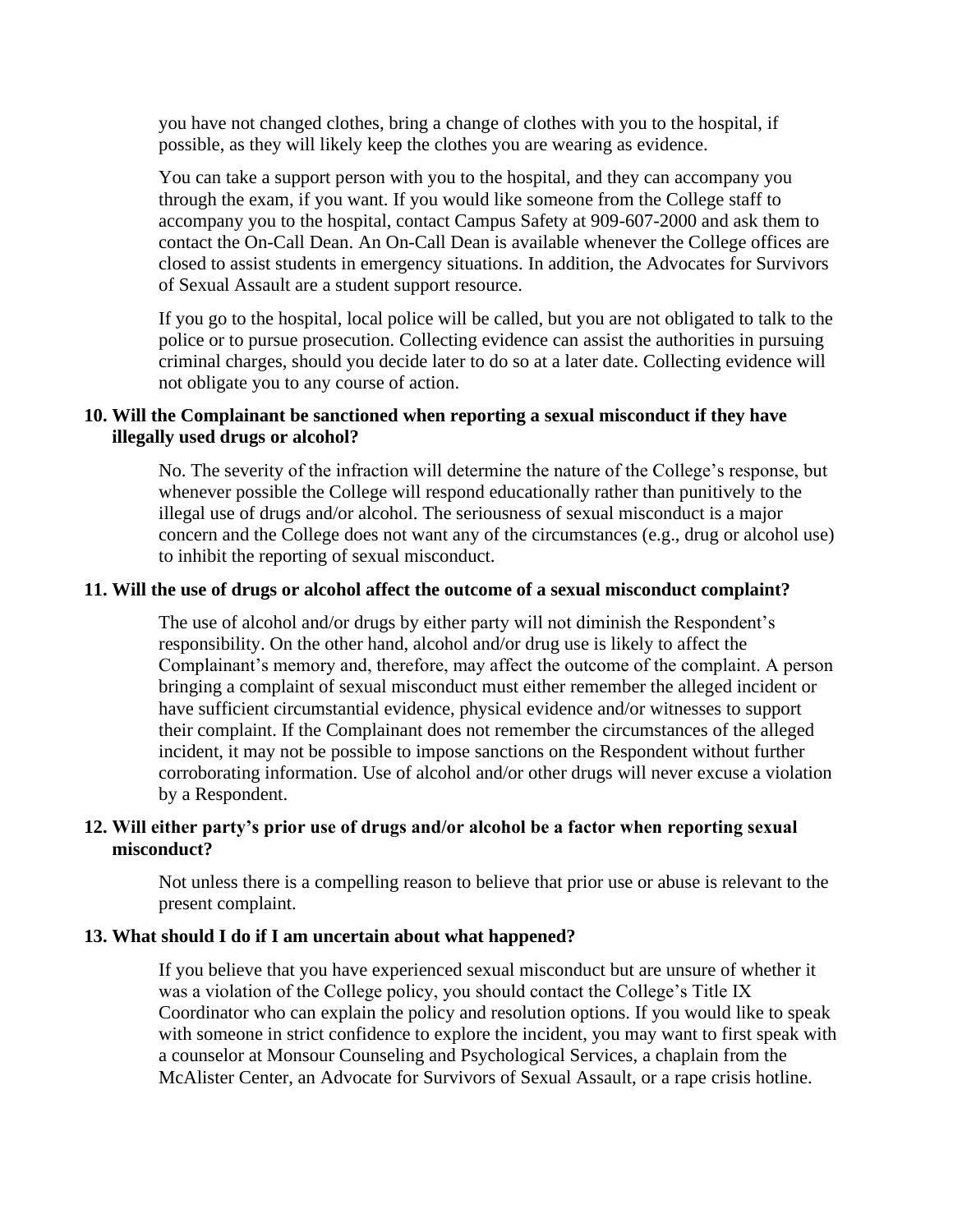you have not changed clothes, bring a change of clothes with you to the hospital, if possible, as they will likely keep the clothes you are wearing as evidence.

You can take a support person with you to the hospital, and they can accompany you through the exam, if you want. If you would like someone from the College staff to accompany you to the hospital, contact Campus Safety at 909-607-2000 and ask them to contact the On-Call Dean. An On-Call Dean is available whenever the College offices are closed to assist students in emergency situations. In addition, the Advocates for Survivors of Sexual Assault are a student support resource.

If you go to the hospital, local police will be called, but you are not obligated to talk to the police or to pursue prosecution. Collecting evidence can assist the authorities in pursuing criminal charges, should you decide later to do so at a later date. Collecting evidence will not obligate you to any course of action.

**10. Will the Complainant be sanctioned when reporting a sexual misconduct if they have illegally used drugs or alcohol?**

No. The severity of the infraction will determine the nature of the College's response, but whenever possible the College will respond educationally rather than punitively to the illegal use of drugs and/or alcohol. The seriousness of sexual misconduct is a major concern and the College does not want any of the circumstances (e.g., drug or alcohol use) to inhibit the reporting of sexual misconduct.

**11. Will the use of drugs or alcohol affect the outcome of a sexual misconduct complaint?**

The use of alcohol and/or drugs by either party will not diminish the Respondent's responsibility. On the other hand, alcohol and/or drug use is likely to affect the Complainant's memory and, therefore, may affect the outcome of the complaint. A person bringing a complaint of sexual misconduct must either remember the alleged incident or have sufficient circumstantial evidence, physical evidence and/or witnesses to support their complaint. If the Complainant does not remember the circumstances of the alleged incident, it may not be possible to impose sanctions on the Respondent without further corroborating information. Use of alcohol and/or other drugs will never excuse a violation by a Respondent.

**12. Will either party's prior use of drugs and/or alcohol be a factor when reporting sexual misconduct?**

Not unless there is a compelling reason to believe that prior use or abuse is relevant to the present complaint.

**13. What should I do if I am uncertain about what happened?**

If you believe that you have experienced sexual misconduct but are unsure of whether it was a violation of the College policy, you should contact the College's Title IX Coordinator who can explain the policy and resolution options. If you would like to speak with someone in strict confidence to explore the incident, you may want to first speak with a counselor at Monsour Counseling and Psychological Services, a chaplain from the McAlister Center, an Advocate for Survivors of Sexual Assault, or a rape crisis hotline.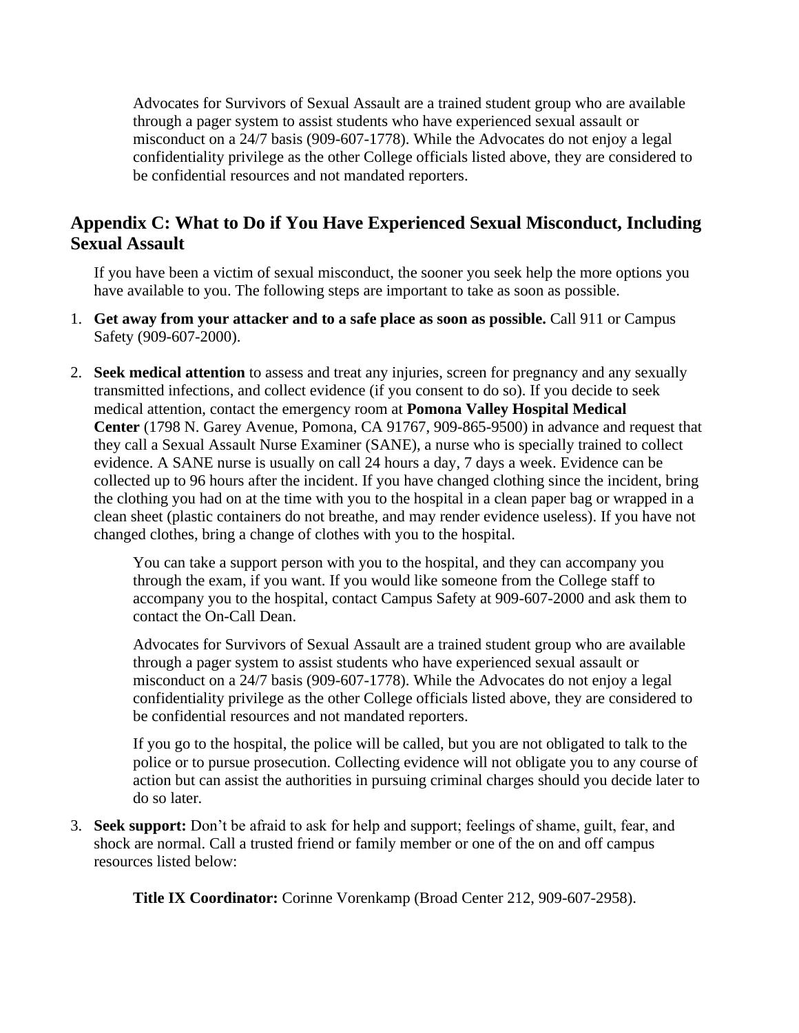Advocates for Survivors of Sexual Assault are a trained student group who are available through a pager system to assist students who have experienced sexual assault or misconduct on a 24/7 basis (909-607-1778). While the Advocates do not enjoy a legal confidentiality privilege as the other College officials listed above, they are considered to be confidential resources and not mandated reporters.

## Appendix C: What to Do if You Have Experienced Sexual Misconduct, Including Sexual Assault

If you have been a victim of sexual misconduct, the sooner you seek help the more options you have available to you. The following steps are important to take as soon as possible.

1. **Get away from your attacker and to a safe place as soon as possible.** Call 911 or Campus Safety (909-607-2000).

2. **Seek medical attention** to assess and treat any injuries, screen for pregnancy and any sexually transmitted infections, and collect evidence (if you consent to do so). If you decide to seek medical attention, contact the emergency room at **Pomona Valley Hospital Medical Center** (1798 N. Garey Avenue, Pomona, CA 91767, 909-865-9500) in advance and request that they call a Sexual Assault Nurse Examiner (SANE), a nurse who is specially trained to collect evidence. A SANE nurse is usually on call 24 hours a day, 7 days a week. Evidence can be collected up to 96 hours after the incident. If you have changed clothing since the incident, bring the clothing you had on at the time with you to the hospital in a clean paper bag or wrapped in a clean sheet (plastic containers do not breathe, and may render evidence useless). If you have not changed clothes, bring a change of clothes with you to the hospital.

   You can take a support person with you to the hospital, and they can accompany you through the exam, if you want. If you would like someone from the College staff to accompany you to the hospital, contact Campus Safety at 909-607-2000 and ask them to contact the On-Call Dean.

   Advocates for Survivors of Sexual Assault are a trained student group who are available through a pager system to assist students who have experienced sexual assault or misconduct on a 24/7 basis (909-607-1778). While the Advocates do not enjoy a legal confidentiality privilege as the other College officials listed above, they are considered to be confidential resources and not mandated reporters.

   If you go to the hospital, the police will be called, but you are not obligated to talk to the police or to pursue prosecution. Collecting evidence will not obligate you to any course of action but can assist the authorities in pursuing criminal charges should you decide later to do so later.

3. **Seek support:** Don't be afraid to ask for help and support; feelings of shame, guilt, fear, and shock are normal. Call a trusted friend or family member or one of the on and off campus resources listed below:

   **Title IX Coordinator:** Corinne Vorenkamp (Broad Center 212, 909-607-2958).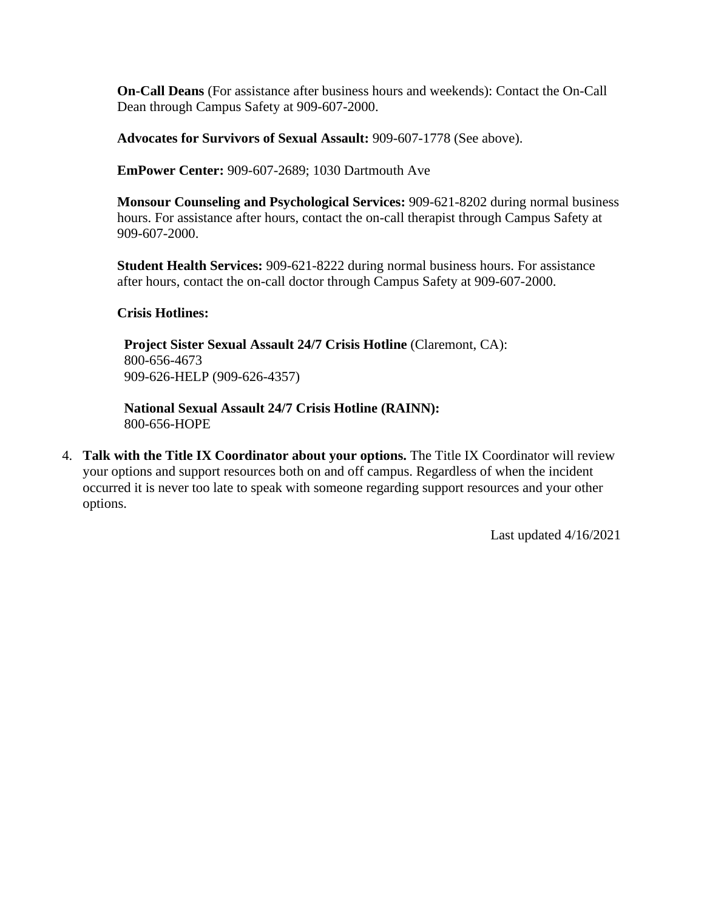**On-Call Deans** (For assistance after business hours and weekends): Contact the On-Call Dean through Campus Safety at 909-607-2000.

**Advocates for Survivors of Sexual Assault:** 909-607-1778 (See above).

**EmPower Center:** 909-607-2689; 1030 Dartmouth Ave

**Monsour Counseling and Psychological Services:** 909-621-8202 during normal business hours. For assistance after hours, contact the on-call therapist through Campus Safety at 909-607-2000.

**Student Health Services:** 909-621-8222 during normal business hours. For assistance after hours, contact the on-call doctor through Campus Safety at 909-607-2000.

**Crisis Hotlines:**

**Project Sister Sexual Assault 24/7 Crisis Hotline** (Claremont, CA):
800-656-4673
909-626-HELP (909-626-4357)

**National Sexual Assault 24/7 Crisis Hotline (RAINN):**
800-656-HOPE

4. **Talk with the Title IX Coordinator about your options.** The Title IX Coordinator will review your options and support resources both on and off campus. Regardless of when the incident occurred it is never too late to speak with someone regarding support resources and your other options.

Last updated 4/16/2021